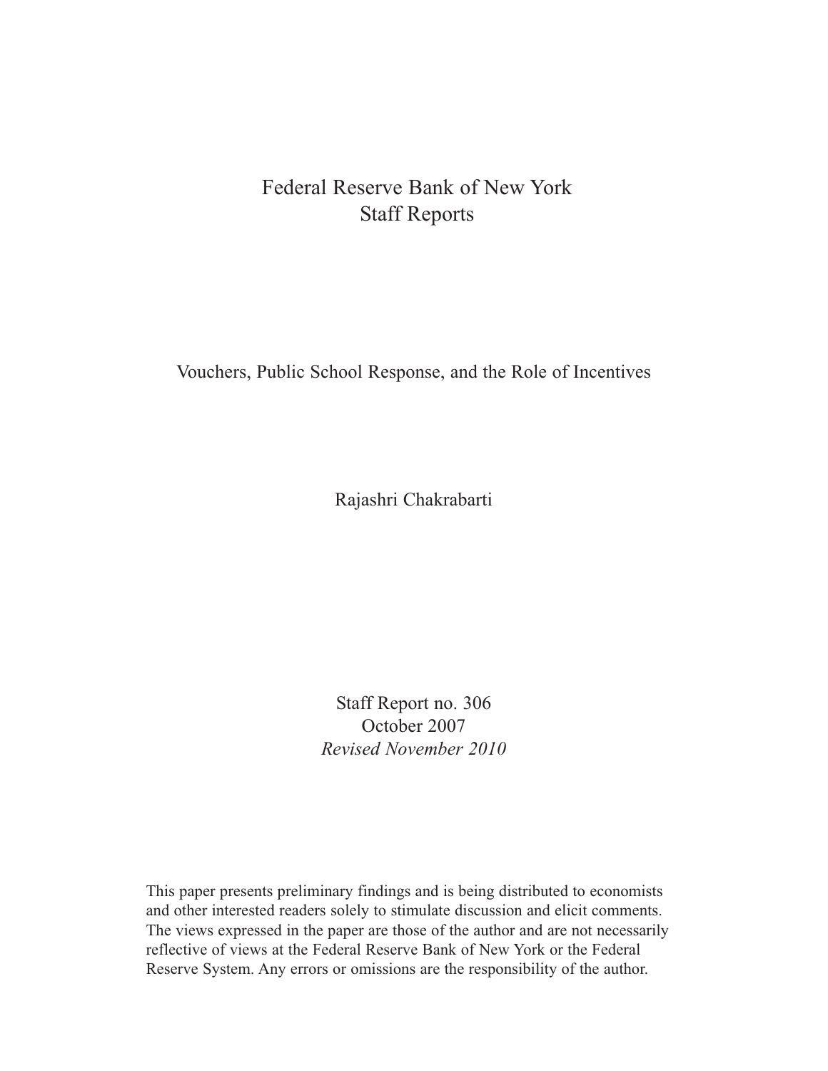Federal Reserve Bank of New York
Staff Reports

# Vouchers, Public School Response, and the Role of Incentives

Rajashri Chakrabarti

Staff Report no. 306
October 2007
*Revised November 2010*

This paper presents preliminary findings and is being distributed to economists and other interested readers solely to stimulate discussion and elicit comments. The views expressed in the paper are those of the author and are not necessarily reflective of views at the Federal Reserve Bank of New York or the Federal Reserve System. Any errors or omissions are the responsibility of the author.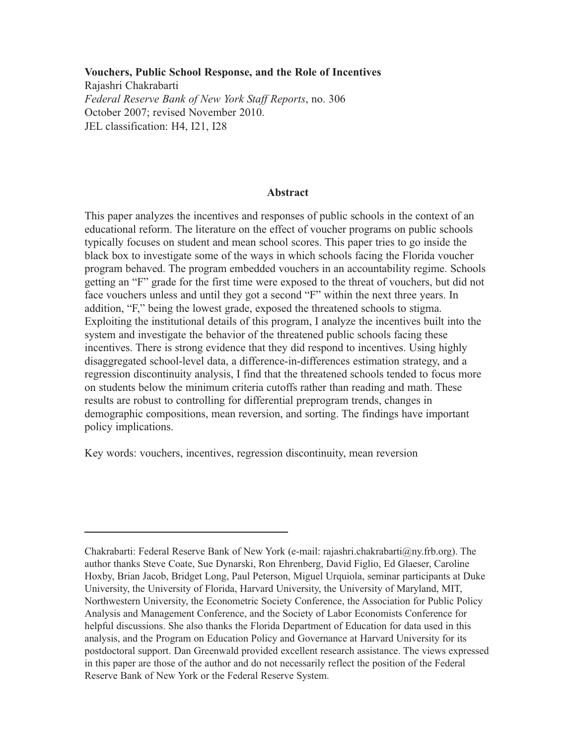**Vouchers, Public School Response, and the Role of Incentives**
Rajashri Chakrabarti
*Federal Reserve Bank of New York Staff Reports*, no. 306
October 2007; revised November 2010.
JEL classification: H4, I21, I28

## Abstract

This paper analyzes the incentives and responses of public schools in the context of an educational reform. The literature on the effect of voucher programs on public schools typically focuses on student and mean school scores. This paper tries to go inside the black box to investigate some of the ways in which schools facing the Florida voucher program behaved. The program embedded vouchers in an accountability regime. Schools getting an "F" grade for the first time were exposed to the threat of vouchers, but did not face vouchers unless and until they got a second "F" within the next three years. In addition, "F," being the lowest grade, exposed the threatened schools to stigma. Exploiting the institutional details of this program, I analyze the incentives built into the system and investigate the behavior of the threatened public schools facing these incentives. There is strong evidence that they did respond to incentives. Using highly disaggregated school-level data, a difference-in-differences estimation strategy, and a regression discontinuity analysis, I find that the threatened schools tended to focus more on students below the minimum criteria cutoffs rather than reading and math. These results are robust to controlling for differential preprogram trends, changes in demographic compositions, mean reversion, and sorting. The findings have important policy implications.

Key words: vouchers, incentives, regression discontinuity, mean reversion

---

Chakrabarti: Federal Reserve Bank of New York (e-mail: rajashri.chakrabarti@ny.frb.org). The author thanks Steve Coate, Sue Dynarski, Ron Ehrenberg, David Figlio, Ed Glaeser, Caroline Hoxby, Brian Jacob, Bridget Long, Paul Peterson, Miguel Urquiola, seminar participants at Duke University, the University of Florida, Harvard University, the University of Maryland, MIT, Northwestern University, the Econometric Society Conference, the Association for Public Policy Analysis and Management Conference, and the Society of Labor Economists Conference for helpful discussions. She also thanks the Florida Department of Education for data used in this analysis, and the Program on Education Policy and Governance at Harvard University for its postdoctoral support. Dan Greenwald provided excellent research assistance. The views expressed in this paper are those of the author and do not necessarily reflect the position of the Federal Reserve Bank of New York or the Federal Reserve System.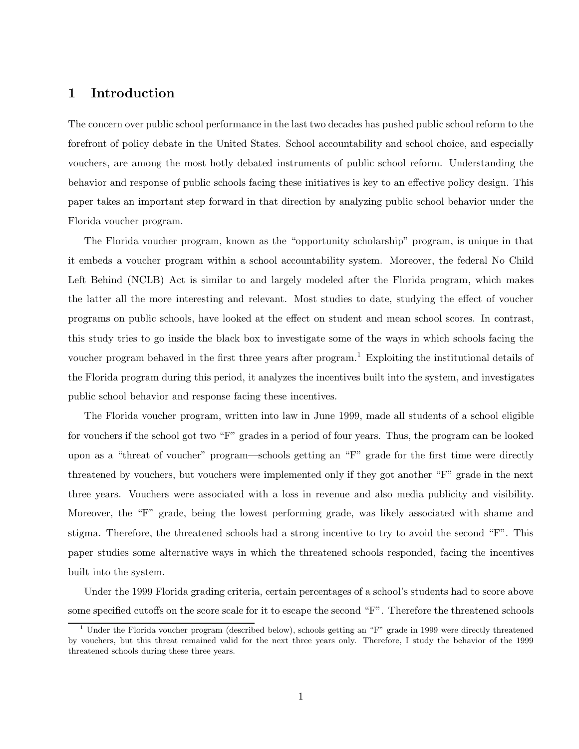# 1 Introduction

The concern over public school performance in the last two decades has pushed public school reform to the forefront of policy debate in the United States. School accountability and school choice, and especially vouchers, are among the most hotly debated instruments of public school reform. Understanding the behavior and response of public schools facing these initiatives is key to an effective policy design. This paper takes an important step forward in that direction by analyzing public school behavior under the Florida voucher program.

The Florida voucher program, known as the "opportunity scholarship" program, is unique in that it embeds a voucher program within a school accountability system. Moreover, the federal No Child Left Behind (NCLB) Act is similar to and largely modeled after the Florida program, which makes the latter all the more interesting and relevant. Most studies to date, studying the effect of voucher programs on public schools, have looked at the effect on student and mean school scores. In contrast, this study tries to go inside the black box to investigate some of the ways in which schools facing the voucher program behaved in the first three years after program.[1] Exploiting the institutional details of the Florida program during this period, it analyzes the incentives built into the system, and investigates public school behavior and response facing these incentives.

The Florida voucher program, written into law in June 1999, made all students of a school eligible for vouchers if the school got two "F" grades in a period of four years. Thus, the program can be looked upon as a "threat of voucher" program—schools getting an "F" grade for the first time were directly threatened by vouchers, but vouchers were implemented only if they got another "F" grade in the next three years. Vouchers were associated with a loss in revenue and also media publicity and visibility. Moreover, the "F" grade, being the lowest performing grade, was likely associated with shame and stigma. Therefore, the threatened schools had a strong incentive to try to avoid the second "F". This paper studies some alternative ways in which the threatened schools responded, facing the incentives built into the system.

Under the 1999 Florida grading criteria, certain percentages of a school's students had to score above some specified cutoffs on the score scale for it to escape the second "F". Therefore the threatened schools

[1] Under the Florida voucher program (described below), schools getting an "F" grade in 1999 were directly threatened by vouchers, but this threat remained valid for the next three years only. Therefore, I study the behavior of the 1999 threatened schools during these three years.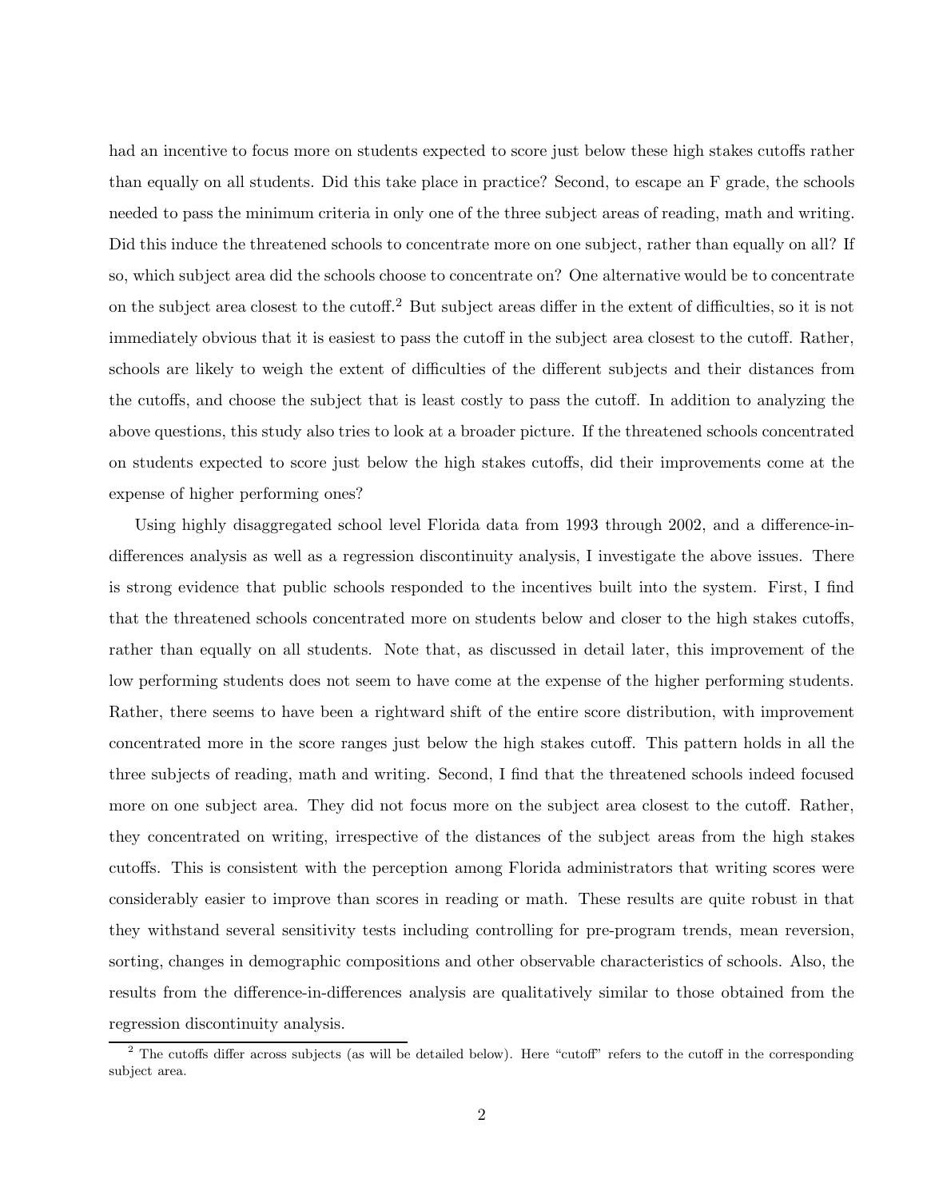had an incentive to focus more on students expected to score just below these high stakes cutoffs rather than equally on all students. Did this take place in practice? Second, to escape an F grade, the schools needed to pass the minimum criteria in only one of the three subject areas of reading, math and writing. Did this induce the threatened schools to concentrate more on one subject, rather than equally on all? If so, which subject area did the schools choose to concentrate on? One alternative would be to concentrate on the subject area closest to the cutoff.[2] But subject areas differ in the extent of difficulties, so it is not immediately obvious that it is easiest to pass the cutoff in the subject area closest to the cutoff. Rather, schools are likely to weigh the extent of difficulties of the different subjects and their distances from the cutoffs, and choose the subject that is least costly to pass the cutoff. In addition to analyzing the above questions, this study also tries to look at a broader picture. If the threatened schools concentrated on students expected to score just below the high stakes cutoffs, did their improvements come at the expense of higher performing ones?

Using highly disaggregated school level Florida data from 1993 through 2002, and a difference-in-differences analysis as well as a regression discontinuity analysis, I investigate the above issues. There is strong evidence that public schools responded to the incentives built into the system. First, I find that the threatened schools concentrated more on students below and closer to the high stakes cutoffs, rather than equally on all students. Note that, as discussed in detail later, this improvement of the low performing students does not seem to have come at the expense of the higher performing students. Rather, there seems to have been a rightward shift of the entire score distribution, with improvement concentrated more in the score ranges just below the high stakes cutoff. This pattern holds in all the three subjects of reading, math and writing. Second, I find that the threatened schools indeed focused more on one subject area. They did not focus more on the subject area closest to the cutoff. Rather, they concentrated on writing, irrespective of the distances of the subject areas from the high stakes cutoffs. This is consistent with the perception among Florida administrators that writing scores were considerably easier to improve than scores in reading or math. These results are quite robust in that they withstand several sensitivity tests including controlling for pre-program trends, mean reversion, sorting, changes in demographic compositions and other observable characteristics of schools. Also, the results from the difference-in-differences analysis are qualitatively similar to those obtained from the regression discontinuity analysis.

[2] The cutoffs differ across subjects (as will be detailed below). Here "cutoff" refers to the cutoff in the corresponding subject area.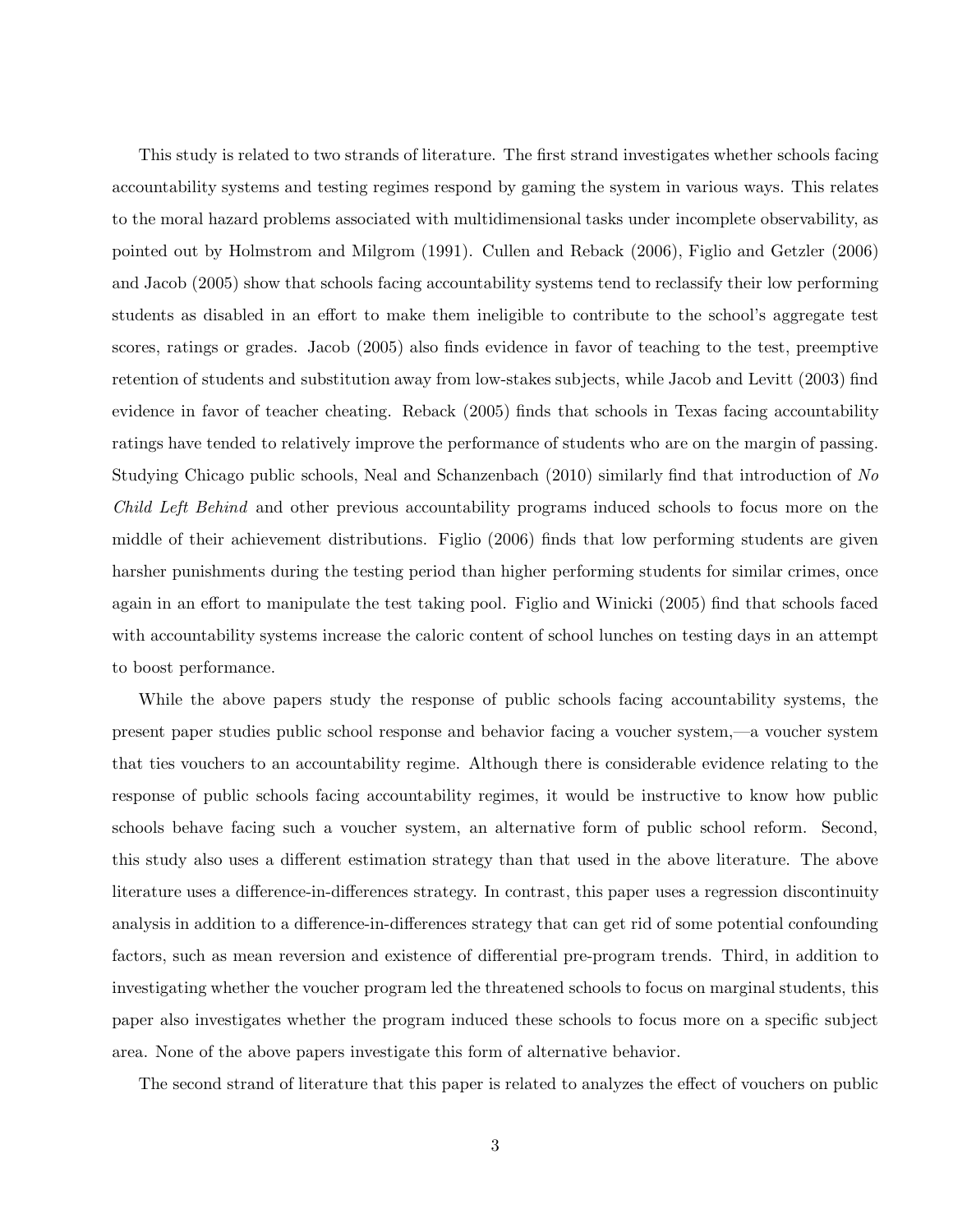This study is related to two strands of literature. The first strand investigates whether schools facing accountability systems and testing regimes respond by gaming the system in various ways. This relates to the moral hazard problems associated with multidimensional tasks under incomplete observability, as pointed out by Holmstrom and Milgrom (1991). Cullen and Reback (2006), Figlio and Getzler (2006) and Jacob (2005) show that schools facing accountability systems tend to reclassify their low performing students as disabled in an effort to make them ineligible to contribute to the school's aggregate test scores, ratings or grades. Jacob (2005) also finds evidence in favor of teaching to the test, preemptive retention of students and substitution away from low-stakes subjects, while Jacob and Levitt (2003) find evidence in favor of teacher cheating. Reback (2005) finds that schools in Texas facing accountability ratings have tended to relatively improve the performance of students who are on the margin of passing. Studying Chicago public schools, Neal and Schanzenbach (2010) similarly find that introduction of *No Child Left Behind* and other previous accountability programs induced schools to focus more on the middle of their achievement distributions. Figlio (2006) finds that low performing students are given harsher punishments during the testing period than higher performing students for similar crimes, once again in an effort to manipulate the test taking pool. Figlio and Winicki (2005) find that schools faced with accountability systems increase the caloric content of school lunches on testing days in an attempt to boost performance.

While the above papers study the response of public schools facing accountability systems, the present paper studies public school response and behavior facing a voucher system,—a voucher system that ties vouchers to an accountability regime. Although there is considerable evidence relating to the response of public schools facing accountability regimes, it would be instructive to know how public schools behave facing such a voucher system, an alternative form of public school reform. Second, this study also uses a different estimation strategy than that used in the above literature. The above literature uses a difference-in-differences strategy. In contrast, this paper uses a regression discontinuity analysis in addition to a difference-in-differences strategy that can get rid of some potential confounding factors, such as mean reversion and existence of differential pre-program trends. Third, in addition to investigating whether the voucher program led the threatened schools to focus on marginal students, this paper also investigates whether the program induced these schools to focus more on a specific subject area. None of the above papers investigate this form of alternative behavior.

The second strand of literature that this paper is related to analyzes the effect of vouchers on public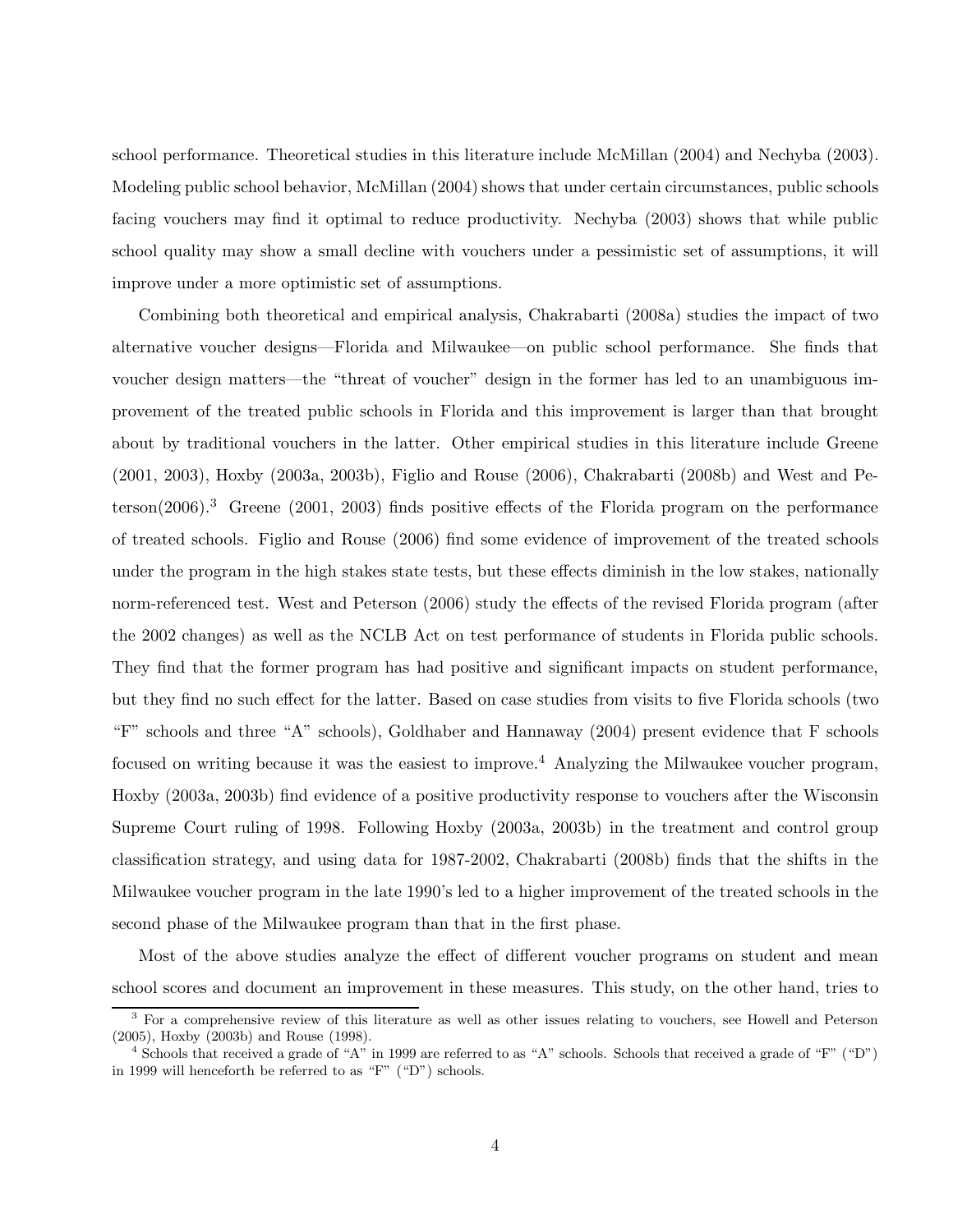school performance. Theoretical studies in this literature include McMillan (2004) and Nechyba (2003). Modeling public school behavior, McMillan (2004) shows that under certain circumstances, public schools facing vouchers may find it optimal to reduce productivity. Nechyba (2003) shows that while public school quality may show a small decline with vouchers under a pessimistic set of assumptions, it will improve under a more optimistic set of assumptions.

Combining both theoretical and empirical analysis, Chakrabarti (2008a) studies the impact of two alternative voucher designs—Florida and Milwaukee—on public school performance. She finds that voucher design matters—the "threat of voucher" design in the former has led to an unambiguous improvement of the treated public schools in Florida and this improvement is larger than that brought about by traditional vouchers in the latter. Other empirical studies in this literature include Greene (2001, 2003), Hoxby (2003a, 2003b), Figlio and Rouse (2006), Chakrabarti (2008b) and West and Peterson(2006).[3] Greene (2001, 2003) finds positive effects of the Florida program on the performance of treated schools. Figlio and Rouse (2006) find some evidence of improvement of the treated schools under the program in the high stakes state tests, but these effects diminish in the low stakes, nationally norm-referenced test. West and Peterson (2006) study the effects of the revised Florida program (after the 2002 changes) as well as the NCLB Act on test performance of students in Florida public schools. They find that the former program has had positive and significant impacts on student performance, but they find no such effect for the latter. Based on case studies from visits to five Florida schools (two "F" schools and three "A" schools), Goldhaber and Hannaway (2004) present evidence that F schools focused on writing because it was the easiest to improve.[4] Analyzing the Milwaukee voucher program, Hoxby (2003a, 2003b) find evidence of a positive productivity response to vouchers after the Wisconsin Supreme Court ruling of 1998. Following Hoxby (2003a, 2003b) in the treatment and control group classification strategy, and using data for 1987-2002, Chakrabarti (2008b) finds that the shifts in the Milwaukee voucher program in the late 1990's led to a higher improvement of the treated schools in the second phase of the Milwaukee program than that in the first phase.

Most of the above studies analyze the effect of different voucher programs on student and mean school scores and document an improvement in these measures. This study, on the other hand, tries to

---

[3] For a comprehensive review of this literature as well as other issues relating to vouchers, see Howell and Peterson (2005), Hoxby (2003b) and Rouse (1998).

[4] Schools that received a grade of "A" in 1999 are referred to as "A" schools. Schools that received a grade of "F" ("D") in 1999 will henceforth be referred to as "F" ("D") schools.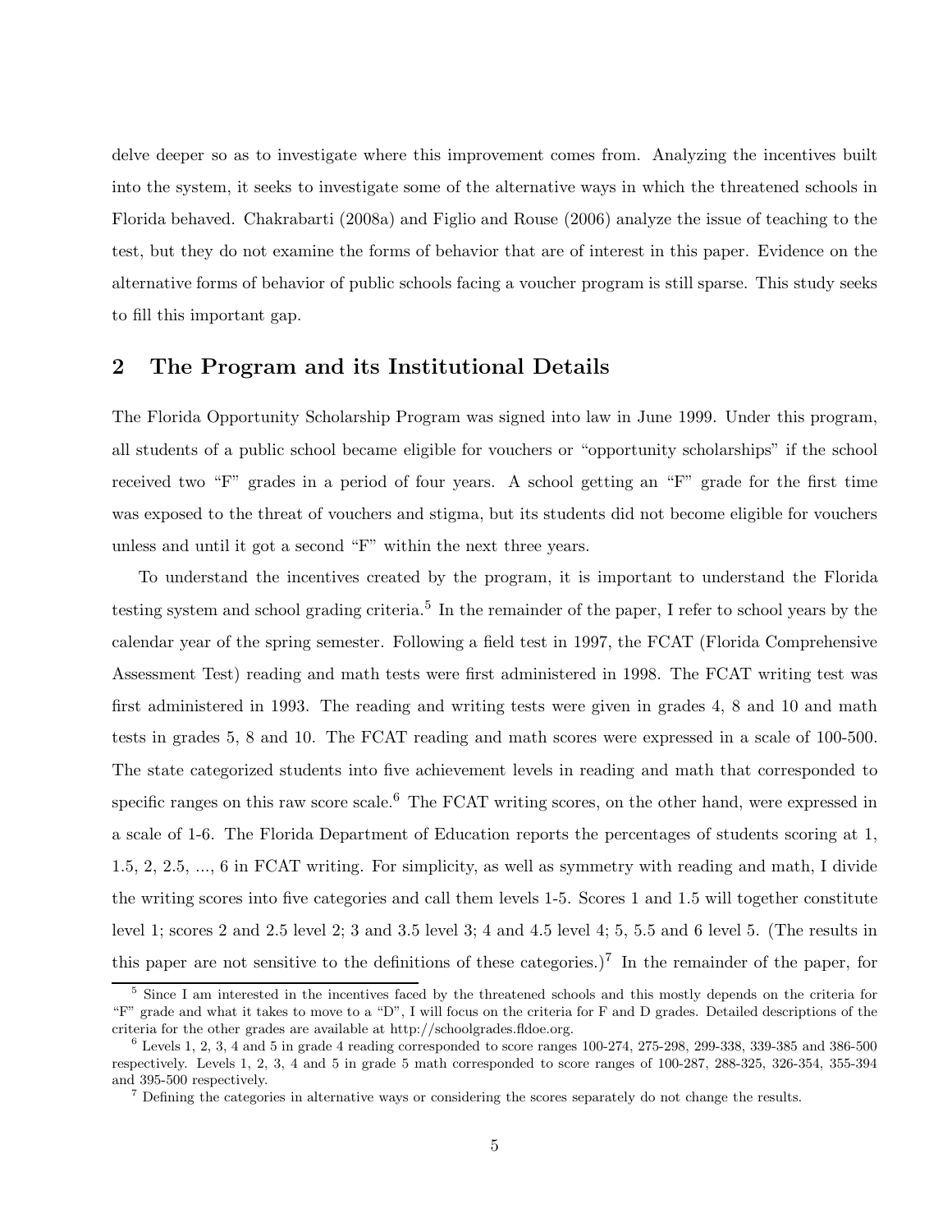delve deeper so as to investigate where this improvement comes from. Analyzing the incentives built into the system, it seeks to investigate some of the alternative ways in which the threatened schools in Florida behaved. Chakrabarti (2008a) and Figlio and Rouse (2006) analyze the issue of teaching to the test, but they do not examine the forms of behavior that are of interest in this paper. Evidence on the alternative forms of behavior of public schools facing a voucher program is still sparse. This study seeks to fill this important gap.

## 2 The Program and its Institutional Details

The Florida Opportunity Scholarship Program was signed into law in June 1999. Under this program, all students of a public school became eligible for vouchers or "opportunity scholarships" if the school received two "F" grades in a period of four years. A school getting an "F" grade for the first time was exposed to the threat of vouchers and stigma, but its students did not become eligible for vouchers unless and until it got a second "F" within the next three years.

To understand the incentives created by the program, it is important to understand the Florida testing system and school grading criteria.[5] In the remainder of the paper, I refer to school years by the calendar year of the spring semester. Following a field test in 1997, the FCAT (Florida Comprehensive Assessment Test) reading and math tests were first administered in 1998. The FCAT writing test was first administered in 1993. The reading and writing tests were given in grades 4, 8 and 10 and math tests in grades 5, 8 and 10. The FCAT reading and math scores were expressed in a scale of 100-500. The state categorized students into five achievement levels in reading and math that corresponded to specific ranges on this raw score scale.[6] The FCAT writing scores, on the other hand, were expressed in a scale of 1-6. The Florida Department of Education reports the percentages of students scoring at 1, 1.5, 2, 2.5, ..., 6 in FCAT writing. For simplicity, as well as symmetry with reading and math, I divide the writing scores into five categories and call them levels 1-5. Scores 1 and 1.5 will together constitute level 1; scores 2 and 2.5 level 2; 3 and 3.5 level 3; 4 and 4.5 level 4; 5, 5.5 and 6 level 5. (The results in this paper are not sensitive to the definitions of these categories.)[7] In the remainder of the paper, for

[5] Since I am interested in the incentives faced by the threatened schools and this mostly depends on the criteria for "F" grade and what it takes to move to a "D", I will focus on the criteria for F and D grades. Detailed descriptions of the criteria for the other grades are available at http://schoolgrades.fldoe.org.

[6] Levels 1, 2, 3, 4 and 5 in grade 4 reading corresponded to score ranges 100-274, 275-298, 299-338, 339-385 and 386-500 respectively. Levels 1, 2, 3, 4 and 5 in grade 5 math corresponded to score ranges of 100-287, 288-325, 326-354, 355-394 and 395-500 respectively.

[7] Defining the categories in alternative ways or considering the scores separately do not change the results.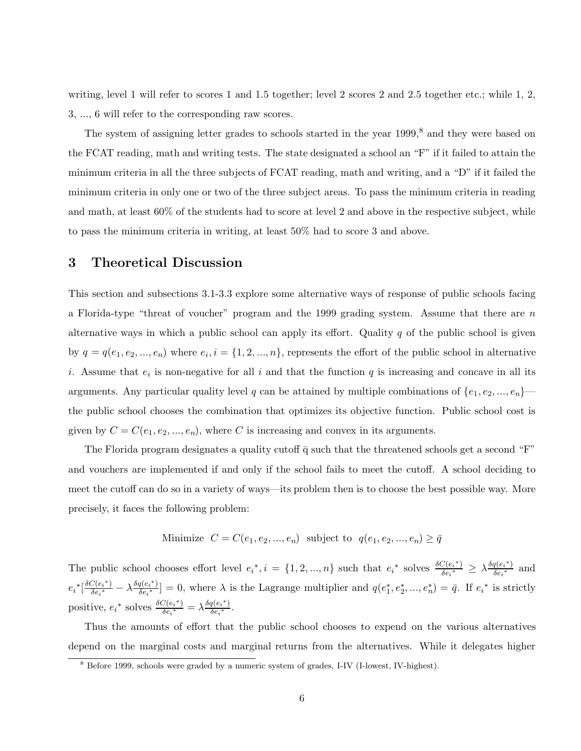writing, level 1 will refer to scores 1 and 1.5 together; level 2 scores 2 and 2.5 together etc.; while 1, 2, 3, ..., 6 will refer to the corresponding raw scores.

The system of assigning letter grades to schools started in the year 1999,[8] and they were based on the FCAT reading, math and writing tests. The state designated a school an "F" if it failed to attain the minimum criteria in all the three subjects of FCAT reading, math and writing, and a "D" if it failed the minimum criteria in only one or two of the three subject areas. To pass the minimum criteria in reading and math, at least 60% of the students had to score at level 2 and above in the respective subject, while to pass the minimum criteria in writing, at least 50% had to score 3 and above.

## 3 Theoretical Discussion

This section and subsections 3.1-3.3 explore some alternative ways of response of public schools facing a Florida-type "threat of voucher" program and the 1999 grading system. Assume that there are $n$ alternative ways in which a public school can apply its effort. Quality $q$ of the public school is given by $q = q(e_1, e_2, ..., e_n)$ where $e_i, i = \{1, 2, ..., n\}$, represents the effort of the public school in alternative $i$. Assume that $e_i$ is non-negative for all $i$ and that the function $q$ is increasing and concave in all its arguments. Any particular quality level $q$ can be attained by multiple combinations of $\{e_1, e_2, ..., e_n\}$—the public school chooses the combination that optimizes its objective function. Public school cost is given by $C = C(e_1, e_2, ..., e_n)$, where $C$ is increasing and convex in its arguments.

The Florida program designates a quality cutoff $\bar{q}$ such that the threatened schools get a second "F" and vouchers are implemented if and only if the school fails to meet the cutoff. A school deciding to meet the cutoff can do so in a variety of ways—its problem then is to choose the best possible way. More precisely, it faces the following problem:

$$\text{Minimize } \; C = C(e_1, e_2, ..., e_n) \; \text{ subject to } \; q(e_1, e_2, ..., e_n) \geq \bar{q}$$

The public school chooses effort level $e_i{}^*, i = \{1, 2, ..., n\}$ such that $e_i{}^*$ solves $\frac{\delta C(e_i{}^*)}{\delta e_i{}^*} \geq \lambda \frac{\delta q(e_i{}^*)}{\delta e_i{}^*}$ and $e_i{}^*[\frac{\delta C(e_i{}^*)}{\delta e_i{}^*} - \lambda \frac{\delta q(e_i{}^*)}{\delta e_i{}^*}] = 0$, where $\lambda$ is the Lagrange multiplier and $q(e_1^*, e_2^*, ..., e_n^*) = \bar{q}$. If $e_i{}^*$ is strictly positive, $e_i{}^*$ solves $\frac{\delta C(e_i{}^*)}{\delta e_i{}^*} = \lambda \frac{\delta q(e_i{}^*)}{\delta e_i{}^*}$.

Thus the amounts of effort that the public school chooses to expend on the various alternatives depend on the marginal costs and marginal returns from the alternatives. While it delegates higher

[8] Before 1999, schools were graded by a numeric system of grades, I-IV (I-lowest, IV-highest).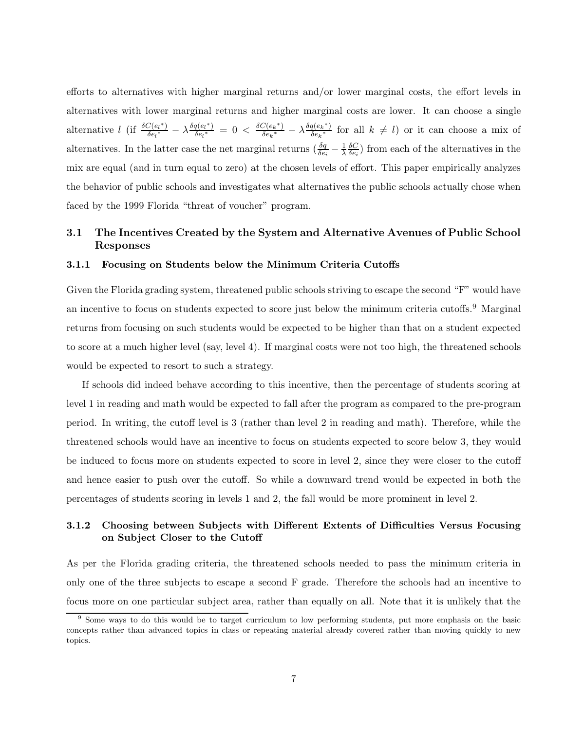efforts to alternatives with higher marginal returns and/or lower marginal costs, the effort levels in alternatives with lower marginal returns and higher marginal costs are lower. It can choose a single alternative $l$ (if $\frac{\delta C(e_l{}^*)}{\delta e_l{}^*} - \lambda \frac{\delta q(e_l{}^*)}{\delta e_l{}^*} = 0 < \frac{\delta C(e_k{}^*)}{\delta e_k{}^*} - \lambda \frac{\delta q(e_k{}^*)}{\delta e_k{}^*}$ for all $k \neq l$) or it can choose a mix of alternatives. In the latter case the net marginal returns ($\frac{\delta q}{\delta e_i} - \frac{1}{\lambda}\frac{\delta C}{\delta e_i}$) from each of the alternatives in the mix are equal (and in turn equal to zero) at the chosen levels of effort. This paper empirically analyzes the behavior of public schools and investigates what alternatives the public schools actually chose when faced by the 1999 Florida "threat of voucher" program.

## 3.1 The Incentives Created by the System and Alternative Avenues of Public School Responses

### 3.1.1 Focusing on Students below the Minimum Criteria Cutoffs

Given the Florida grading system, threatened public schools striving to escape the second "F" would have an incentive to focus on students expected to score just below the minimum criteria cutoffs.[9] Marginal returns from focusing on such students would be expected to be higher than that on a student expected to score at a much higher level (say, level 4). If marginal costs were not too high, the threatened schools would be expected to resort to such a strategy.

If schools did indeed behave according to this incentive, then the percentage of students scoring at level 1 in reading and math would be expected to fall after the program as compared to the pre-program period. In writing, the cutoff level is 3 (rather than level 2 in reading and math). Therefore, while the threatened schools would have an incentive to focus on students expected to score below 3, they would be induced to focus more on students expected to score in level 2, since they were closer to the cutoff and hence easier to push over the cutoff. So while a downward trend would be expected in both the percentages of students scoring in levels 1 and 2, the fall would be more prominent in level 2.

### 3.1.2 Choosing between Subjects with Different Extents of Difficulties Versus Focusing on Subject Closer to the Cutoff

As per the Florida grading criteria, the threatened schools needed to pass the minimum criteria in only one of the three subjects to escape a second F grade. Therefore the schools had an incentive to focus more on one particular subject area, rather than equally on all. Note that it is unlikely that the

[9] Some ways to do this would be to target curriculum to low performing students, put more emphasis on the basic concepts rather than advanced topics in class or repeating material already covered rather than moving quickly to new topics.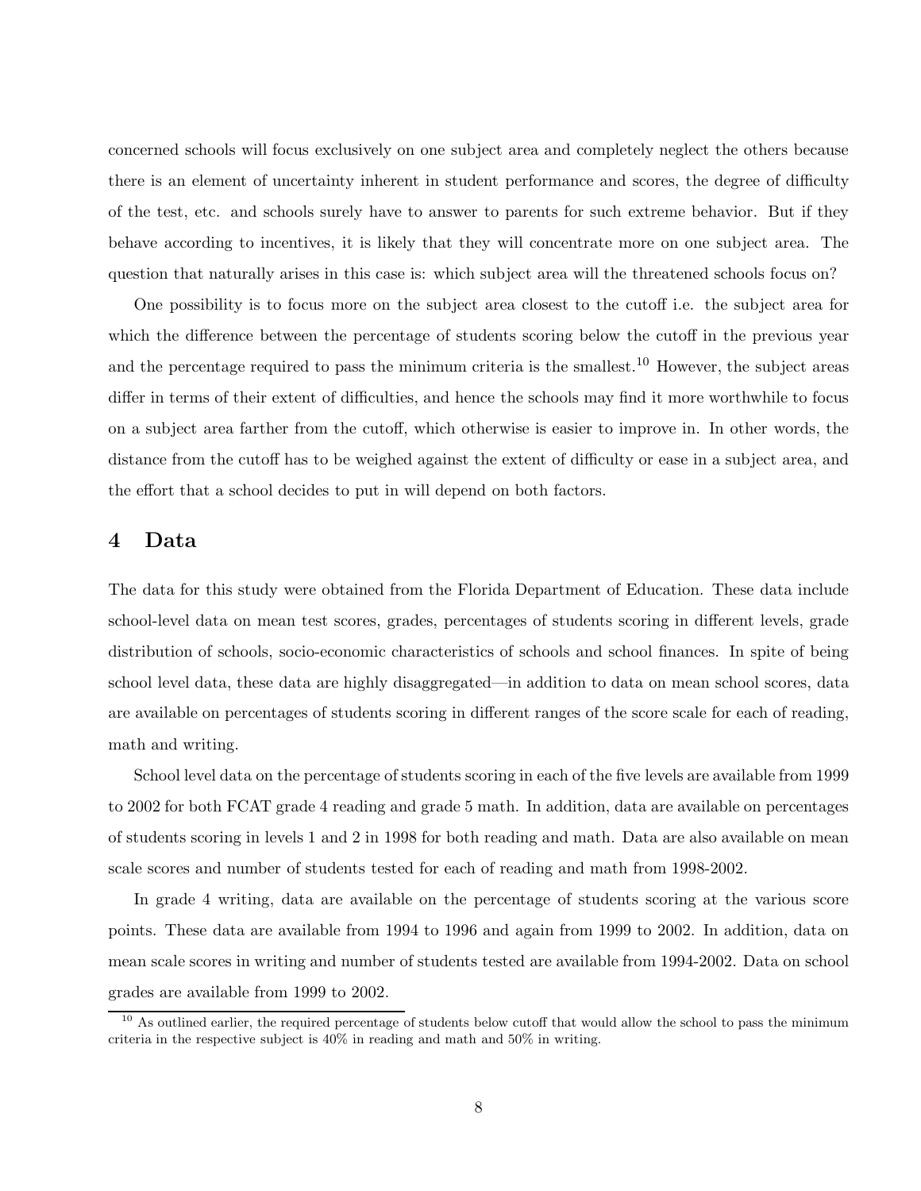concerned schools will focus exclusively on one subject area and completely neglect the others because there is an element of uncertainty inherent in student performance and scores, the degree of difficulty of the test, etc. and schools surely have to answer to parents for such extreme behavior. But if they behave according to incentives, it is likely that they will concentrate more on one subject area. The question that naturally arises in this case is: which subject area will the threatened schools focus on?

One possibility is to focus more on the subject area closest to the cutoff i.e. the subject area for which the difference between the percentage of students scoring below the cutoff in the previous year and the percentage required to pass the minimum criteria is the smallest.[10] However, the subject areas differ in terms of their extent of difficulties, and hence the schools may find it more worthwhile to focus on a subject area farther from the cutoff, which otherwise is easier to improve in. In other words, the distance from the cutoff has to be weighed against the extent of difficulty or ease in a subject area, and the effort that a school decides to put in will depend on both factors.

# 4 Data

The data for this study were obtained from the Florida Department of Education. These data include school-level data on mean test scores, grades, percentages of students scoring in different levels, grade distribution of schools, socio-economic characteristics of schools and school finances. In spite of being school level data, these data are highly disaggregated—in addition to data on mean school scores, data are available on percentages of students scoring in different ranges of the score scale for each of reading, math and writing.

School level data on the percentage of students scoring in each of the five levels are available from 1999 to 2002 for both FCAT grade 4 reading and grade 5 math. In addition, data are available on percentages of students scoring in levels 1 and 2 in 1998 for both reading and math. Data are also available on mean scale scores and number of students tested for each of reading and math from 1998-2002.

In grade 4 writing, data are available on the percentage of students scoring at the various score points. These data are available from 1994 to 1996 and again from 1999 to 2002. In addition, data on mean scale scores in writing and number of students tested are available from 1994-2002. Data on school grades are available from 1999 to 2002.

[10] As outlined earlier, the required percentage of students below cutoff that would allow the school to pass the minimum criteria in the respective subject is 40% in reading and math and 50% in writing.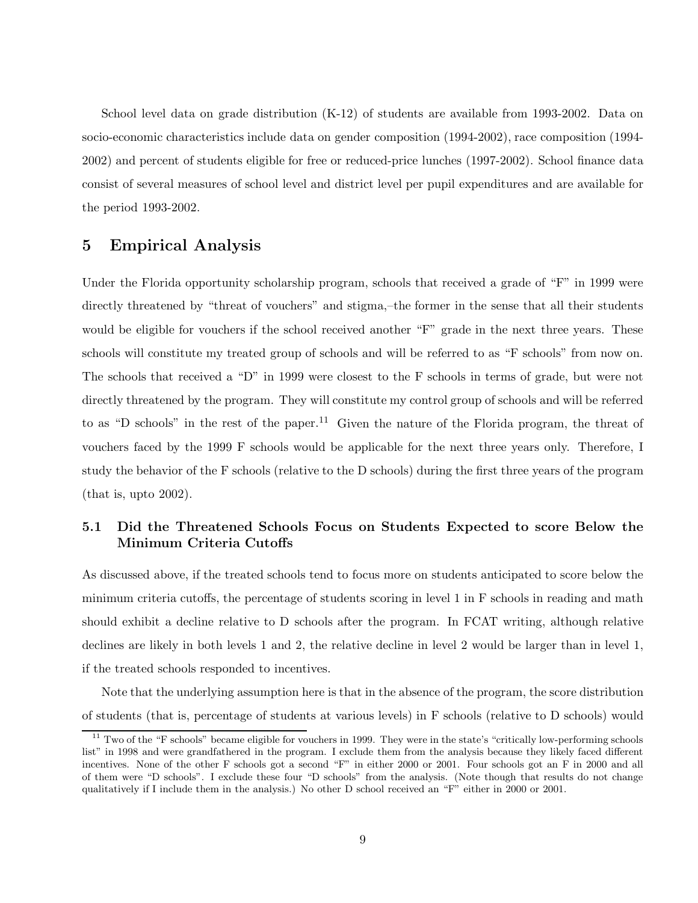School level data on grade distribution (K-12) of students are available from 1993-2002. Data on socio-economic characteristics include data on gender composition (1994-2002), race composition (1994-2002) and percent of students eligible for free or reduced-price lunches (1997-2002). School finance data consist of several measures of school level and district level per pupil expenditures and are available for the period 1993-2002.

## 5 Empirical Analysis

Under the Florida opportunity scholarship program, schools that received a grade of "F" in 1999 were directly threatened by "threat of vouchers" and stigma,–the former in the sense that all their students would be eligible for vouchers if the school received another "F" grade in the next three years. These schools will constitute my treated group of schools and will be referred to as "F schools" from now on. The schools that received a "D" in 1999 were closest to the F schools in terms of grade, but were not directly threatened by the program. They will constitute my control group of schools and will be referred to as "D schools" in the rest of the paper.[11] Given the nature of the Florida program, the threat of vouchers faced by the 1999 F schools would be applicable for the next three years only. Therefore, I study the behavior of the F schools (relative to the D schools) during the first three years of the program (that is, upto 2002).

### 5.1 Did the Threatened Schools Focus on Students Expected to score Below the Minimum Criteria Cutoffs

As discussed above, if the treated schools tend to focus more on students anticipated to score below the minimum criteria cutoffs, the percentage of students scoring in level 1 in F schools in reading and math should exhibit a decline relative to D schools after the program. In FCAT writing, although relative declines are likely in both levels 1 and 2, the relative decline in level 2 would be larger than in level 1, if the treated schools responded to incentives.

Note that the underlying assumption here is that in the absence of the program, the score distribution of students (that is, percentage of students at various levels) in F schools (relative to D schools) would

[11] Two of the "F schools" became eligible for vouchers in 1999. They were in the state's "critically low-performing schools list" in 1998 and were grandfathered in the program. I exclude them from the analysis because they likely faced different incentives. None of the other F schools got a second "F" in either 2000 or 2001. Four schools got an F in 2000 and all of them were "D schools". I exclude these four "D schools" from the analysis. (Note though that results do not change qualitatively if I include them in the analysis.) No other D school received an "F" either in 2000 or 2001.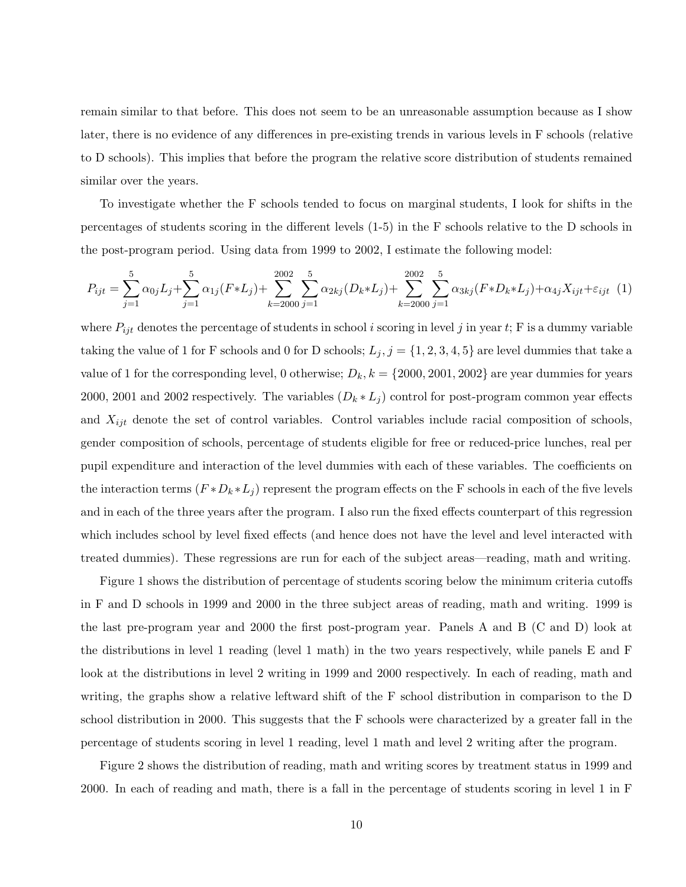remain similar to that before. This does not seem to be an unreasonable assumption because as I show later, there is no evidence of any differences in pre-existing trends in various levels in F schools (relative to D schools). This implies that before the program the relative score distribution of students remained similar over the years.

To investigate whether the F schools tended to focus on marginal students, I look for shifts in the percentages of students scoring in the different levels (1-5) in the F schools relative to the D schools in the post-program period. Using data from 1999 to 2002, I estimate the following model:

$$P_{ijt} = \sum_{j=1}^{5} \alpha_{0j} L_j + \sum_{j=1}^{5} \alpha_{1j} (F * L_j) + \sum_{k=2000}^{2002} \sum_{j=1}^{5} \alpha_{2kj} (D_k * L_j) + \sum_{k=2000}^{2002} \sum_{j=1}^{5} \alpha_{3kj} (F * D_k * L_j) + \alpha_{4j} X_{ijt} + \varepsilon_{ijt} \quad (1)$$

where $P_{ijt}$ denotes the percentage of students in school $i$ scoring in level $j$ in year $t$; F is a dummy variable taking the value of 1 for F schools and 0 for D schools; $L_j, j = \{1, 2, 3, 4, 5\}$ are level dummies that take a value of 1 for the corresponding level, 0 otherwise; $D_k, k = \{2000, 2001, 2002\}$ are year dummies for years 2000, 2001 and 2002 respectively. The variables $(D_k * L_j)$ control for post-program common year effects and $X_{ijt}$ denote the set of control variables. Control variables include racial composition of schools, gender composition of schools, percentage of students eligible for free or reduced-price lunches, real per pupil expenditure and interaction of the level dummies with each of these variables. The coefficients on the interaction terms $(F * D_k * L_j)$ represent the program effects on the F schools in each of the five levels and in each of the three years after the program. I also run the fixed effects counterpart of this regression which includes school by level fixed effects (and hence does not have the level and level interacted with treated dummies). These regressions are run for each of the subject areas—reading, math and writing.

Figure 1 shows the distribution of percentage of students scoring below the minimum criteria cutoffs in F and D schools in 1999 and 2000 in the three subject areas of reading, math and writing. 1999 is the last pre-program year and 2000 the first post-program year. Panels A and B (C and D) look at the distributions in level 1 reading (level 1 math) in the two years respectively, while panels E and F look at the distributions in level 2 writing in 1999 and 2000 respectively. In each of reading, math and writing, the graphs show a relative leftward shift of the F school distribution in comparison to the D school distribution in 2000. This suggests that the F schools were characterized by a greater fall in the percentage of students scoring in level 1 reading, level 1 math and level 2 writing after the program.

Figure 2 shows the distribution of reading, math and writing scores by treatment status in 1999 and 2000. In each of reading and math, there is a fall in the percentage of students scoring in level 1 in F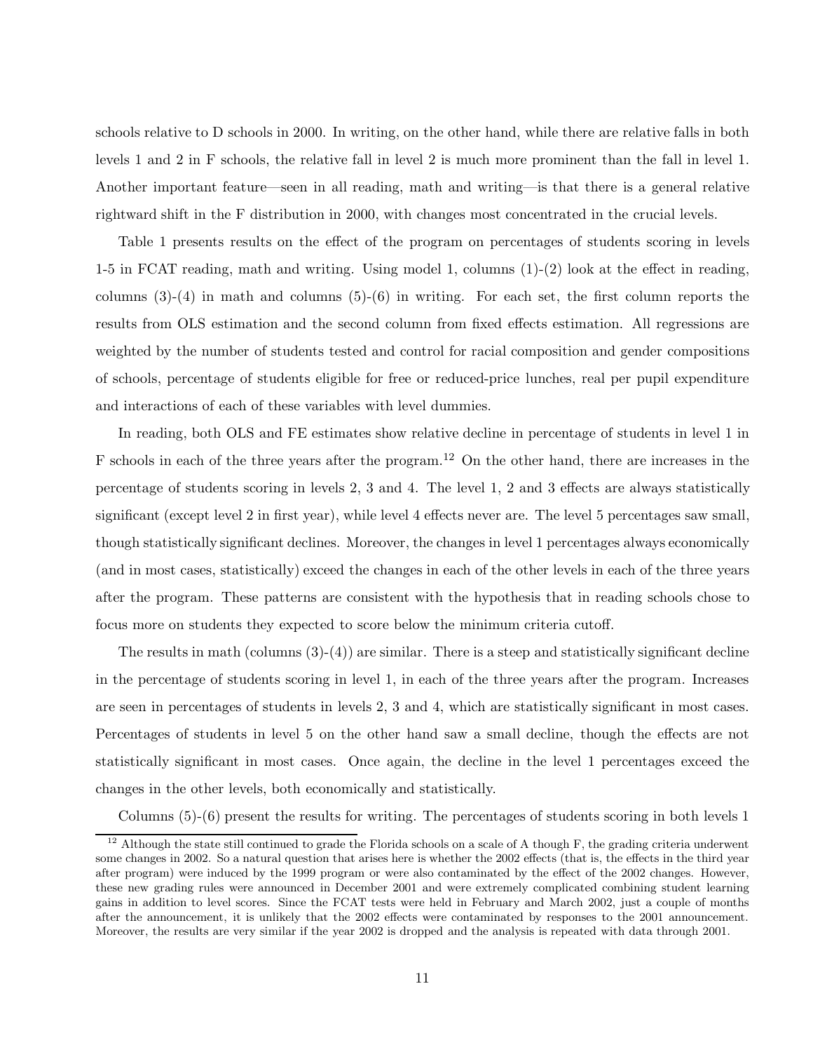schools relative to D schools in 2000. In writing, on the other hand, while there are relative falls in both levels 1 and 2 in F schools, the relative fall in level 2 is much more prominent than the fall in level 1. Another important feature—seen in all reading, math and writing—is that there is a general relative rightward shift in the F distribution in 2000, with changes most concentrated in the crucial levels.

Table 1 presents results on the effect of the program on percentages of students scoring in levels 1-5 in FCAT reading, math and writing. Using model 1, columns (1)-(2) look at the effect in reading, columns (3)-(4) in math and columns (5)-(6) in writing. For each set, the first column reports the results from OLS estimation and the second column from fixed effects estimation. All regressions are weighted by the number of students tested and control for racial composition and gender compositions of schools, percentage of students eligible for free or reduced-price lunches, real per pupil expenditure and interactions of each of these variables with level dummies.

In reading, both OLS and FE estimates show relative decline in percentage of students in level 1 in F schools in each of the three years after the program.[12] On the other hand, there are increases in the percentage of students scoring in levels 2, 3 and 4. The level 1, 2 and 3 effects are always statistically significant (except level 2 in first year), while level 4 effects never are. The level 5 percentages saw small, though statistically significant declines. Moreover, the changes in level 1 percentages always economically (and in most cases, statistically) exceed the changes in each of the other levels in each of the three years after the program. These patterns are consistent with the hypothesis that in reading schools chose to focus more on students they expected to score below the minimum criteria cutoff.

The results in math (columns (3)-(4)) are similar. There is a steep and statistically significant decline in the percentage of students scoring in level 1, in each of the three years after the program. Increases are seen in percentages of students in levels 2, 3 and 4, which are statistically significant in most cases. Percentages of students in level 5 on the other hand saw a small decline, though the effects are not statistically significant in most cases. Once again, the decline in the level 1 percentages exceed the changes in the other levels, both economically and statistically.

Columns (5)-(6) present the results for writing. The percentages of students scoring in both levels 1

[12] Although the state still continued to grade the Florida schools on a scale of A though F, the grading criteria underwent some changes in 2002. So a natural question that arises here is whether the 2002 effects (that is, the effects in the third year after program) were induced by the 1999 program or were also contaminated by the effect of the 2002 changes. However, these new grading rules were announced in December 2001 and were extremely complicated combining student learning gains in addition to level scores. Since the FCAT tests were held in February and March 2002, just a couple of months after the announcement, it is unlikely that the 2002 effects were contaminated by responses to the 2001 announcement. Moreover, the results are very similar if the year 2002 is dropped and the analysis is repeated with data through 2001.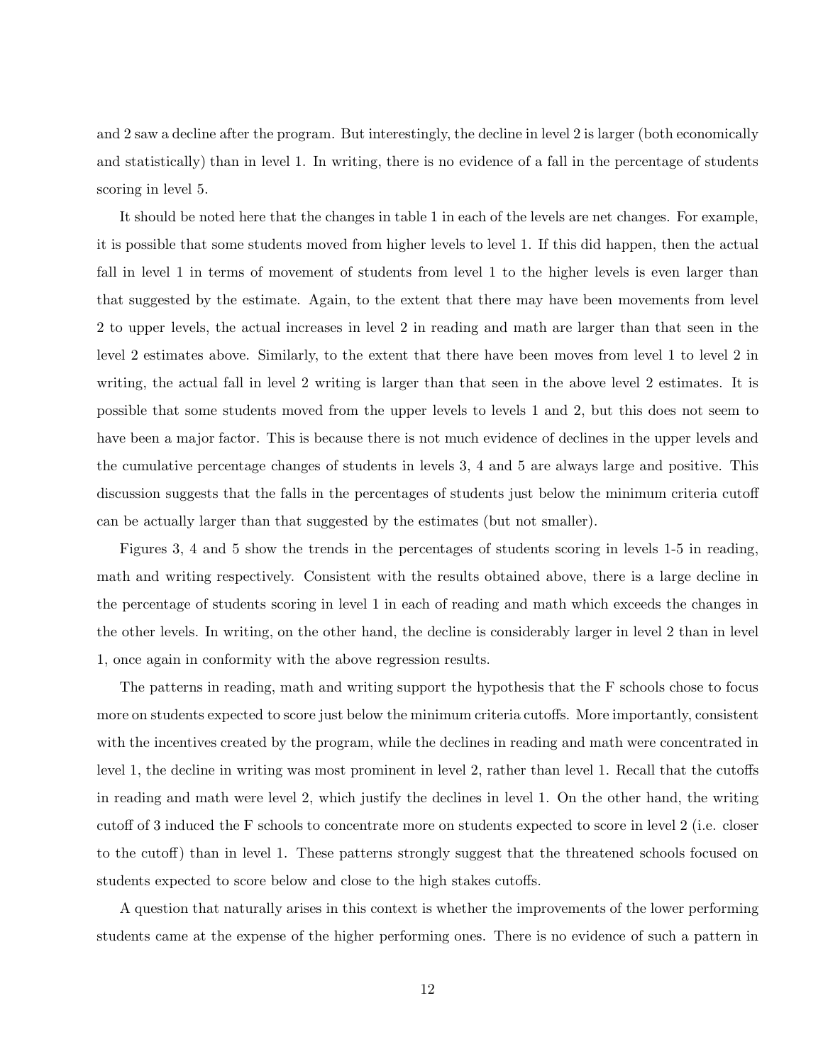and 2 saw a decline after the program. But interestingly, the decline in level 2 is larger (both economically and statistically) than in level 1. In writing, there is no evidence of a fall in the percentage of students scoring in level 5.

It should be noted here that the changes in table 1 in each of the levels are net changes. For example, it is possible that some students moved from higher levels to level 1. If this did happen, then the actual fall in level 1 in terms of movement of students from level 1 to the higher levels is even larger than that suggested by the estimate. Again, to the extent that there may have been movements from level 2 to upper levels, the actual increases in level 2 in reading and math are larger than that seen in the level 2 estimates above. Similarly, to the extent that there have been moves from level 1 to level 2 in writing, the actual fall in level 2 writing is larger than that seen in the above level 2 estimates. It is possible that some students moved from the upper levels to levels 1 and 2, but this does not seem to have been a major factor. This is because there is not much evidence of declines in the upper levels and the cumulative percentage changes of students in levels 3, 4 and 5 are always large and positive. This discussion suggests that the falls in the percentages of students just below the minimum criteria cutoff can be actually larger than that suggested by the estimates (but not smaller).

Figures 3, 4 and 5 show the trends in the percentages of students scoring in levels 1-5 in reading, math and writing respectively. Consistent with the results obtained above, there is a large decline in the percentage of students scoring in level 1 in each of reading and math which exceeds the changes in the other levels. In writing, on the other hand, the decline is considerably larger in level 2 than in level 1, once again in conformity with the above regression results.

The patterns in reading, math and writing support the hypothesis that the F schools chose to focus more on students expected to score just below the minimum criteria cutoffs. More importantly, consistent with the incentives created by the program, while the declines in reading and math were concentrated in level 1, the decline in writing was most prominent in level 2, rather than level 1. Recall that the cutoffs in reading and math were level 2, which justify the declines in level 1. On the other hand, the writing cutoff of 3 induced the F schools to concentrate more on students expected to score in level 2 (i.e. closer to the cutoff) than in level 1. These patterns strongly suggest that the threatened schools focused on students expected to score below and close to the high stakes cutoffs.

A question that naturally arises in this context is whether the improvements of the lower performing students came at the expense of the higher performing ones. There is no evidence of such a pattern in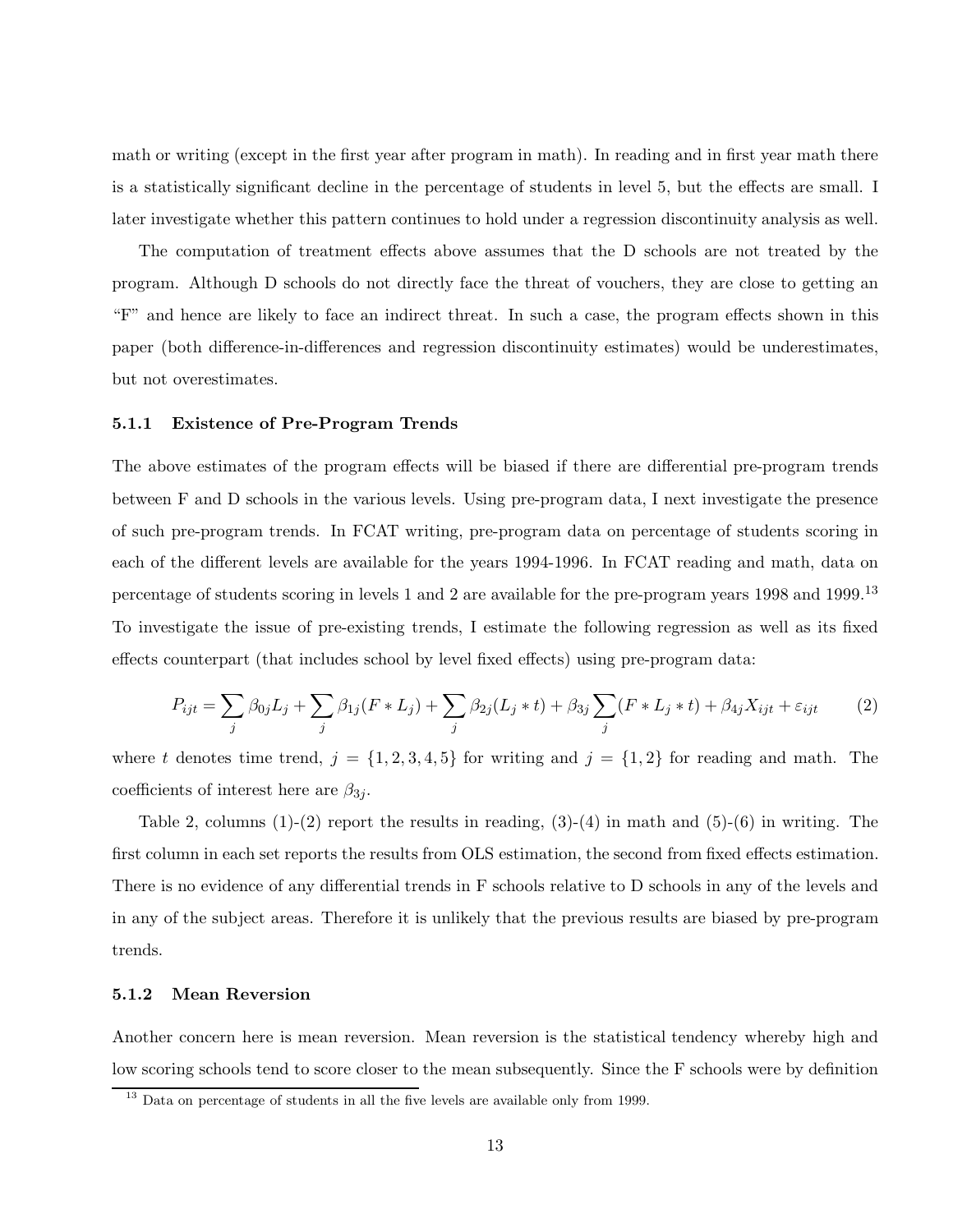math or writing (except in the first year after program in math). In reading and in first year math there is a statistically significant decline in the percentage of students in level 5, but the effects are small. I later investigate whether this pattern continues to hold under a regression discontinuity analysis as well.

The computation of treatment effects above assumes that the D schools are not treated by the program. Although D schools do not directly face the threat of vouchers, they are close to getting an "F" and hence are likely to face an indirect threat. In such a case, the program effects shown in this paper (both difference-in-differences and regression discontinuity estimates) would be underestimates, but not overestimates.

#### 5.1.1 Existence of Pre-Program Trends

The above estimates of the program effects will be biased if there are differential pre-program trends between F and D schools in the various levels. Using pre-program data, I next investigate the presence of such pre-program trends. In FCAT writing, pre-program data on percentage of students scoring in each of the different levels are available for the years 1994-1996. In FCAT reading and math, data on percentage of students scoring in levels 1 and 2 are available for the pre-program years 1998 and 1999.[13] To investigate the issue of pre-existing trends, I estimate the following regression as well as its fixed effects counterpart (that includes school by level fixed effects) using pre-program data:

$$P_{ijt} = \sum_j \beta_{0j} L_j + \sum_j \beta_{1j}(F * L_j) + \sum_j \beta_{2j}(L_j * t) + \beta_{3j} \sum_j (F * L_j * t) + \beta_{4j} X_{ijt} + \varepsilon_{ijt} \tag{2}$$

where $t$ denotes time trend, $j = \{1, 2, 3, 4, 5\}$ for writing and $j = \{1, 2\}$ for reading and math. The coefficients of interest here are $\beta_{3j}$.

Table 2, columns (1)-(2) report the results in reading, (3)-(4) in math and (5)-(6) in writing. The first column in each set reports the results from OLS estimation, the second from fixed effects estimation. There is no evidence of any differential trends in F schools relative to D schools in any of the levels and in any of the subject areas. Therefore it is unlikely that the previous results are biased by pre-program trends.

#### 5.1.2 Mean Reversion

Another concern here is mean reversion. Mean reversion is the statistical tendency whereby high and low scoring schools tend to score closer to the mean subsequently. Since the F schools were by definition

[13] Data on percentage of students in all the five levels are available only from 1999.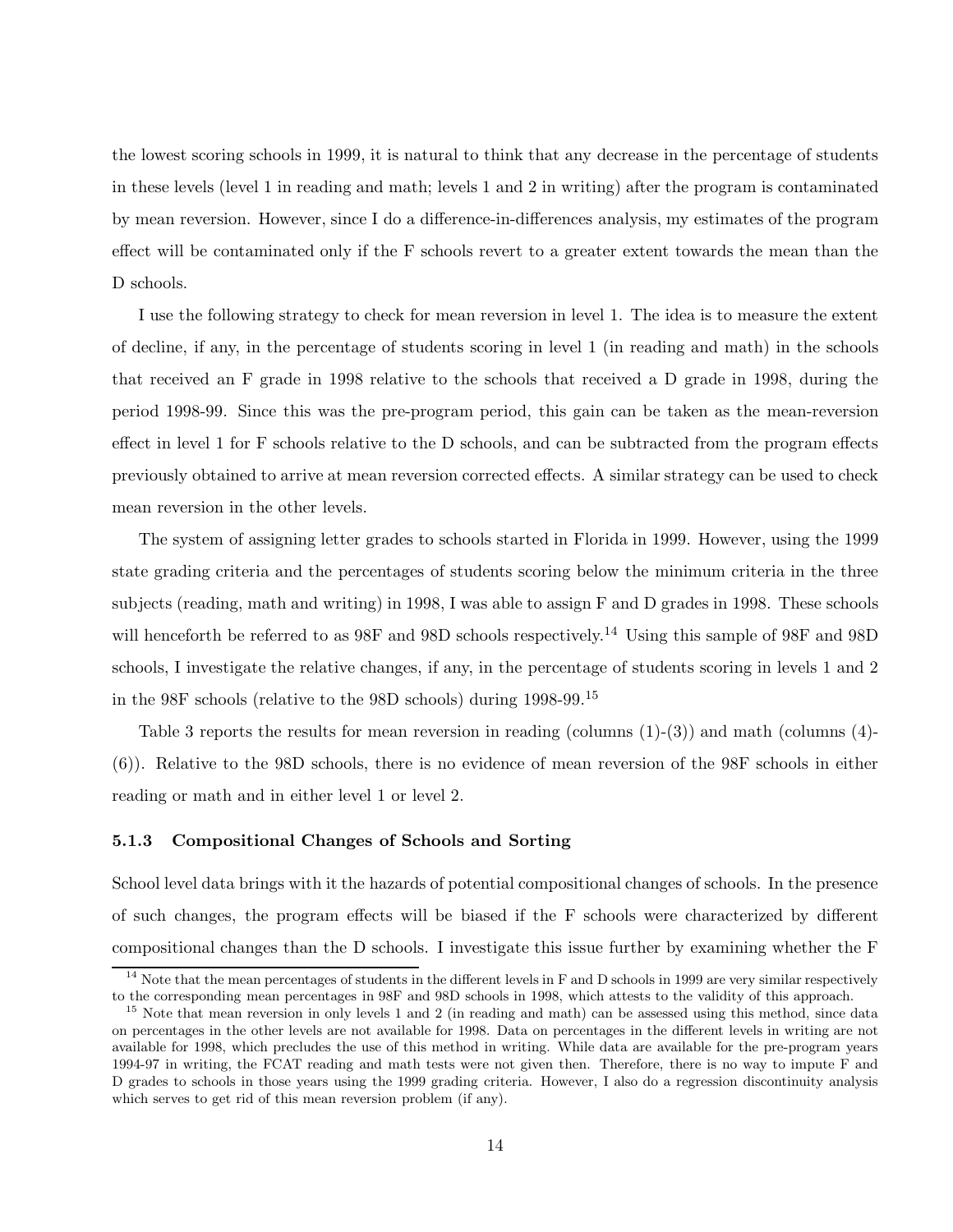the lowest scoring schools in 1999, it is natural to think that any decrease in the percentage of students in these levels (level 1 in reading and math; levels 1 and 2 in writing) after the program is contaminated by mean reversion. However, since I do a difference-in-differences analysis, my estimates of the program effect will be contaminated only if the F schools revert to a greater extent towards the mean than the D schools.

I use the following strategy to check for mean reversion in level 1. The idea is to measure the extent of decline, if any, in the percentage of students scoring in level 1 (in reading and math) in the schools that received an F grade in 1998 relative to the schools that received a D grade in 1998, during the period 1998-99. Since this was the pre-program period, this gain can be taken as the mean-reversion effect in level 1 for F schools relative to the D schools, and can be subtracted from the program effects previously obtained to arrive at mean reversion corrected effects. A similar strategy can be used to check mean reversion in the other levels.

The system of assigning letter grades to schools started in Florida in 1999. However, using the 1999 state grading criteria and the percentages of students scoring below the minimum criteria in the three subjects (reading, math and writing) in 1998, I was able to assign F and D grades in 1998. These schools will henceforth be referred to as 98F and 98D schools respectively.[14] Using this sample of 98F and 98D schools, I investigate the relative changes, if any, in the percentage of students scoring in levels 1 and 2 in the 98F schools (relative to the 98D schools) during 1998-99.[15]

Table 3 reports the results for mean reversion in reading (columns (1)-(3)) and math (columns (4)-(6)). Relative to the 98D schools, there is no evidence of mean reversion of the 98F schools in either reading or math and in either level 1 or level 2.

### 5.1.3 Compositional Changes of Schools and Sorting

School level data brings with it the hazards of potential compositional changes of schools. In the presence of such changes, the program effects will be biased if the F schools were characterized by different compositional changes than the D schools. I investigate this issue further by examining whether the F

[14] Note that the mean percentages of students in the different levels in F and D schools in 1999 are very similar respectively to the corresponding mean percentages in 98F and 98D schools in 1998, which attests to the validity of this approach.

[15] Note that mean reversion in only levels 1 and 2 (in reading and math) can be assessed using this method, since data on percentages in the other levels are not available for 1998. Data on percentages in the different levels in writing are not available for 1998, which precludes the use of this method in writing. While data are available for the pre-program years 1994-97 in writing, the FCAT reading and math tests were not given then. Therefore, there is no way to impute F and D grades to schools in those years using the 1999 grading criteria. However, I also do a regression discontinuity analysis which serves to get rid of this mean reversion problem (if any).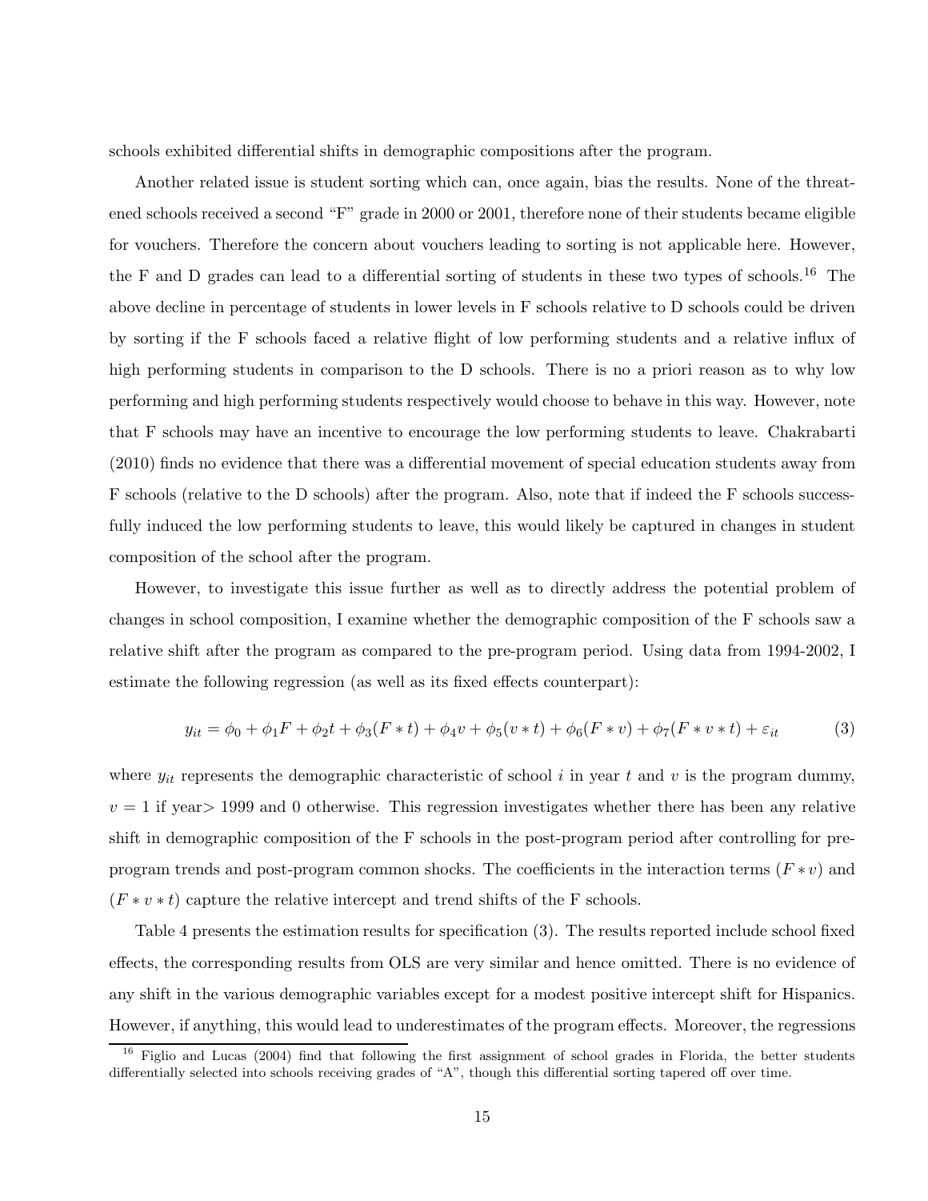schools exhibited differential shifts in demographic compositions after the program.

Another related issue is student sorting which can, once again, bias the results. None of the threatened schools received a second "F" grade in 2000 or 2001, therefore none of their students became eligible for vouchers. Therefore the concern about vouchers leading to sorting is not applicable here. However, the F and D grades can lead to a differential sorting of students in these two types of schools.[16] The above decline in percentage of students in lower levels in F schools relative to D schools could be driven by sorting if the F schools faced a relative flight of low performing students and a relative influx of high performing students in comparison to the D schools. There is no a priori reason as to why low performing and high performing students respectively would choose to behave in this way. However, note that F schools may have an incentive to encourage the low performing students to leave. Chakrabarti (2010) finds no evidence that there was a differential movement of special education students away from F schools (relative to the D schools) after the program. Also, note that if indeed the F schools successfully induced the low performing students to leave, this would likely be captured in changes in student composition of the school after the program.

However, to investigate this issue further as well as to directly address the potential problem of changes in school composition, I examine whether the demographic composition of the F schools saw a relative shift after the program as compared to the pre-program period. Using data from 1994-2002, I estimate the following regression (as well as its fixed effects counterpart):

$$y_{it} = \phi_0 + \phi_1 F + \phi_2 t + \phi_3 (F * t) + \phi_4 v + \phi_5 (v * t) + \phi_6 (F * v) + \phi_7 (F * v * t) + \varepsilon_{it} \tag{3}$$

where $y_{it}$ represents the demographic characteristic of school $i$ in year $t$ and $v$ is the program dummy, $v = 1$ if year$>$ 1999 and 0 otherwise. This regression investigates whether there has been any relative shift in demographic composition of the F schools in the post-program period after controlling for pre-program trends and post-program common shocks. The coefficients in the interaction terms $(F * v)$ and $(F * v * t)$ capture the relative intercept and trend shifts of the F schools.

Table 4 presents the estimation results for specification (3). The results reported include school fixed effects, the corresponding results from OLS are very similar and hence omitted. There is no evidence of any shift in the various demographic variables except for a modest positive intercept shift for Hispanics. However, if anything, this would lead to underestimates of the program effects. Moreover, the regressions

[16] Figlio and Lucas (2004) find that following the first assignment of school grades in Florida, the better students differentially selected into schools receiving grades of "A", though this differential sorting tapered off over time.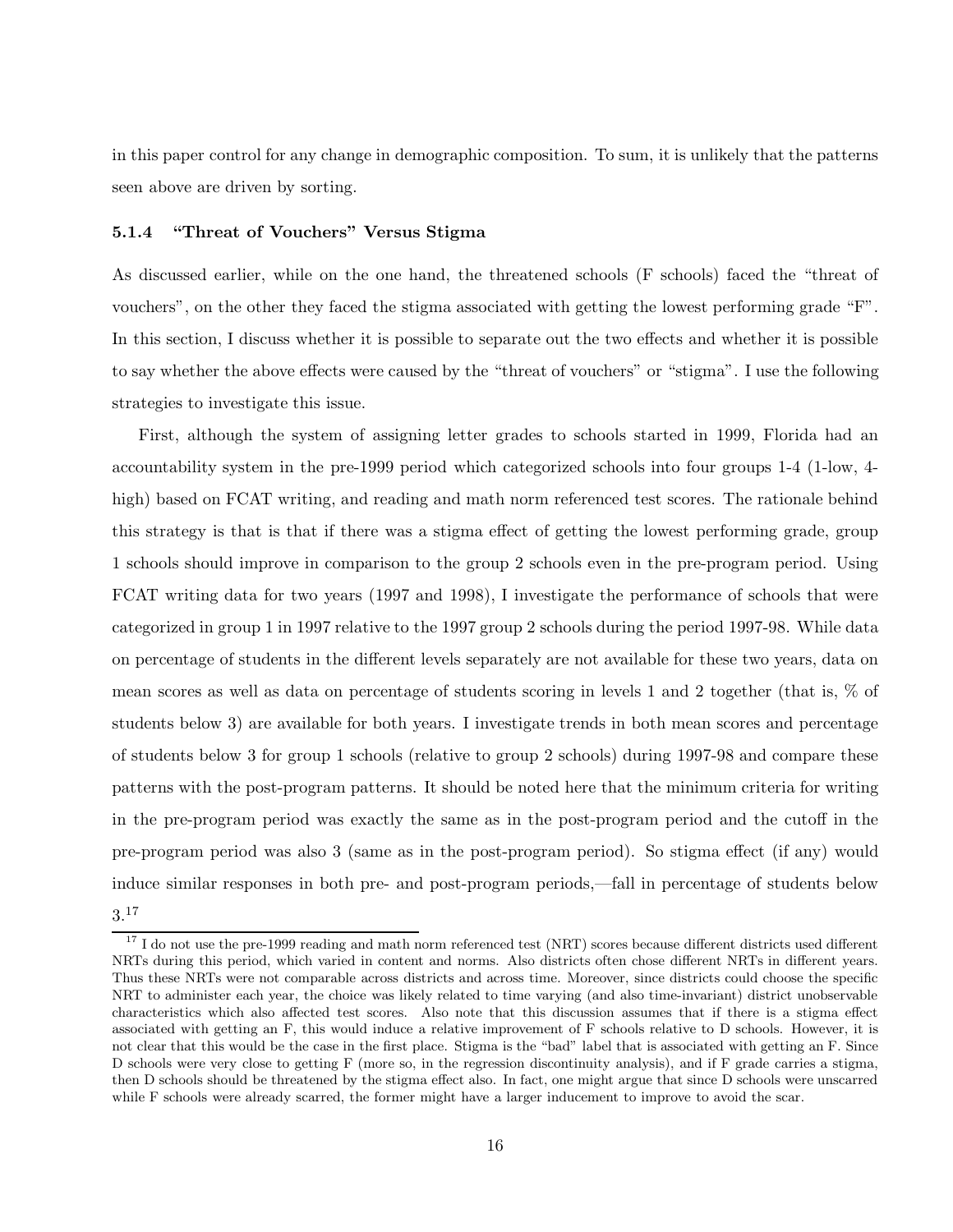in this paper control for any change in demographic composition. To sum, it is unlikely that the patterns seen above are driven by sorting.

#### 5.1.4 "Threat of Vouchers" Versus Stigma

As discussed earlier, while on the one hand, the threatened schools (F schools) faced the "threat of vouchers", on the other they faced the stigma associated with getting the lowest performing grade "F". In this section, I discuss whether it is possible to separate out the two effects and whether it is possible to say whether the above effects were caused by the "threat of vouchers" or "stigma". I use the following strategies to investigate this issue.

First, although the system of assigning letter grades to schools started in 1999, Florida had an accountability system in the pre-1999 period which categorized schools into four groups 1-4 (1-low, 4-high) based on FCAT writing, and reading and math norm referenced test scores. The rationale behind this strategy is that is that if there was a stigma effect of getting the lowest performing grade, group 1 schools should improve in comparison to the group 2 schools even in the pre-program period. Using FCAT writing data for two years (1997 and 1998), I investigate the performance of schools that were categorized in group 1 in 1997 relative to the 1997 group 2 schools during the period 1997-98. While data on percentage of students in the different levels separately are not available for these two years, data on mean scores as well as data on percentage of students scoring in levels 1 and 2 together (that is, % of students below 3) are available for both years. I investigate trends in both mean scores and percentage of students below 3 for group 1 schools (relative to group 2 schools) during 1997-98 and compare these patterns with the post-program patterns. It should be noted here that the minimum criteria for writing in the pre-program period was exactly the same as in the post-program period and the cutoff in the pre-program period was also 3 (same as in the post-program period). So stigma effect (if any) would induce similar responses in both pre- and post-program periods,—fall in percentage of students below 3.[17]

[17] I do not use the pre-1999 reading and math norm referenced test (NRT) scores because different districts used different NRTs during this period, which varied in content and norms. Also districts often chose different NRTs in different years. Thus these NRTs were not comparable across districts and across time. Moreover, since districts could choose the specific NRT to administer each year, the choice was likely related to time varying (and also time-invariant) district unobservable characteristics which also affected test scores. Also note that this discussion assumes that if there is a stigma effect associated with getting an F, this would induce a relative improvement of F schools relative to D schools. However, it is not clear that this would be the case in the first place. Stigma is the "bad" label that is associated with getting an F. Since D schools were very close to getting F (more so, in the regression discontinuity analysis), and if F grade carries a stigma, then D schools should be threatened by the stigma effect also. In fact, one might argue that since D schools were unscarred while F schools were already scarred, the former might have a larger inducement to improve to avoid the scar.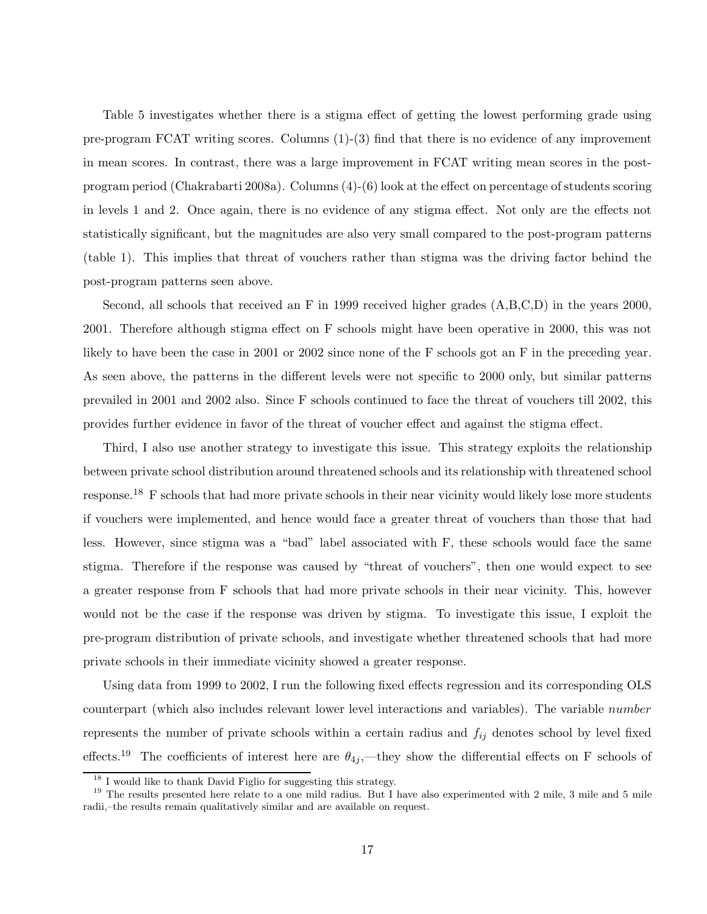Table 5 investigates whether there is a stigma effect of getting the lowest performing grade using pre-program FCAT writing scores. Columns (1)-(3) find that there is no evidence of any improvement in mean scores. In contrast, there was a large improvement in FCAT writing mean scores in the post-program period (Chakrabarti 2008a). Columns (4)-(6) look at the effect on percentage of students scoring in levels 1 and 2. Once again, there is no evidence of any stigma effect. Not only are the effects not statistically significant, but the magnitudes are also very small compared to the post-program patterns (table 1). This implies that threat of vouchers rather than stigma was the driving factor behind the post-program patterns seen above.

Second, all schools that received an F in 1999 received higher grades (A,B,C,D) in the years 2000, 2001. Therefore although stigma effect on F schools might have been operative in 2000, this was not likely to have been the case in 2001 or 2002 since none of the F schools got an F in the preceding year. As seen above, the patterns in the different levels were not specific to 2000 only, but similar patterns prevailed in 2001 and 2002 also. Since F schools continued to face the threat of vouchers till 2002, this provides further evidence in favor of the threat of voucher effect and against the stigma effect.

Third, I also use another strategy to investigate this issue. This strategy exploits the relationship between private school distribution around threatened schools and its relationship with threatened school response.[18] F schools that had more private schools in their near vicinity would likely lose more students if vouchers were implemented, and hence would face a greater threat of vouchers than those that had less. However, since stigma was a "bad" label associated with F, these schools would face the same stigma. Therefore if the response was caused by "threat of vouchers", then one would expect to see a greater response from F schools that had more private schools in their near vicinity. This, however would not be the case if the response was driven by stigma. To investigate this issue, I exploit the pre-program distribution of private schools, and investigate whether threatened schools that had more private schools in their immediate vicinity showed a greater response.

Using data from 1999 to 2002, I run the following fixed effects regression and its corresponding OLS counterpart (which also includes relevant lower level interactions and variables). The variable *number* represents the number of private schools within a certain radius and $f_{ij}$ denotes school by level fixed effects.[19] The coefficients of interest here are $\theta_{4j}$,—they show the differential effects on F schools of

[18] I would like to thank David Figlio for suggesting this strategy.

[19] The results presented here relate to a one mild radius. But I have also experimented with 2 mile, 3 mile and 5 mile radii,–the results remain qualitatively similar and are available on request.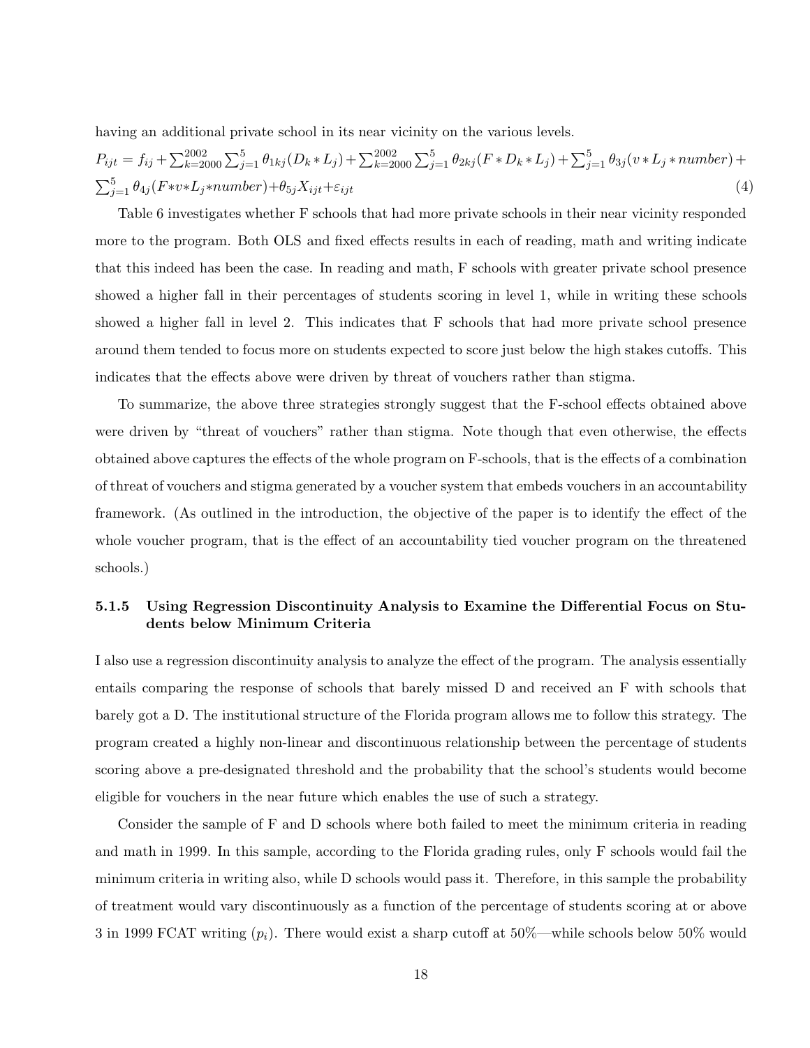having an additional private school in its near vicinity on the various levels.

$$P_{ijt} = f_{ij} + \sum_{k=2000}^{2002} \sum_{j=1}^{5} \theta_{1kj}(D_k * L_j) + \sum_{k=2000}^{2002} \sum_{j=1}^{5} \theta_{2kj}(F * D_k * L_j) + \sum_{j=1}^{5} \theta_{3j}(v * L_j * number) + \sum_{j=1}^{5} \theta_{4j}(F * v * L_j * number) + \theta_{5j} X_{ijt} + \varepsilon_{ijt} \quad (4)$$

Table 6 investigates whether F schools that had more private schools in their near vicinity responded more to the program. Both OLS and fixed effects results in each of reading, math and writing indicate that this indeed has been the case. In reading and math, F schools with greater private school presence showed a higher fall in their percentages of students scoring in level 1, while in writing these schools showed a higher fall in level 2. This indicates that F schools that had more private school presence around them tended to focus more on students expected to score just below the high stakes cutoffs. This indicates that the effects above were driven by threat of vouchers rather than stigma.

To summarize, the above three strategies strongly suggest that the F-school effects obtained above were driven by "threat of vouchers" rather than stigma. Note though that even otherwise, the effects obtained above captures the effects of the whole program on F-schools, that is the effects of a combination of threat of vouchers and stigma generated by a voucher system that embeds vouchers in an accountability framework. (As outlined in the introduction, the objective of the paper is to identify the effect of the whole voucher program, that is the effect of an accountability tied voucher program on the threatened schools.)

#### 5.1.5 Using Regression Discontinuity Analysis to Examine the Differential Focus on Students below Minimum Criteria

I also use a regression discontinuity analysis to analyze the effect of the program. The analysis essentially entails comparing the response of schools that barely missed D and received an F with schools that barely got a D. The institutional structure of the Florida program allows me to follow this strategy. The program created a highly non-linear and discontinuous relationship between the percentage of students scoring above a pre-designated threshold and the probability that the school's students would become eligible for vouchers in the near future which enables the use of such a strategy.

Consider the sample of F and D schools where both failed to meet the minimum criteria in reading and math in 1999. In this sample, according to the Florida grading rules, only F schools would fail the minimum criteria in writing also, while D schools would pass it. Therefore, in this sample the probability of treatment would vary discontinuously as a function of the percentage of students scoring at or above 3 in 1999 FCAT writing ($p_i$). There would exist a sharp cutoff at 50%—while schools below 50% would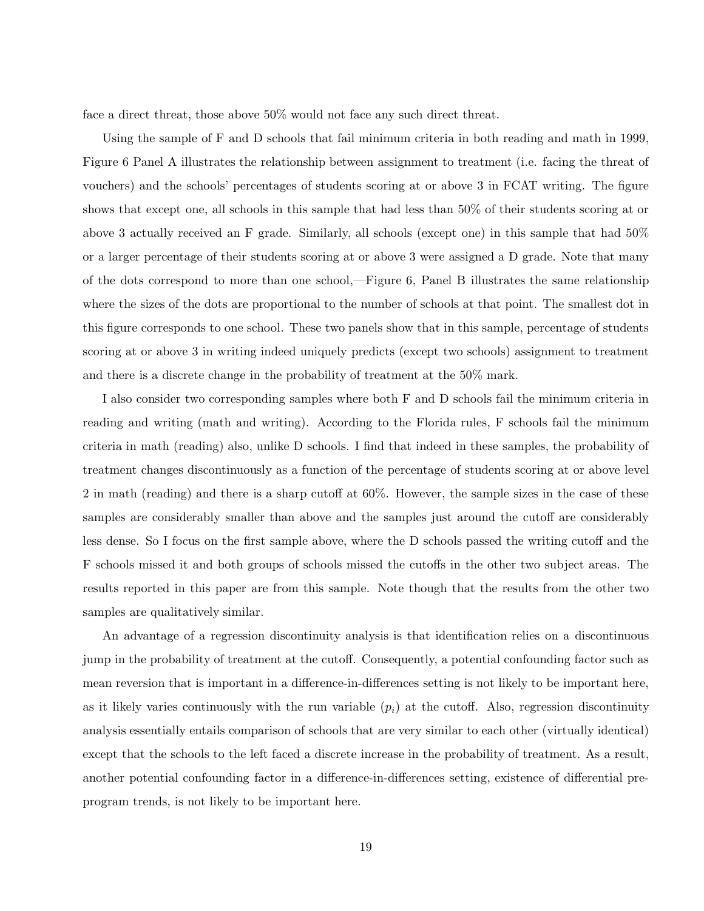face a direct threat, those above 50% would not face any such direct threat.

Using the sample of F and D schools that fail minimum criteria in both reading and math in 1999, Figure 6 Panel A illustrates the relationship between assignment to treatment (i.e. facing the threat of vouchers) and the schools' percentages of students scoring at or above 3 in FCAT writing. The figure shows that except one, all schools in this sample that had less than 50% of their students scoring at or above 3 actually received an F grade. Similarly, all schools (except one) in this sample that had 50% or a larger percentage of their students scoring at or above 3 were assigned a D grade. Note that many of the dots correspond to more than one school,—Figure 6, Panel B illustrates the same relationship where the sizes of the dots are proportional to the number of schools at that point. The smallest dot in this figure corresponds to one school. These two panels show that in this sample, percentage of students scoring at or above 3 in writing indeed uniquely predicts (except two schools) assignment to treatment and there is a discrete change in the probability of treatment at the 50% mark.

I also consider two corresponding samples where both F and D schools fail the minimum criteria in reading and writing (math and writing). According to the Florida rules, F schools fail the minimum criteria in math (reading) also, unlike D schools. I find that indeed in these samples, the probability of treatment changes discontinuously as a function of the percentage of students scoring at or above level 2 in math (reading) and there is a sharp cutoff at 60%. However, the sample sizes in the case of these samples are considerably smaller than above and the samples just around the cutoff are considerably less dense. So I focus on the first sample above, where the D schools passed the writing cutoff and the F schools missed it and both groups of schools missed the cutoffs in the other two subject areas. The results reported in this paper are from this sample. Note though that the results from the other two samples are qualitatively similar.

An advantage of a regression discontinuity analysis is that identification relies on a discontinuous jump in the probability of treatment at the cutoff. Consequently, a potential confounding factor such as mean reversion that is important in a difference-in-differences setting is not likely to be important here, as it likely varies continuously with the run variable ($p_i$) at the cutoff. Also, regression discontinuity analysis essentially entails comparison of schools that are very similar to each other (virtually identical) except that the schools to the left faced a discrete increase in the probability of treatment. As a result, another potential confounding factor in a difference-in-differences setting, existence of differential pre-program trends, is not likely to be important here.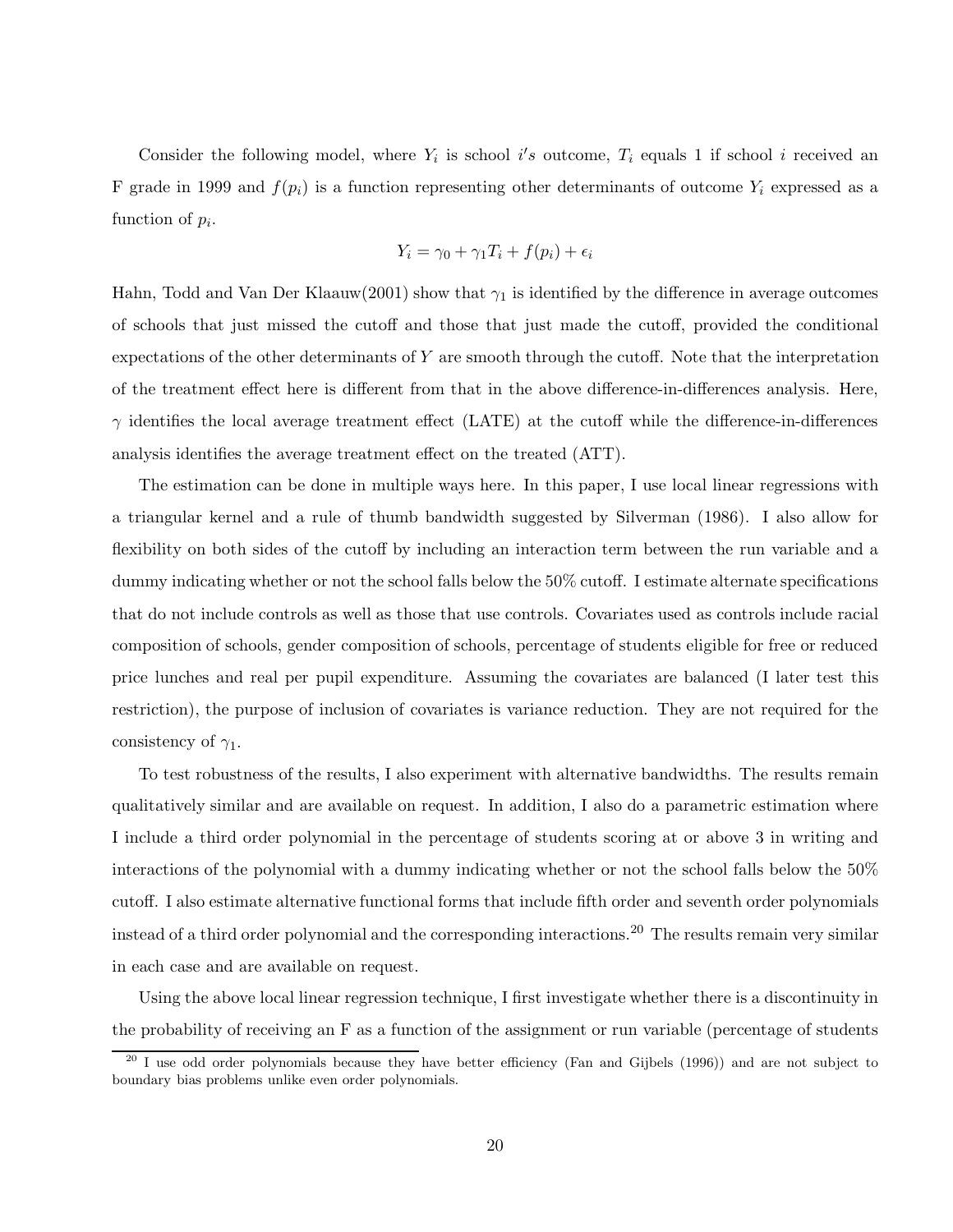Consider the following model, where $Y_i$ is school $i's$ outcome, $T_i$ equals 1 if school $i$ received an F grade in 1999 and $f(p_i)$ is a function representing other determinants of outcome $Y_i$ expressed as a function of $p_i$.

$$Y_i = \gamma_0 + \gamma_1 T_i + f(p_i) + \epsilon_i$$

Hahn, Todd and Van Der Klaauw(2001) show that $\gamma_1$ is identified by the difference in average outcomes of schools that just missed the cutoff and those that just made the cutoff, provided the conditional expectations of the other determinants of $Y$ are smooth through the cutoff. Note that the interpretation of the treatment effect here is different from that in the above difference-in-differences analysis. Here, $\gamma$ identifies the local average treatment effect (LATE) at the cutoff while the difference-in-differences analysis identifies the average treatment effect on the treated (ATT).

The estimation can be done in multiple ways here. In this paper, I use local linear regressions with a triangular kernel and a rule of thumb bandwidth suggested by Silverman (1986). I also allow for flexibility on both sides of the cutoff by including an interaction term between the run variable and a dummy indicating whether or not the school falls below the 50% cutoff. I estimate alternate specifications that do not include controls as well as those that use controls. Covariates used as controls include racial composition of schools, gender composition of schools, percentage of students eligible for free or reduced price lunches and real per pupil expenditure. Assuming the covariates are balanced (I later test this restriction), the purpose of inclusion of covariates is variance reduction. They are not required for the consistency of $\gamma_1$.

To test robustness of the results, I also experiment with alternative bandwidths. The results remain qualitatively similar and are available on request. In addition, I also do a parametric estimation where I include a third order polynomial in the percentage of students scoring at or above 3 in writing and interactions of the polynomial with a dummy indicating whether or not the school falls below the 50% cutoff. I also estimate alternative functional forms that include fifth order and seventh order polynomials instead of a third order polynomial and the corresponding interactions.[20] The results remain very similar in each case and are available on request.

Using the above local linear regression technique, I first investigate whether there is a discontinuity in the probability of receiving an F as a function of the assignment or run variable (percentage of students

[20] I use odd order polynomials because they have better efficiency (Fan and Gijbels (1996)) and are not subject to boundary bias problems unlike even order polynomials.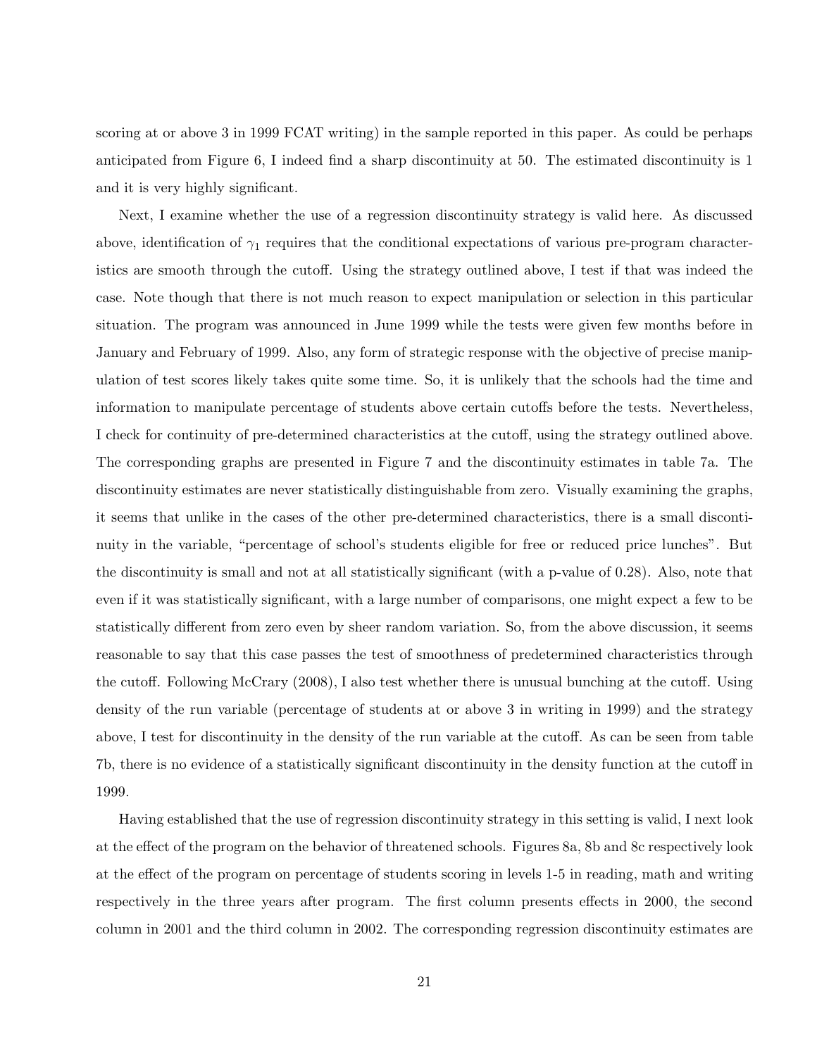scoring at or above 3 in 1999 FCAT writing) in the sample reported in this paper. As could be perhaps anticipated from Figure 6, I indeed find a sharp discontinuity at 50. The estimated discontinuity is 1 and it is very highly significant.

Next, I examine whether the use of a regression discontinuity strategy is valid here. As discussed above, identification of $\gamma_1$ requires that the conditional expectations of various pre-program characteristics are smooth through the cutoff. Using the strategy outlined above, I test if that was indeed the case. Note though that there is not much reason to expect manipulation or selection in this particular situation. The program was announced in June 1999 while the tests were given few months before in January and February of 1999. Also, any form of strategic response with the objective of precise manipulation of test scores likely takes quite some time. So, it is unlikely that the schools had the time and information to manipulate percentage of students above certain cutoffs before the tests. Nevertheless, I check for continuity of pre-determined characteristics at the cutoff, using the strategy outlined above. The corresponding graphs are presented in Figure 7 and the discontinuity estimates in table 7a. The discontinuity estimates are never statistically distinguishable from zero. Visually examining the graphs, it seems that unlike in the cases of the other pre-determined characteristics, there is a small discontinuity in the variable, "percentage of school's students eligible for free or reduced price lunches". But the discontinuity is small and not at all statistically significant (with a p-value of 0.28). Also, note that even if it was statistically significant, with a large number of comparisons, one might expect a few to be statistically different from zero even by sheer random variation. So, from the above discussion, it seems reasonable to say that this case passes the test of smoothness of predetermined characteristics through the cutoff. Following McCrary (2008), I also test whether there is unusual bunching at the cutoff. Using density of the run variable (percentage of students at or above 3 in writing in 1999) and the strategy above, I test for discontinuity in the density of the run variable at the cutoff. As can be seen from table 7b, there is no evidence of a statistically significant discontinuity in the density function at the cutoff in 1999.

Having established that the use of regression discontinuity strategy in this setting is valid, I next look at the effect of the program on the behavior of threatened schools. Figures 8a, 8b and 8c respectively look at the effect of the program on percentage of students scoring in levels 1-5 in reading, math and writing respectively in the three years after program. The first column presents effects in 2000, the second column in 2001 and the third column in 2002. The corresponding regression discontinuity estimates are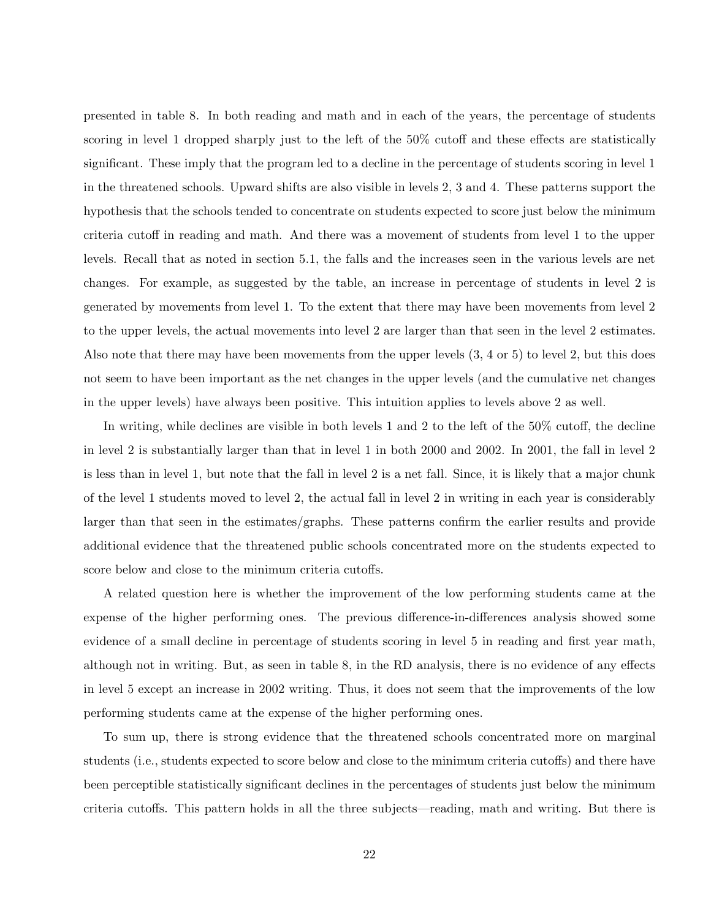presented in table 8. In both reading and math and in each of the years, the percentage of students scoring in level 1 dropped sharply just to the left of the 50% cutoff and these effects are statistically significant. These imply that the program led to a decline in the percentage of students scoring in level 1 in the threatened schools. Upward shifts are also visible in levels 2, 3 and 4. These patterns support the hypothesis that the schools tended to concentrate on students expected to score just below the minimum criteria cutoff in reading and math. And there was a movement of students from level 1 to the upper levels. Recall that as noted in section 5.1, the falls and the increases seen in the various levels are net changes. For example, as suggested by the table, an increase in percentage of students in level 2 is generated by movements from level 1. To the extent that there may have been movements from level 2 to the upper levels, the actual movements into level 2 are larger than that seen in the level 2 estimates. Also note that there may have been movements from the upper levels (3, 4 or 5) to level 2, but this does not seem to have been important as the net changes in the upper levels (and the cumulative net changes in the upper levels) have always been positive. This intuition applies to levels above 2 as well.

In writing, while declines are visible in both levels 1 and 2 to the left of the 50% cutoff, the decline in level 2 is substantially larger than that in level 1 in both 2000 and 2002. In 2001, the fall in level 2 is less than in level 1, but note that the fall in level 2 is a net fall. Since, it is likely that a major chunk of the level 1 students moved to level 2, the actual fall in level 2 in writing in each year is considerably larger than that seen in the estimates/graphs. These patterns confirm the earlier results and provide additional evidence that the threatened public schools concentrated more on the students expected to score below and close to the minimum criteria cutoffs.

A related question here is whether the improvement of the low performing students came at the expense of the higher performing ones. The previous difference-in-differences analysis showed some evidence of a small decline in percentage of students scoring in level 5 in reading and first year math, although not in writing. But, as seen in table 8, in the RD analysis, there is no evidence of any effects in level 5 except an increase in 2002 writing. Thus, it does not seem that the improvements of the low performing students came at the expense of the higher performing ones.

To sum up, there is strong evidence that the threatened schools concentrated more on marginal students (i.e., students expected to score below and close to the minimum criteria cutoffs) and there have been perceptible statistically significant declines in the percentages of students just below the minimum criteria cutoffs. This pattern holds in all the three subjects—reading, math and writing. But there is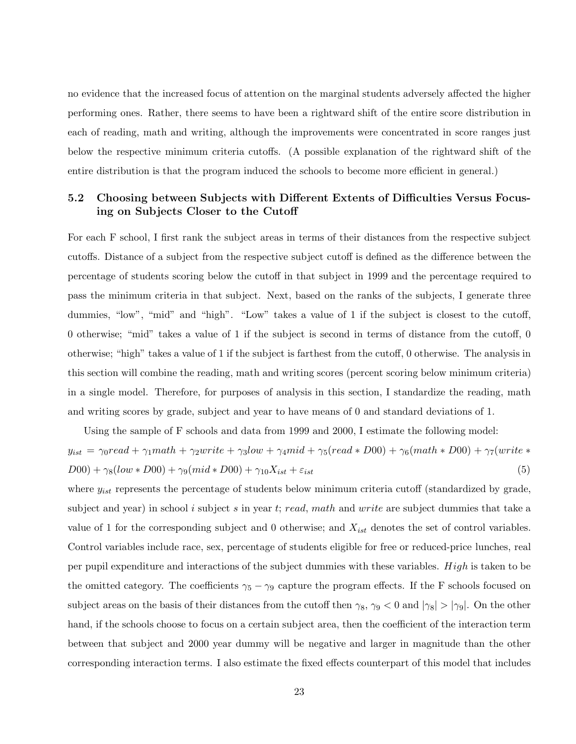no evidence that the increased focus of attention on the marginal students adversely affected the higher performing ones. Rather, there seems to have been a rightward shift of the entire score distribution in each of reading, math and writing, although the improvements were concentrated in score ranges just below the respective minimum criteria cutoffs. (A possible explanation of the rightward shift of the entire distribution is that the program induced the schools to become more efficient in general.)

### 5.2 Choosing between Subjects with Different Extents of Difficulties Versus Focusing on Subjects Closer to the Cutoff

For each F school, I first rank the subject areas in terms of their distances from the respective subject cutoffs. Distance of a subject from the respective subject cutoff is defined as the difference between the percentage of students scoring below the cutoff in that subject in 1999 and the percentage required to pass the minimum criteria in that subject. Next, based on the ranks of the subjects, I generate three dummies, "low", "mid" and "high". "Low" takes a value of 1 if the subject is closest to the cutoff, 0 otherwise; "mid" takes a value of 1 if the subject is second in terms of distance from the cutoff, 0 otherwise; "high" takes a value of 1 if the subject is farthest from the cutoff, 0 otherwise. The analysis in this section will combine the reading, math and writing scores (percent scoring below minimum criteria) in a single model. Therefore, for purposes of analysis in this section, I standardize the reading, math and writing scores by grade, subject and year to have means of 0 and standard deviations of 1.

Using the sample of F schools and data from 1999 and 2000, I estimate the following model:

$$y_{ist} = \gamma_0 read + \gamma_1 math + \gamma_2 write + \gamma_3 low + \gamma_4 mid + \gamma_5 (read * D00) + \gamma_6 (math * D00) + \gamma_7 (write * D00) + \gamma_8 (low * D00) + \gamma_9 (mid * D00) + \gamma_{10} X_{ist} + \varepsilon_{ist} \quad (5)$$

where $y_{ist}$ represents the percentage of students below minimum criteria cutoff (standardized by grade, subject and year) in school $i$ subject $s$ in year $t$; $read$, $math$ and $write$ are subject dummies that take a value of 1 for the corresponding subject and 0 otherwise; and $X_{ist}$ denotes the set of control variables. Control variables include race, sex, percentage of students eligible for free or reduced-price lunches, real per pupil expenditure and interactions of the subject dummies with these variables. $High$ is taken to be the omitted category. The coefficients $\gamma_5 - \gamma_9$ capture the program effects. If the F schools focused on subject areas on the basis of their distances from the cutoff then $\gamma_8$, $\gamma_9 < 0$ and $|\gamma_8| > |\gamma_9|$. On the other hand, if the schools choose to focus on a certain subject area, then the coefficient of the interaction term between that subject and 2000 year dummy will be negative and larger in magnitude than the other corresponding interaction terms. I also estimate the fixed effects counterpart of this model that includes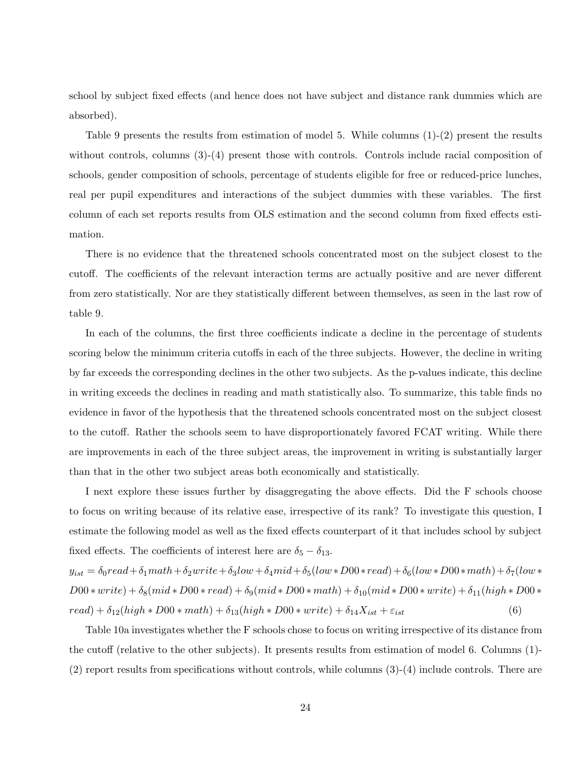school by subject fixed effects (and hence does not have subject and distance rank dummies which are absorbed).

Table 9 presents the results from estimation of model 5. While columns (1)-(2) present the results without controls, columns (3)-(4) present those with controls. Controls include racial composition of schools, gender composition of schools, percentage of students eligible for free or reduced-price lunches, real per pupil expenditures and interactions of the subject dummies with these variables. The first column of each set reports results from OLS estimation and the second column from fixed effects estimation.

There is no evidence that the threatened schools concentrated most on the subject closest to the cutoff. The coefficients of the relevant interaction terms are actually positive and are never different from zero statistically. Nor are they statistically different between themselves, as seen in the last row of table 9.

In each of the columns, the first three coefficients indicate a decline in the percentage of students scoring below the minimum criteria cutoffs in each of the three subjects. However, the decline in writing by far exceeds the corresponding declines in the other two subjects. As the p-values indicate, this decline in writing exceeds the declines in reading and math statistically also. To summarize, this table finds no evidence in favor of the hypothesis that the threatened schools concentrated most on the subject closest to the cutoff. Rather the schools seem to have disproportionately favored FCAT writing. While there are improvements in each of the three subject areas, the improvement in writing is substantially larger than that in the other two subject areas both economically and statistically.

I next explore these issues further by disaggregating the above effects. Did the F schools choose to focus on writing because of its relative ease, irrespective of its rank? To investigate this question, I estimate the following model as well as the fixed effects counterpart of it that includes school by subject fixed effects. The coefficients of interest here are $\delta_5 - \delta_{13}$.

$$y_{ist} = \delta_0 read + \delta_1 math + \delta_2 write + \delta_3 low + \delta_4 mid + \delta_5 (low * D00 * read) + \delta_6 (low * D00 * math) + \delta_7 (low * D00 * write) + \delta_8 (mid * D00 * read) + \delta_9 (mid * D00 * math) + \delta_{10} (mid * D00 * write) + \delta_{11} (high * D00 * read) + \delta_{12} (high * D00 * math) + \delta_{13} (high * D00 * write) + \delta_{14} X_{ist} + \varepsilon_{ist} \quad (6)$$

Table 10a investigates whether the F schools chose to focus on writing irrespective of its distance from the cutoff (relative to the other subjects). It presents results from estimation of model 6. Columns (1)-(2) report results from specifications without controls, while columns (3)-(4) include controls. There are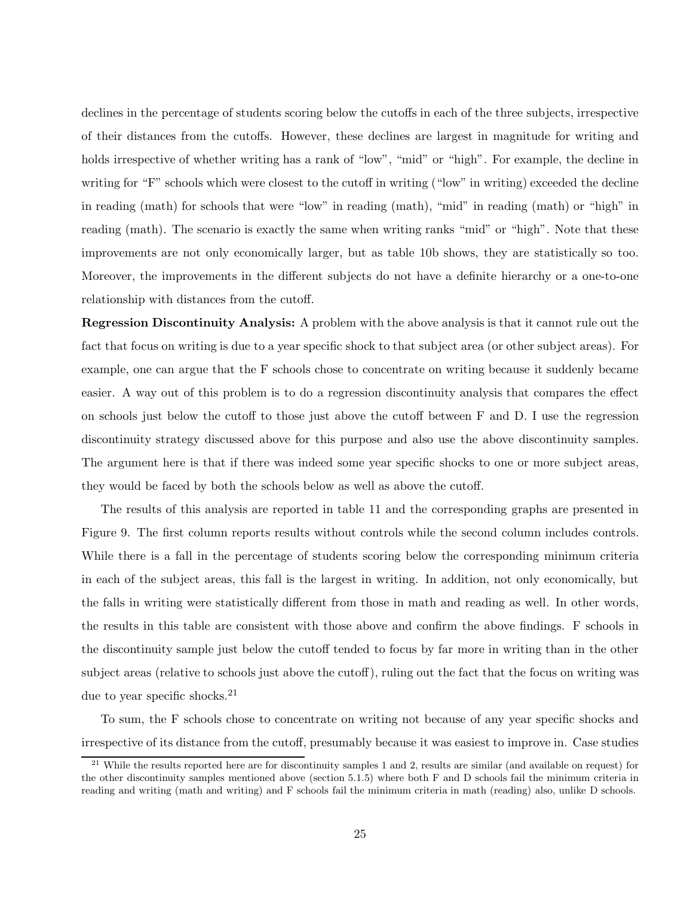declines in the percentage of students scoring below the cutoffs in each of the three subjects, irrespective of their distances from the cutoffs. However, these declines are largest in magnitude for writing and holds irrespective of whether writing has a rank of "low", "mid" or "high". For example, the decline in writing for "F" schools which were closest to the cutoff in writing ("low" in writing) exceeded the decline in reading (math) for schools that were "low" in reading (math), "mid" in reading (math) or "high" in reading (math). The scenario is exactly the same when writing ranks "mid" or "high". Note that these improvements are not only economically larger, but as table 10b shows, they are statistically so too. Moreover, the improvements in the different subjects do not have a definite hierarchy or a one-to-one relationship with distances from the cutoff.

**Regression Discontinuity Analysis:** A problem with the above analysis is that it cannot rule out the fact that focus on writing is due to a year specific shock to that subject area (or other subject areas). For example, one can argue that the F schools chose to concentrate on writing because it suddenly became easier. A way out of this problem is to do a regression discontinuity analysis that compares the effect on schools just below the cutoff to those just above the cutoff between F and D. I use the regression discontinuity strategy discussed above for this purpose and also use the above discontinuity samples. The argument here is that if there was indeed some year specific shocks to one or more subject areas, they would be faced by both the schools below as well as above the cutoff.

The results of this analysis are reported in table 11 and the corresponding graphs are presented in Figure 9. The first column reports results without controls while the second column includes controls. While there is a fall in the percentage of students scoring below the corresponding minimum criteria in each of the subject areas, this fall is the largest in writing. In addition, not only economically, but the falls in writing were statistically different from those in math and reading as well. In other words, the results in this table are consistent with those above and confirm the above findings. F schools in the discontinuity sample just below the cutoff tended to focus by far more in writing than in the other subject areas (relative to schools just above the cutoff), ruling out the fact that the focus on writing was due to year specific shocks.[21]

To sum, the F schools chose to concentrate on writing not because of any year specific shocks and irrespective of its distance from the cutoff, presumably because it was easiest to improve in. Case studies

[21] While the results reported here are for discontinuity samples 1 and 2, results are similar (and available on request) for the other discontinuity samples mentioned above (section 5.1.5) where both F and D schools fail the minimum criteria in reading and writing (math and writing) and F schools fail the minimum criteria in math (reading) also, unlike D schools.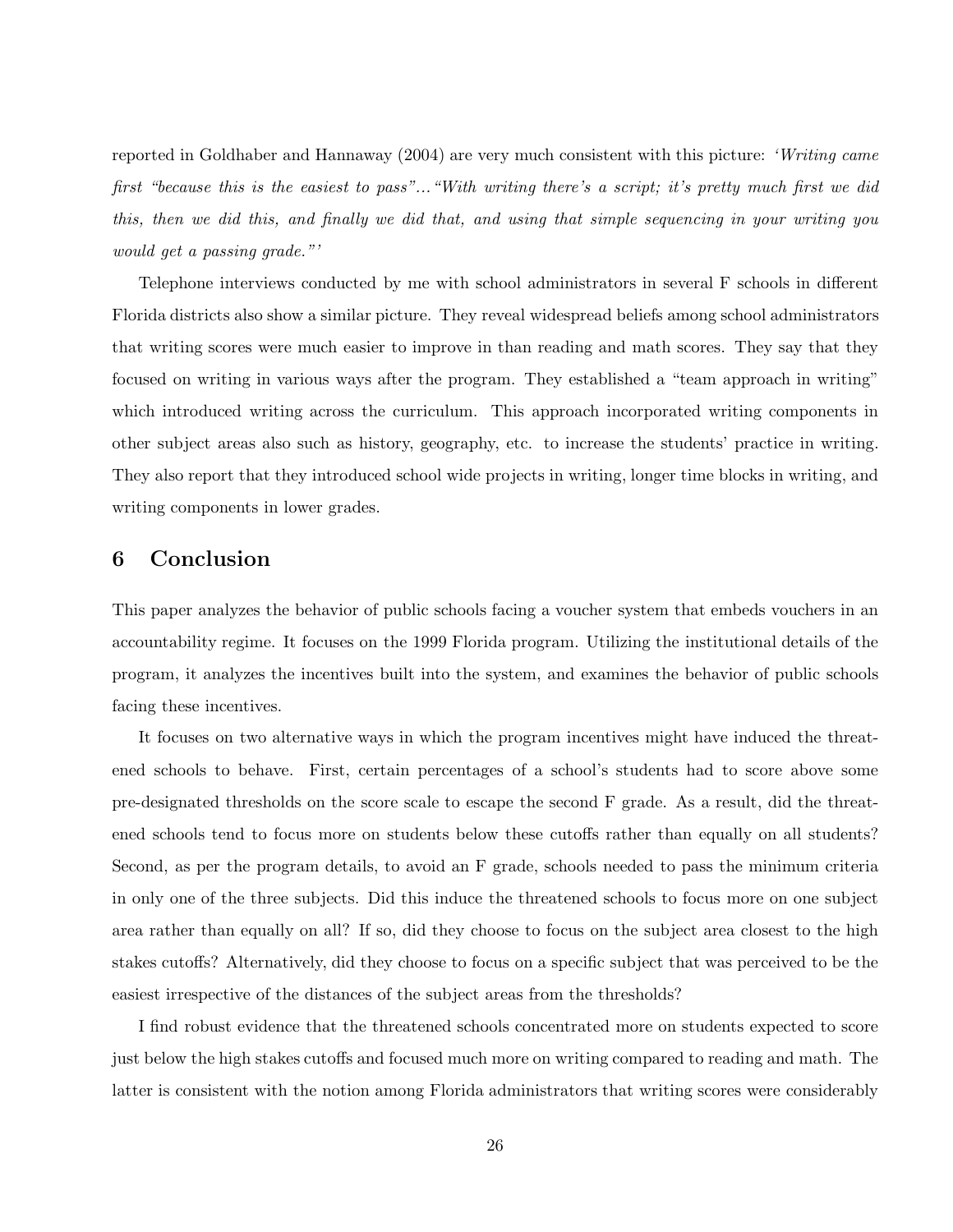reported in Goldhaber and Hannaway (2004) are very much consistent with this picture: *'Writing came first "because this is the easiest to pass"... "With writing there's a script; it's pretty much first we did this, then we did this, and finally we did that, and using that simple sequencing in your writing you would get a passing grade."'*

Telephone interviews conducted by me with school administrators in several F schools in different Florida districts also show a similar picture. They reveal widespread beliefs among school administrators that writing scores were much easier to improve in than reading and math scores. They say that they focused on writing in various ways after the program. They established a "team approach in writing" which introduced writing across the curriculum. This approach incorporated writing components in other subject areas also such as history, geography, etc. to increase the students' practice in writing. They also report that they introduced school wide projects in writing, longer time blocks in writing, and writing components in lower grades.

## 6 Conclusion

This paper analyzes the behavior of public schools facing a voucher system that embeds vouchers in an accountability regime. It focuses on the 1999 Florida program. Utilizing the institutional details of the program, it analyzes the incentives built into the system, and examines the behavior of public schools facing these incentives.

It focuses on two alternative ways in which the program incentives might have induced the threatened schools to behave. First, certain percentages of a school's students had to score above some pre-designated thresholds on the score scale to escape the second F grade. As a result, did the threatened schools tend to focus more on students below these cutoffs rather than equally on all students? Second, as per the program details, to avoid an F grade, schools needed to pass the minimum criteria in only one of the three subjects. Did this induce the threatened schools to focus more on one subject area rather than equally on all? If so, did they choose to focus on the subject area closest to the high stakes cutoffs? Alternatively, did they choose to focus on a specific subject that was perceived to be the easiest irrespective of the distances of the subject areas from the thresholds?

I find robust evidence that the threatened schools concentrated more on students expected to score just below the high stakes cutoffs and focused much more on writing compared to reading and math. The latter is consistent with the notion among Florida administrators that writing scores were considerably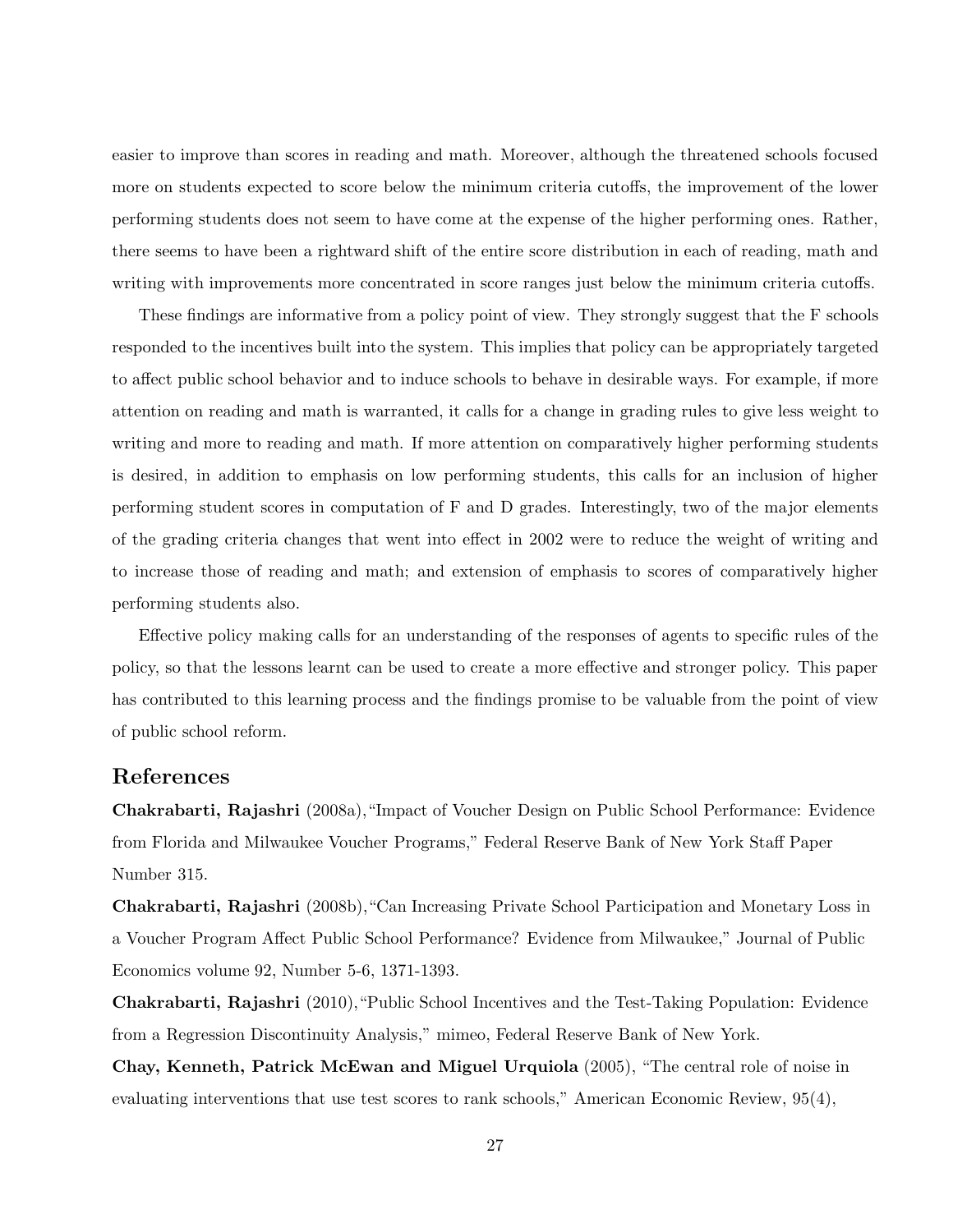easier to improve than scores in reading and math. Moreover, although the threatened schools focused more on students expected to score below the minimum criteria cutoffs, the improvement of the lower performing students does not seem to have come at the expense of the higher performing ones. Rather, there seems to have been a rightward shift of the entire score distribution in each of reading, math and writing with improvements more concentrated in score ranges just below the minimum criteria cutoffs.

These findings are informative from a policy point of view. They strongly suggest that the F schools responded to the incentives built into the system. This implies that policy can be appropriately targeted to affect public school behavior and to induce schools to behave in desirable ways. For example, if more attention on reading and math is warranted, it calls for a change in grading rules to give less weight to writing and more to reading and math. If more attention on comparatively higher performing students is desired, in addition to emphasis on low performing students, this calls for an inclusion of higher performing student scores in computation of F and D grades. Interestingly, two of the major elements of the grading criteria changes that went into effect in 2002 were to reduce the weight of writing and to increase those of reading and math; and extension of emphasis to scores of comparatively higher performing students also.

Effective policy making calls for an understanding of the responses of agents to specific rules of the policy, so that the lessons learnt can be used to create a more effective and stronger policy. This paper has contributed to this learning process and the findings promise to be valuable from the point of view of public school reform.

## References

**Chakrabarti, Rajashri** (2008a), "Impact of Voucher Design on Public School Performance: Evidence from Florida and Milwaukee Voucher Programs," Federal Reserve Bank of New York Staff Paper Number 315.

**Chakrabarti, Rajashri** (2008b), "Can Increasing Private School Participation and Monetary Loss in a Voucher Program Affect Public School Performance? Evidence from Milwaukee," Journal of Public Economics volume 92, Number 5-6, 1371-1393.

**Chakrabarti, Rajashri** (2010), "Public School Incentives and the Test-Taking Population: Evidence from a Regression Discontinuity Analysis," mimeo, Federal Reserve Bank of New York.

**Chay, Kenneth, Patrick McEwan and Miguel Urquiola** (2005), "The central role of noise in evaluating interventions that use test scores to rank schools," American Economic Review, 95(4),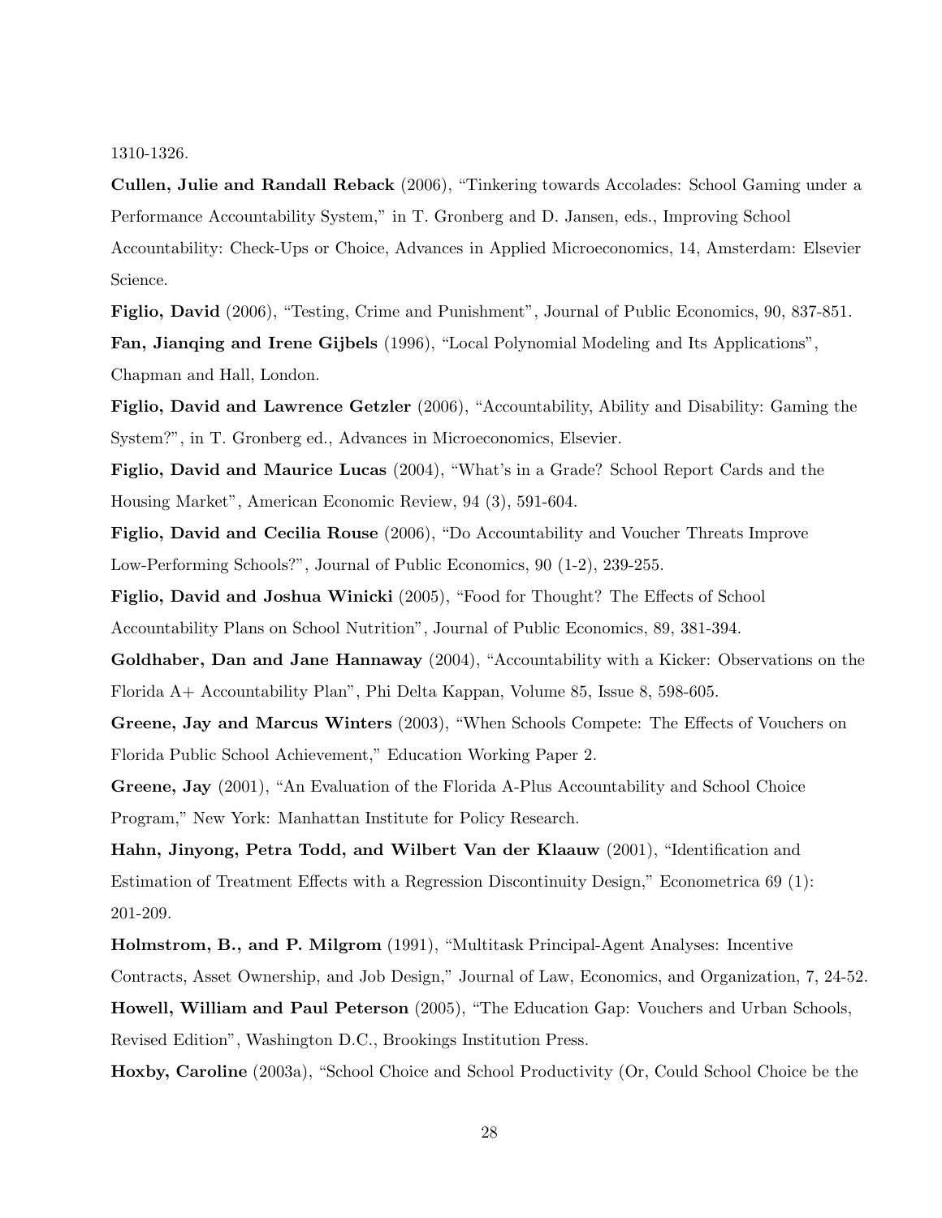1310-1326.

**Cullen, Julie and Randall Reback** (2006), "Tinkering towards Accolades: School Gaming under a Performance Accountability System," in T. Gronberg and D. Jansen, eds., Improving School Accountability: Check-Ups or Choice, Advances in Applied Microeconomics, 14, Amsterdam: Elsevier Science.

**Figlio, David** (2006), "Testing, Crime and Punishment", Journal of Public Economics, 90, 837-851.

**Fan, Jianqing and Irene Gijbels** (1996), "Local Polynomial Modeling and Its Applications", Chapman and Hall, London.

**Figlio, David and Lawrence Getzler** (2006), "Accountability, Ability and Disability: Gaming the System?", in T. Gronberg ed., Advances in Microeconomics, Elsevier.

**Figlio, David and Maurice Lucas** (2004), "What's in a Grade? School Report Cards and the Housing Market", American Economic Review, 94 (3), 591-604.

**Figlio, David and Cecilia Rouse** (2006), "Do Accountability and Voucher Threats Improve Low-Performing Schools?", Journal of Public Economics, 90 (1-2), 239-255.

**Figlio, David and Joshua Winicki** (2005), "Food for Thought? The Effects of School Accountability Plans on School Nutrition", Journal of Public Economics, 89, 381-394.

**Goldhaber, Dan and Jane Hannaway** (2004), "Accountability with a Kicker: Observations on the Florida A+ Accountability Plan", Phi Delta Kappan, Volume 85, Issue 8, 598-605.

**Greene, Jay and Marcus Winters** (2003), "When Schools Compete: The Effects of Vouchers on Florida Public School Achievement," Education Working Paper 2.

**Greene, Jay** (2001), "An Evaluation of the Florida A-Plus Accountability and School Choice Program," New York: Manhattan Institute for Policy Research.

**Hahn, Jinyong, Petra Todd, and Wilbert Van der Klaauw** (2001), "Identification and Estimation of Treatment Effects with a Regression Discontinuity Design," Econometrica 69 (1): 201-209.

**Holmstrom, B., and P. Milgrom** (1991), "Multitask Principal-Agent Analyses: Incentive Contracts, Asset Ownership, and Job Design," Journal of Law, Economics, and Organization, 7, 24-52.

**Howell, William and Paul Peterson** (2005), "The Education Gap: Vouchers and Urban Schools, Revised Edition", Washington D.C., Brookings Institution Press.

**Hoxby, Caroline** (2003a), "School Choice and School Productivity (Or, Could School Choice be the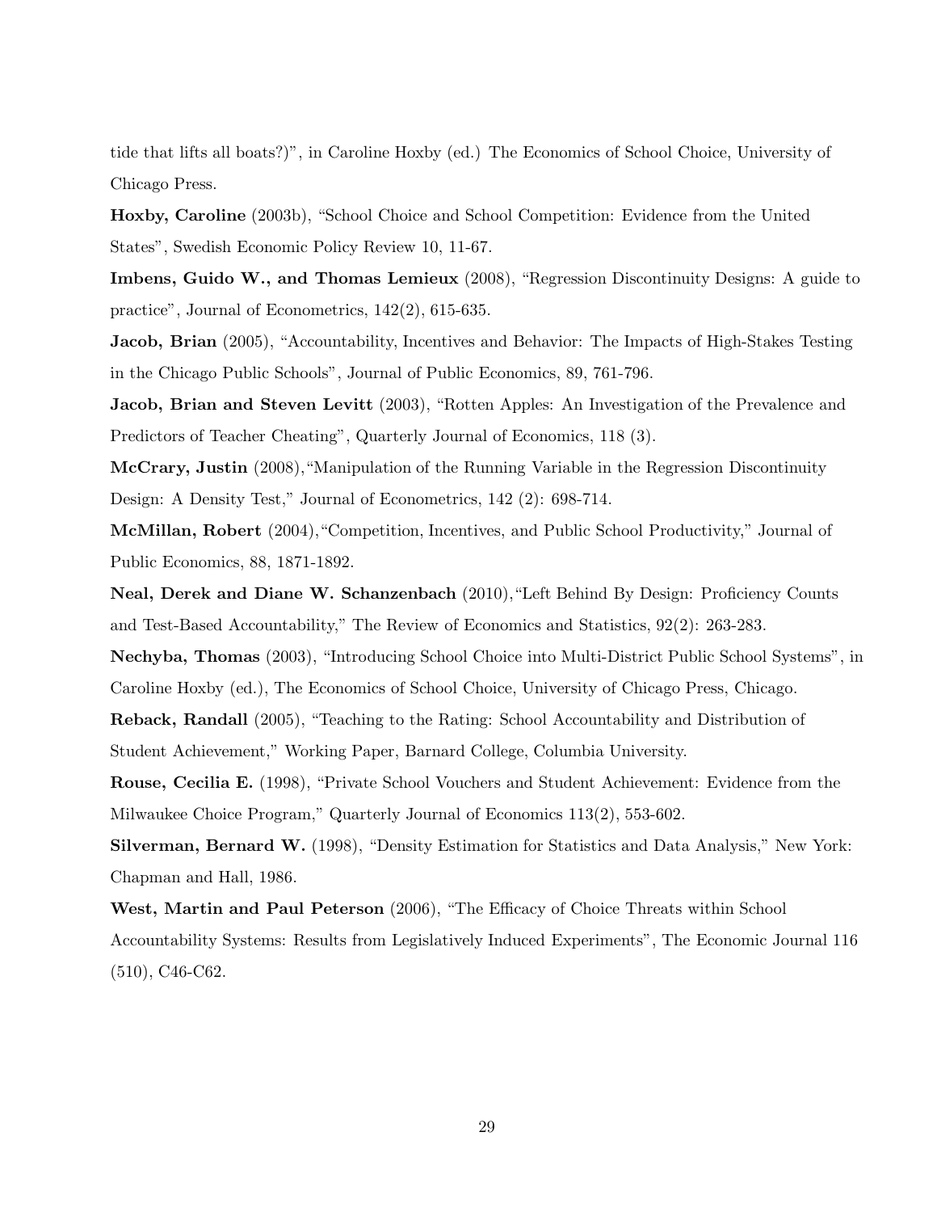tide that lifts all boats?)", in Caroline Hoxby (ed.) The Economics of School Choice, University of Chicago Press.

**Hoxby, Caroline** (2003b), "School Choice and School Competition: Evidence from the United States", Swedish Economic Policy Review 10, 11-67.

**Imbens, Guido W., and Thomas Lemieux** (2008), "Regression Discontinuity Designs: A guide to practice", Journal of Econometrics, 142(2), 615-635.

**Jacob, Brian** (2005), "Accountability, Incentives and Behavior: The Impacts of High-Stakes Testing in the Chicago Public Schools", Journal of Public Economics, 89, 761-796.

**Jacob, Brian and Steven Levitt** (2003), "Rotten Apples: An Investigation of the Prevalence and Predictors of Teacher Cheating", Quarterly Journal of Economics, 118 (3).

**McCrary, Justin** (2008),"Manipulation of the Running Variable in the Regression Discontinuity Design: A Density Test," Journal of Econometrics, 142 (2): 698-714.

**McMillan, Robert** (2004),"Competition, Incentives, and Public School Productivity," Journal of Public Economics, 88, 1871-1892.

**Neal, Derek and Diane W. Schanzenbach** (2010),"Left Behind By Design: Proficiency Counts and Test-Based Accountability," The Review of Economics and Statistics, 92(2): 263-283.

**Nechyba, Thomas** (2003), "Introducing School Choice into Multi-District Public School Systems", in Caroline Hoxby (ed.), The Economics of School Choice, University of Chicago Press, Chicago.

**Reback, Randall** (2005), "Teaching to the Rating: School Accountability and Distribution of Student Achievement," Working Paper, Barnard College, Columbia University.

**Rouse, Cecilia E.** (1998), "Private School Vouchers and Student Achievement: Evidence from the Milwaukee Choice Program," Quarterly Journal of Economics 113(2), 553-602.

**Silverman, Bernard W.** (1998), "Density Estimation for Statistics and Data Analysis," New York: Chapman and Hall, 1986.

**West, Martin and Paul Peterson** (2006), "The Efficacy of Choice Threats within School Accountability Systems: Results from Legislatively Induced Experiments", The Economic Journal 116 (510), C46-C62.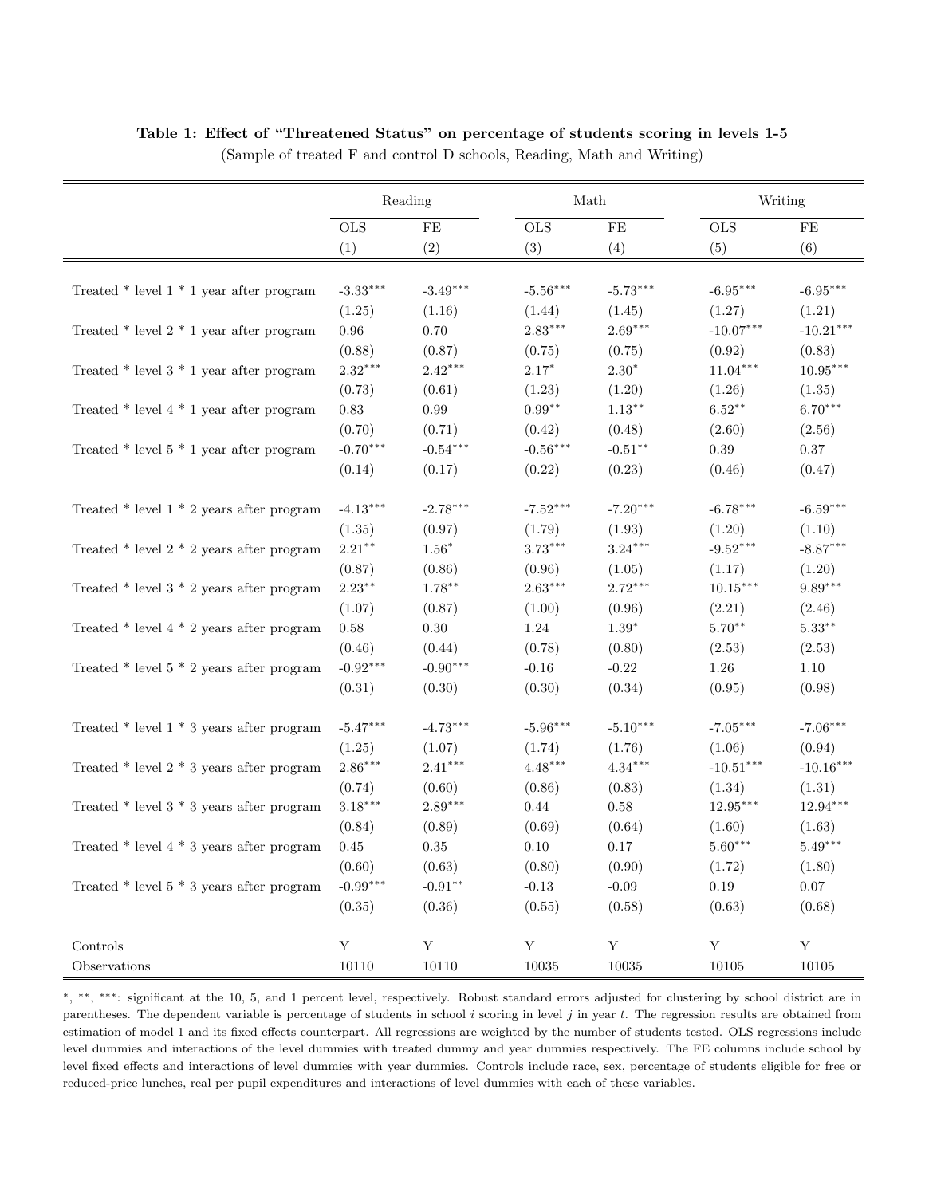**Table 1: Effect of "Threatened Status" on percentage of students scoring in levels 1-5**

(Sample of treated F and control D schools, Reading, Math and Writing)

| | Reading | | Math | | Writing | |
|---|---|---|---|---|---|---|
| | OLS | FE | OLS | FE | OLS | FE |
| | (1) | (2) | (3) | (4) | (5) | (6) |
| Treated * level 1 * 1 year after program | -3.33*** | -3.49*** | -5.56*** | -5.73*** | -6.95*** | -6.95*** |
| | (1.25) | (1.16) | (1.44) | (1.45) | (1.27) | (1.21) |
| Treated * level 2 * 1 year after program | 0.96 | 0.70 | 2.83*** | 2.69*** | -10.07*** | -10.21*** |
| | (0.88) | (0.87) | (0.75) | (0.75) | (0.92) | (0.83) |
| Treated * level 3 * 1 year after program | 2.32*** | 2.42*** | 2.17* | 2.30* | 11.04*** | 10.95*** |
| | (0.73) | (0.61) | (1.23) | (1.20) | (1.26) | (1.35) |
| Treated * level 4 * 1 year after program | 0.83 | 0.99 | 0.99** | 1.13** | 6.52** | 6.70*** |
| | (0.70) | (0.71) | (0.42) | (0.48) | (2.60) | (2.56) |
| Treated * level 5 * 1 year after program | -0.70*** | -0.54*** | -0.56*** | -0.51** | 0.39 | 0.37 |
| | (0.14) | (0.17) | (0.22) | (0.23) | (0.46) | (0.47) |
| Treated * level 1 * 2 years after program | -4.13*** | -2.78*** | -7.52*** | -7.20*** | -6.78*** | -6.59*** |
| | (1.35) | (0.97) | (1.79) | (1.93) | (1.20) | (1.10) |
| Treated * level 2 * 2 years after program | 2.21** | 1.56* | 3.73*** | 3.24*** | -9.52*** | -8.87*** |
| | (0.87) | (0.86) | (0.96) | (1.05) | (1.17) | (1.20) |
| Treated * level 3 * 2 years after program | 2.23** | 1.78** | 2.63*** | 2.72*** | 10.15*** | 9.89*** |
| | (1.07) | (0.87) | (1.00) | (0.96) | (2.21) | (2.46) |
| Treated * level 4 * 2 years after program | 0.58 | 0.30 | 1.24 | 1.39* | 5.70** | 5.33** |
| | (0.46) | (0.44) | (0.78) | (0.80) | (2.53) | (2.53) |
| Treated * level 5 * 2 years after program | -0.92*** | -0.90*** | -0.16 | -0.22 | 1.26 | 1.10 |
| | (0.31) | (0.30) | (0.30) | (0.34) | (0.95) | (0.98) |
| Treated * level 1 * 3 years after program | -5.47*** | -4.73*** | -5.96*** | -5.10*** | -7.05*** | -7.06*** |
| | (1.25) | (1.07) | (1.74) | (1.76) | (1.06) | (0.94) |
| Treated * level 2 * 3 years after program | 2.86*** | 2.41*** | 4.48*** | 4.34*** | -10.51*** | -10.16*** |
| | (0.74) | (0.60) | (0.86) | (0.83) | (1.34) | (1.31) |
| Treated * level 3 * 3 years after program | 3.18*** | 2.89*** | 0.44 | 0.58 | 12.95*** | 12.94*** |
| | (0.84) | (0.89) | (0.69) | (0.64) | (1.60) | (1.63) |
| Treated * level 4 * 3 years after program | 0.45 | 0.35 | 0.10 | 0.17 | 5.60*** | 5.49*** |
| | (0.60) | (0.63) | (0.80) | (0.90) | (1.72) | (1.80) |
| Treated * level 5 * 3 years after program | -0.99*** | -0.91** | -0.13 | -0.09 | 0.19 | 0.07 |
| | (0.35) | (0.36) | (0.55) | (0.58) | (0.63) | (0.68) |
| Controls | Y | Y | Y | Y | Y | Y |
| Observations | 10110 | 10110 | 10035 | 10035 | 10105 | 10105 |

*, **, ***: significant at the 10, 5, and 1 percent level, respectively. Robust standard errors adjusted for clustering by school district are in parentheses. The dependent variable is percentage of students in school $i$ scoring in level $j$ in year $t$. The regression results are obtained from estimation of model 1 and its fixed effects counterpart. All regressions are weighted by the number of students tested. OLS regressions include level dummies and interactions of the level dummies with treated dummy and year dummies respectively. The FE columns include school by level fixed effects and interactions of level dummies with year dummies. Controls include race, sex, percentage of students eligible for free or reduced-price lunches, real per pupil expenditures and interactions of level dummies with each of these variables.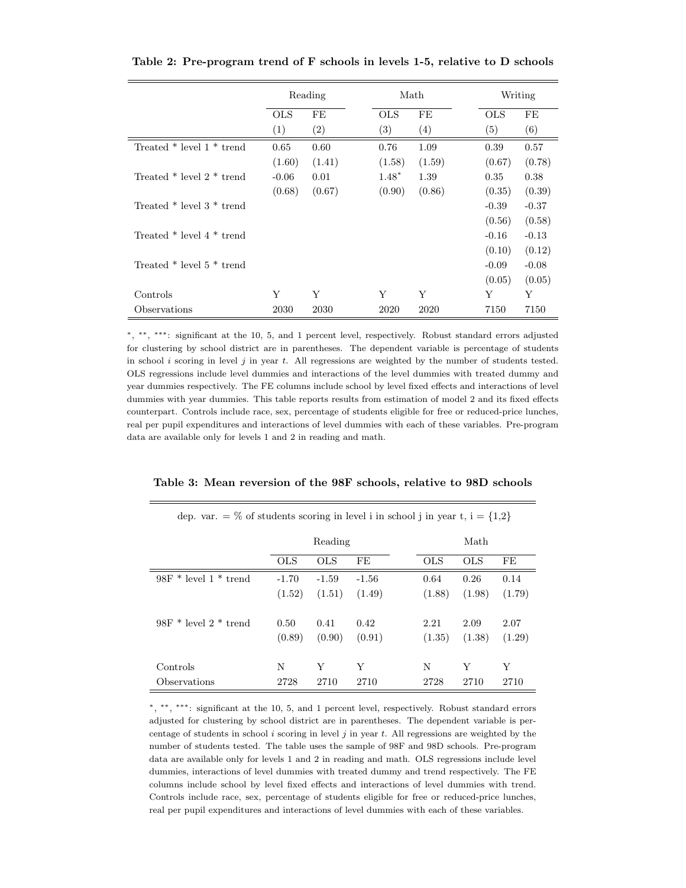**Table 2: Pre-program trend of F schools in levels 1-5, relative to D schools**

| | Reading | | Math | | Writing | |
|---|---|---|---|---|---|---|
| | OLS | FE | OLS | FE | OLS | FE |
| | (1) | (2) | (3) | (4) | (5) | (6) |
| Treated * level 1 * trend | 0.65 | 0.60 | 0.76 | 1.09 | 0.39 | 0.57 |
| | (1.60) | (1.41) | (1.58) | (1.59) | (0.67) | (0.78) |
| Treated * level 2 * trend | -0.06 | 0.01 | 1.48* | 1.39 | 0.35 | 0.38 |
| | (0.68) | (0.67) | (0.90) | (0.86) | (0.35) | (0.39) |
| Treated * level 3 * trend | | | | | -0.39 | -0.37 |
| | | | | | (0.56) | (0.58) |
| Treated * level 4 * trend | | | | | -0.16 | -0.13 |
| | | | | | (0.10) | (0.12) |
| Treated * level 5 * trend | | | | | -0.09 | -0.08 |
| | | | | | (0.05) | (0.05) |
| Controls | Y | Y | Y | Y | Y | Y |
| Observations | 2030 | 2030 | 2020 | 2020 | 7150 | 7150 |

*, **, ***: significant at the 10, 5, and 1 percent level, respectively. Robust standard errors adjusted for clustering by school district are in parentheses. The dependent variable is percentage of students in school $i$ scoring in level $j$ in year $t$. All regressions are weighted by the number of students tested. OLS regressions include level dummies and interactions of the level dummies with treated dummy and year dummies respectively. The FE columns include school by level fixed effects and interactions of level dummies with year dummies. This table reports results from estimation of model 2 and its fixed effects counterpart. Controls include race, sex, percentage of students eligible for free or reduced-price lunches, real per pupil expenditures and interactions of level dummies with each of these variables. Pre-program data are available only for levels 1 and 2 in reading and math.

**Table 3: Mean reversion of the 98F schools, relative to 98D schools**

dep. var. = % of students scoring in level i in school j in year t, i = {1,2}

| | Reading | | | Math | | |
|---|---|---|---|---|---|---|
| | OLS | OLS | FE | OLS | OLS | FE |
| 98F * level 1 * trend | -1.70 | -1.59 | -1.56 | 0.64 | 0.26 | 0.14 |
| | (1.52) | (1.51) | (1.49) | (1.88) | (1.98) | (1.79) |
| 98F * level 2 * trend | 0.50 | 0.41 | 0.42 | 2.21 | 2.09 | 2.07 |
| | (0.89) | (0.90) | (0.91) | (1.35) | (1.38) | (1.29) |
| Controls | N | Y | Y | N | Y | Y |
| Observations | 2728 | 2710 | 2710 | 2728 | 2710 | 2710 |

*, **, ***: significant at the 10, 5, and 1 percent level, respectively. Robust standard errors adjusted for clustering by school district are in parentheses. The dependent variable is percentage of students in school $i$ scoring in level $j$ in year $t$. All regressions are weighted by the number of students tested. The table uses the sample of 98F and 98D schools. Pre-program data are available only for levels 1 and 2 in reading and math. OLS regressions include level dummies, interactions of level dummies with treated dummy and trend respectively. The FE columns include school by level fixed effects and interactions of level dummies with trend. Controls include race, sex, percentage of students eligible for free or reduced-price lunches, real per pupil expenditures and interactions of level dummies with each of these variables.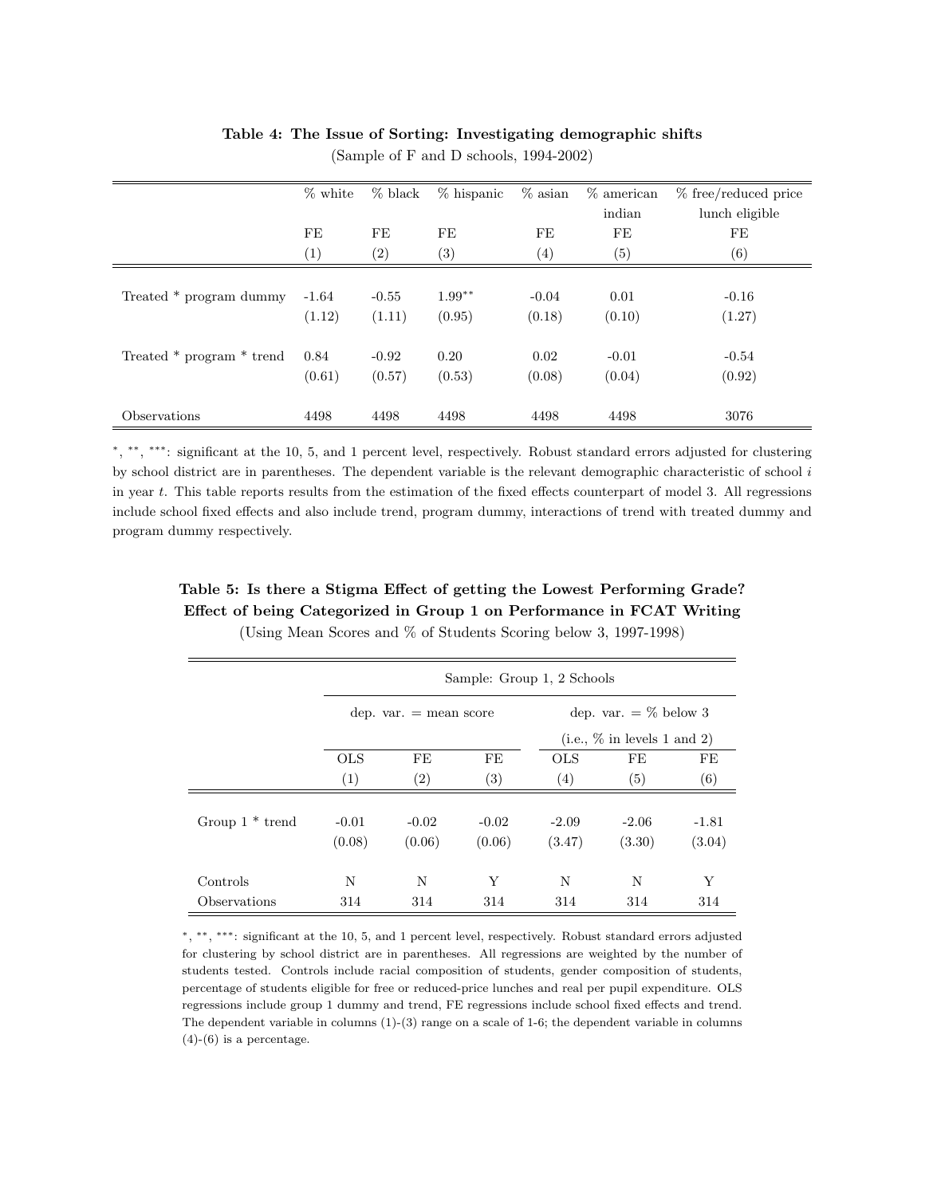**Table 4: The Issue of Sorting: Investigating demographic shifts**

(Sample of F and D schools, 1994-2002)

| | % white | % black | % hispanic | % asian | % american indian | % free/reduced price lunch eligible |
|---|---|---|---|---|---|---|
| | FE | FE | FE | FE | FE | FE |
| | (1) | (2) | (3) | (4) | (5) | (6) |
| Treated * program dummy | -1.64 | -0.55 | 1.99** | -0.04 | 0.01 | -0.16 |
| | (1.12) | (1.11) | (0.95) | (0.18) | (0.10) | (1.27) |
| Treated * program * trend | 0.84 | -0.92 | 0.20 | 0.02 | -0.01 | -0.54 |
| | (0.61) | (0.57) | (0.53) | (0.08) | (0.04) | (0.92) |
| Observations | 4498 | 4498 | 4498 | 4498 | 4498 | 3076 |

*, **, ***: significant at the 10, 5, and 1 percent level, respectively. Robust standard errors adjusted for clustering by school district are in parentheses. The dependent variable is the relevant demographic characteristic of school $i$ in year $t$. This table reports results from the estimation of the fixed effects counterpart of model 3. All regressions include school fixed effects and also include trend, program dummy, interactions of trend with treated dummy and program dummy respectively.

**Table 5: Is there a Stigma Effect of getting the Lowest Performing Grade? Effect of being Categorized in Group 1 on Performance in FCAT Writing**

(Using Mean Scores and % of Students Scoring below 3, 1997-1998)

| | Sample: Group 1, 2 Schools | | | | | |
|---|---|---|---|---|---|---|
| | dep. var. = mean score | | | dep. var. = % below 3 (i.e., % in levels 1 and 2) | | |
| | OLS | FE | FE | OLS | FE | FE |
| | (1) | (2) | (3) | (4) | (5) | (6) |
| Group 1 * trend | -0.01 | -0.02 | -0.02 | -2.09 | -2.06 | -1.81 |
| | (0.08) | (0.06) | (0.06) | (3.47) | (3.30) | (3.04) |
| Controls | N | N | Y | N | N | Y |
| Observations | 314 | 314 | 314 | 314 | 314 | 314 |

*, **, ***: significant at the 10, 5, and 1 percent level, respectively. Robust standard errors adjusted for clustering by school district are in parentheses. All regressions are weighted by the number of students tested. Controls include racial composition of students, gender composition of students, percentage of students eligible for free or reduced-price lunches and real per pupil expenditure. OLS regressions include group 1 dummy and trend, FE regressions include school fixed effects and trend. The dependent variable in columns (1)-(3) range on a scale of 1-6; the dependent variable in columns (4)-(6) is a percentage.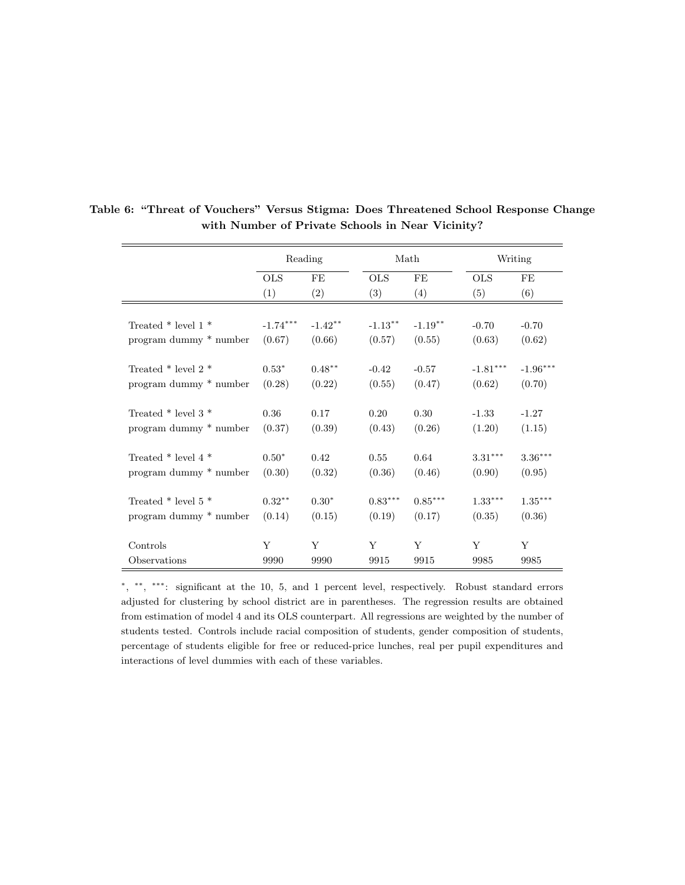**Table 6: "Threat of Vouchers" Versus Stigma: Does Threatened School Response Change with Number of Private Schools in Near Vicinity?**

| | Reading | | Math | | Writing | |
|---|---|---|---|---|---|---|
| | OLS | FE | OLS | FE | OLS | FE |
| | (1) | (2) | (3) | (4) | (5) | (6) |
| Treated * level 1 * program dummy * number | -1.74*** (0.67) | -1.42** (0.66) | -1.13** (0.57) | -1.19** (0.55) | -0.70 (0.63) | -0.70 (0.62) |
| Treated * level 2 * program dummy * number | 0.53* (0.28) | 0.48** (0.22) | -0.42 (0.55) | -0.57 (0.47) | -1.81*** (0.62) | -1.96*** (0.70) |
| Treated * level 3 * program dummy * number | 0.36 (0.37) | 0.17 (0.39) | 0.20 (0.43) | 0.30 (0.26) | -1.33 (1.20) | -1.27 (1.15) |
| Treated * level 4 * program dummy * number | 0.50* (0.30) | 0.42 (0.32) | 0.55 (0.36) | 0.64 (0.46) | 3.31*** (0.90) | 3.36*** (0.95) |
| Treated * level 5 * program dummy * number | 0.32** (0.14) | 0.30* (0.15) | 0.83*** (0.19) | 0.85*** (0.17) | 1.33*** (0.35) | 1.35*** (0.36) |
| Controls | Y | Y | Y | Y | Y | Y |
| Observations | 9990 | 9990 | 9915 | 9915 | 9985 | 9985 |

*, **, ***: significant at the 10, 5, and 1 percent level, respectively. Robust standard errors adjusted for clustering by school district are in parentheses. The regression results are obtained from estimation of model 4 and its OLS counterpart. All regressions are weighted by the number of students tested. Controls include racial composition of students, gender composition of students, percentage of students eligible for free or reduced-price lunches, real per pupil expenditures and interactions of level dummies with each of these variables.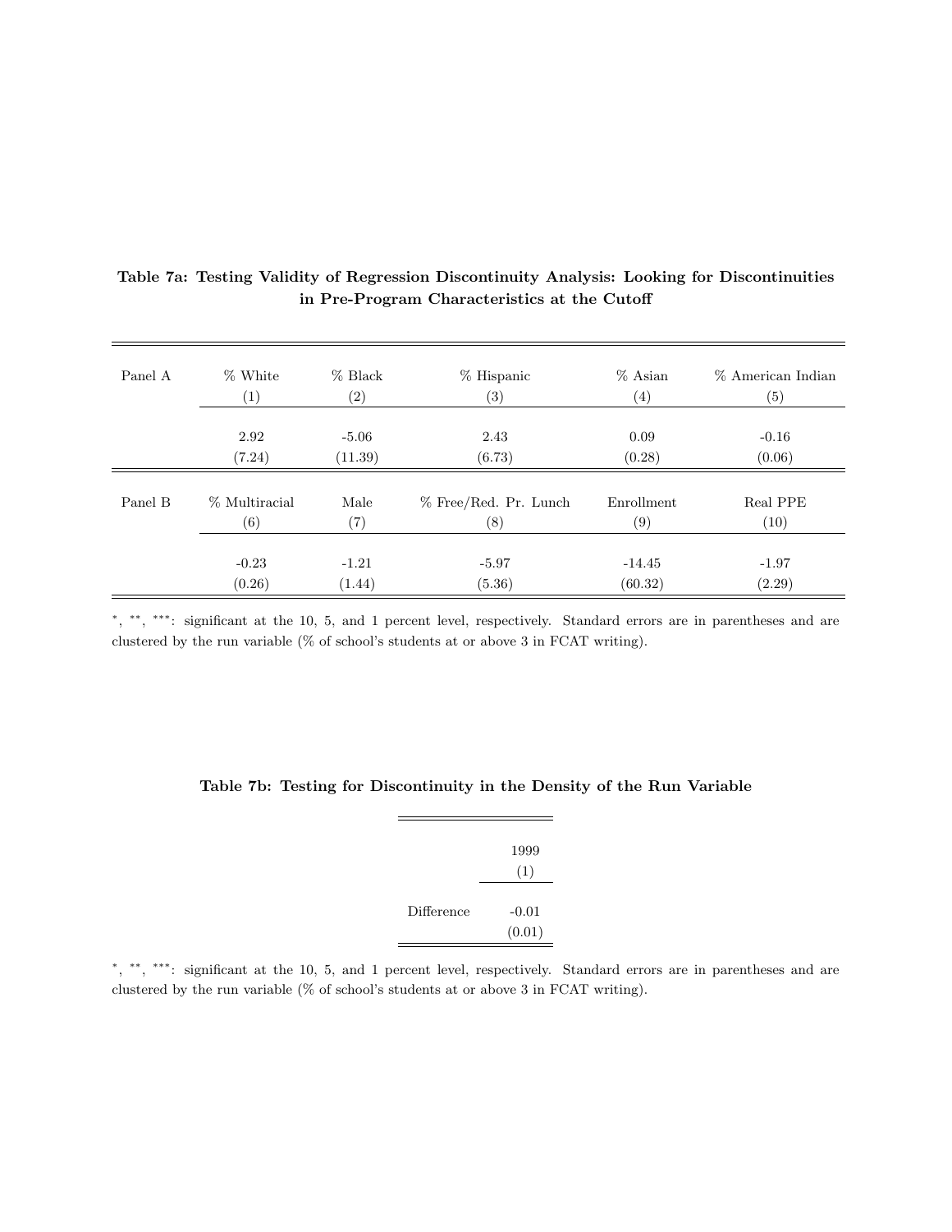**Table 7a: Testing Validity of Regression Discontinuity Analysis: Looking for Discontinuities in Pre-Program Characteristics at the Cutoff**

| Panel A | % White | % Black | % Hispanic | % Asian | % American Indian |
|---|---|---|---|---|---|
| | (1) | (2) | (3) | (4) | (5) |
| | 2.92 | -5.06 | 2.43 | 0.09 | -0.16 |
| | (7.24) | (11.39) | (6.73) | (0.28) | (0.06) |
| **Panel B** | **% Multiracial** | **Male** | **% Free/Red. Pr. Lunch** | **Enrollment** | **Real PPE** |
| | (6) | (7) | (8) | (9) | (10) |
| | -0.23 | -1.21 | -5.97 | -14.45 | -1.97 |
| | (0.26) | (1.44) | (5.36) | (60.32) | (2.29) |

$^{*}$, $^{**}$, $^{***}$: significant at the 10, 5, and 1 percent level, respectively. Standard errors are in parentheses and are clustered by the run variable (% of school's students at or above 3 in FCAT writing).

**Table 7b: Testing for Discontinuity in the Density of the Run Variable**

| | 1999 |
|---|---|
| | (1) |
| Difference | -0.01 |
| | (0.01) |

$^{*}$, $^{**}$, $^{***}$: significant at the 10, 5, and 1 percent level, respectively. Standard errors are in parentheses and are clustered by the run variable (% of school's students at or above 3 in FCAT writing).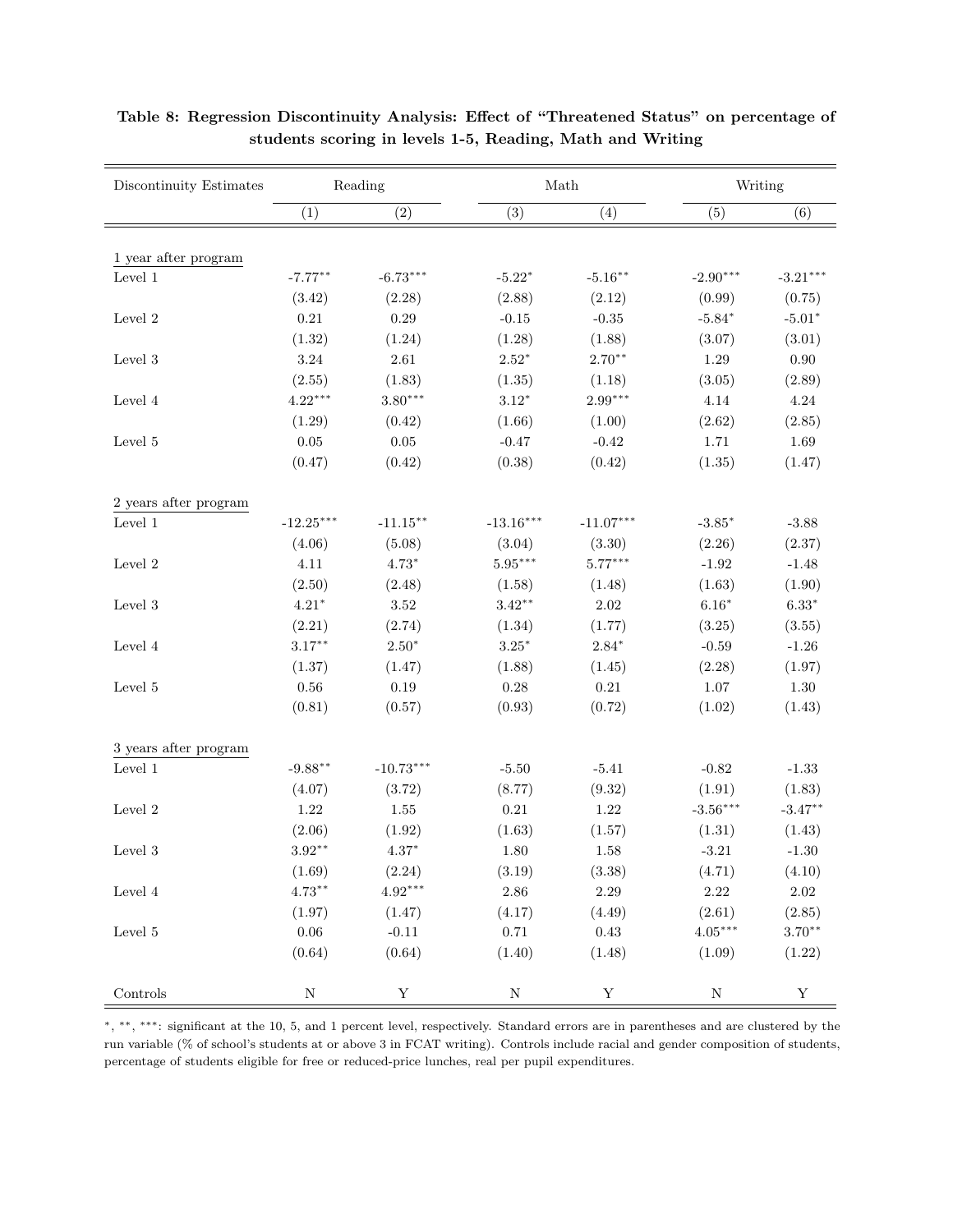**Table 8: Regression Discontinuity Analysis: Effect of "Threatened Status" on percentage of students scoring in levels 1-5, Reading, Math and Writing**

| Discontinuity Estimates | Reading | | Math | | Writing | |
|---|---|---|---|---|---|---|
| | (1) | (2) | (3) | (4) | (5) | (6) |
| 1 year after program | | | | | | |
| Level 1 | -7.77** | -6.73*** | -5.22* | -5.16** | -2.90*** | -3.21*** |
| | (3.42) | (2.28) | (2.88) | (2.12) | (0.99) | (0.75) |
| Level 2 | 0.21 | 0.29 | -0.15 | -0.35 | -5.84* | -5.01* |
| | (1.32) | (1.24) | (1.28) | (1.88) | (3.07) | (3.01) |
| Level 3 | 3.24 | 2.61 | 2.52* | 2.70** | 1.29 | 0.90 |
| | (2.55) | (1.83) | (1.35) | (1.18) | (3.05) | (2.89) |
| Level 4 | 4.22*** | 3.80*** | 3.12* | 2.99*** | 4.14 | 4.24 |
| | (1.29) | (0.42) | (1.66) | (1.00) | (2.62) | (2.85) |
| Level 5 | 0.05 | 0.05 | -0.47 | -0.42 | 1.71 | 1.69 |
| | (0.47) | (0.42) | (0.38) | (0.42) | (1.35) | (1.47) |
| 2 years after program | | | | | | |
| Level 1 | -12.25*** | -11.15** | -13.16*** | -11.07*** | -3.85* | -3.88 |
| | (4.06) | (5.08) | (3.04) | (3.30) | (2.26) | (2.37) |
| Level 2 | 4.11 | 4.73* | 5.95*** | 5.77*** | -1.92 | -1.48 |
| | (2.50) | (2.48) | (1.58) | (1.48) | (1.63) | (1.90) |
| Level 3 | 4.21* | 3.52 | 3.42** | 2.02 | 6.16* | 6.33* |
| | (2.21) | (2.74) | (1.34) | (1.77) | (3.25) | (3.55) |
| Level 4 | 3.17** | 2.50* | 3.25* | 2.84* | -0.59 | -1.26 |
| | (1.37) | (1.47) | (1.88) | (1.45) | (2.28) | (1.97) |
| Level 5 | 0.56 | 0.19 | 0.28 | 0.21 | 1.07 | 1.30 |
| | (0.81) | (0.57) | (0.93) | (0.72) | (1.02) | (1.43) |
| 3 years after program | | | | | | |
| Level 1 | -9.88** | -10.73*** | -5.50 | -5.41 | -0.82 | -1.33 |
| | (4.07) | (3.72) | (8.77) | (9.32) | (1.91) | (1.83) |
| Level 2 | 1.22 | 1.55 | 0.21 | 1.22 | -3.56*** | -3.47** |
| | (2.06) | (1.92) | (1.63) | (1.57) | (1.31) | (1.43) |
| Level 3 | 3.92** | 4.37* | 1.80 | 1.58 | -3.21 | -1.30 |
| | (1.69) | (2.24) | (3.19) | (3.38) | (4.71) | (4.10) |
| Level 4 | 4.73** | 4.92*** | 2.86 | 2.29 | 2.22 | 2.02 |
| | (1.97) | (1.47) | (4.17) | (4.49) | (2.61) | (2.85) |
| Level 5 | 0.06 | -0.11 | 0.71 | 0.43 | 4.05*** | 3.70** |
| | (0.64) | (0.64) | (1.40) | (1.48) | (1.09) | (1.22) |
| Controls | N | Y | N | Y | N | Y |

*, **, ***: significant at the 10, 5, and 1 percent level, respectively. Standard errors are in parentheses and are clustered by the run variable (% of school's students at or above 3 in FCAT writing). Controls include racial and gender composition of students, percentage of students eligible for free or reduced-price lunches, real per pupil expenditures.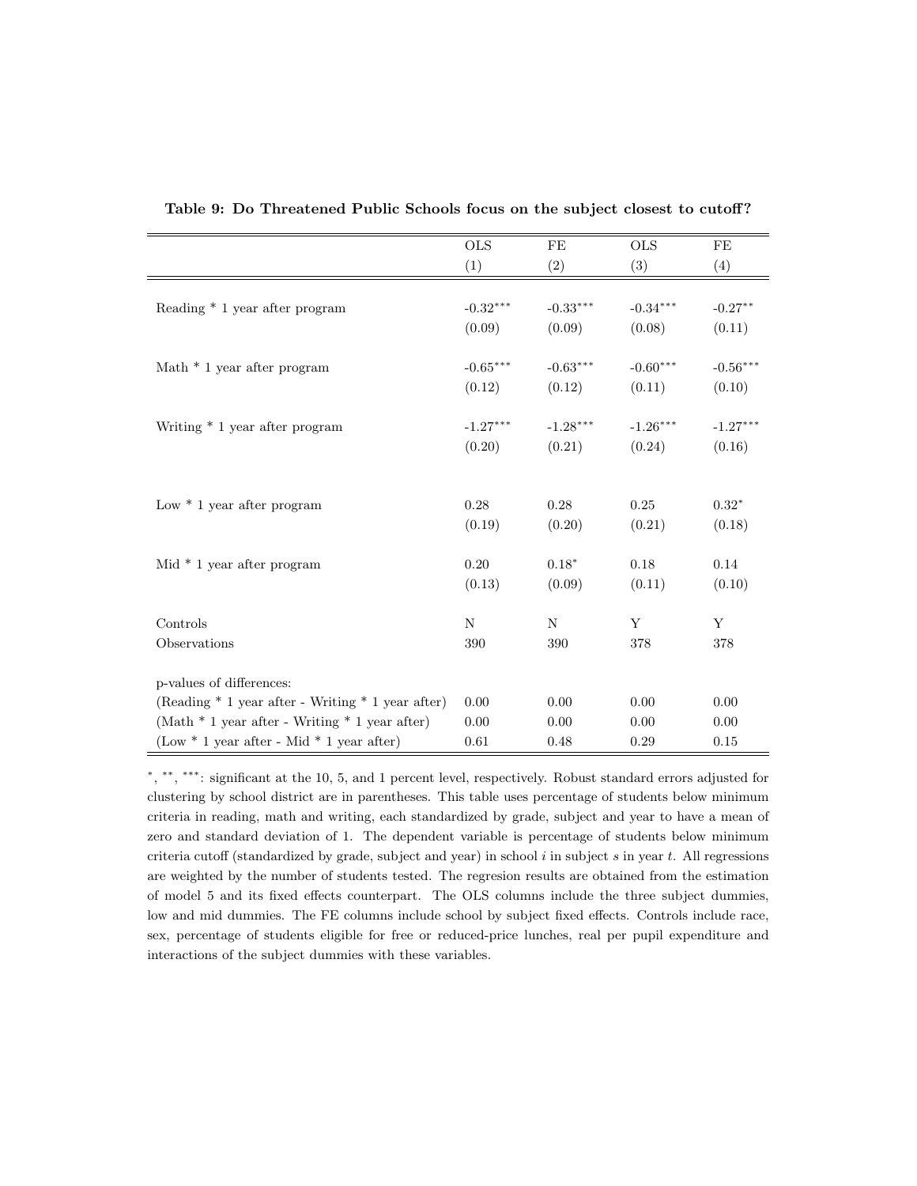**Table 9: Do Threatened Public Schools focus on the subject closest to cutoff?**

| | OLS | FE | OLS | FE |
|---|---|---|---|---|
| | (1) | (2) | (3) | (4) |
| Reading * 1 year after program | -0.32*** | -0.33*** | -0.34*** | -0.27** |
| | (0.09) | (0.09) | (0.08) | (0.11) |
| Math * 1 year after program | -0.65*** | -0.63*** | -0.60*** | -0.56*** |
| | (0.12) | (0.12) | (0.11) | (0.10) |
| Writing * 1 year after program | -1.27*** | -1.28*** | -1.26*** | -1.27*** |
| | (0.20) | (0.21) | (0.24) | (0.16) |
| Low * 1 year after program | 0.28 | 0.28 | 0.25 | 0.32* |
| | (0.19) | (0.20) | (0.21) | (0.18) |
| Mid * 1 year after program | 0.20 | 0.18* | 0.18 | 0.14 |
| | (0.13) | (0.09) | (0.11) | (0.10) |
| Controls | N | N | Y | Y |
| Observations | 390 | 390 | 378 | 378 |
| p-values of differences: | | | | |
| (Reading * 1 year after - Writing * 1 year after) | 0.00 | 0.00 | 0.00 | 0.00 |
| (Math * 1 year after - Writing * 1 year after) | 0.00 | 0.00 | 0.00 | 0.00 |
| (Low * 1 year after - Mid * 1 year after) | 0.61 | 0.48 | 0.29 | 0.15 |

*, **, ***: significant at the 10, 5, and 1 percent level, respectively. Robust standard errors adjusted for clustering by school district are in parentheses. This table uses percentage of students below minimum criteria in reading, math and writing, each standardized by grade, subject and year to have a mean of zero and standard deviation of 1. The dependent variable is percentage of students below minimum criteria cutoff (standardized by grade, subject and year) in school $i$ in subject $s$ in year $t$. All regressions are weighted by the number of students tested. The regresion results are obtained from the estimation of model 5 and its fixed effects counterpart. The OLS columns include the three subject dummies, low and mid dummies. The FE columns include school by subject fixed effects. Controls include race, sex, percentage of students eligible for free or reduced-price lunches, real per pupil expenditure and interactions of the subject dummies with these variables.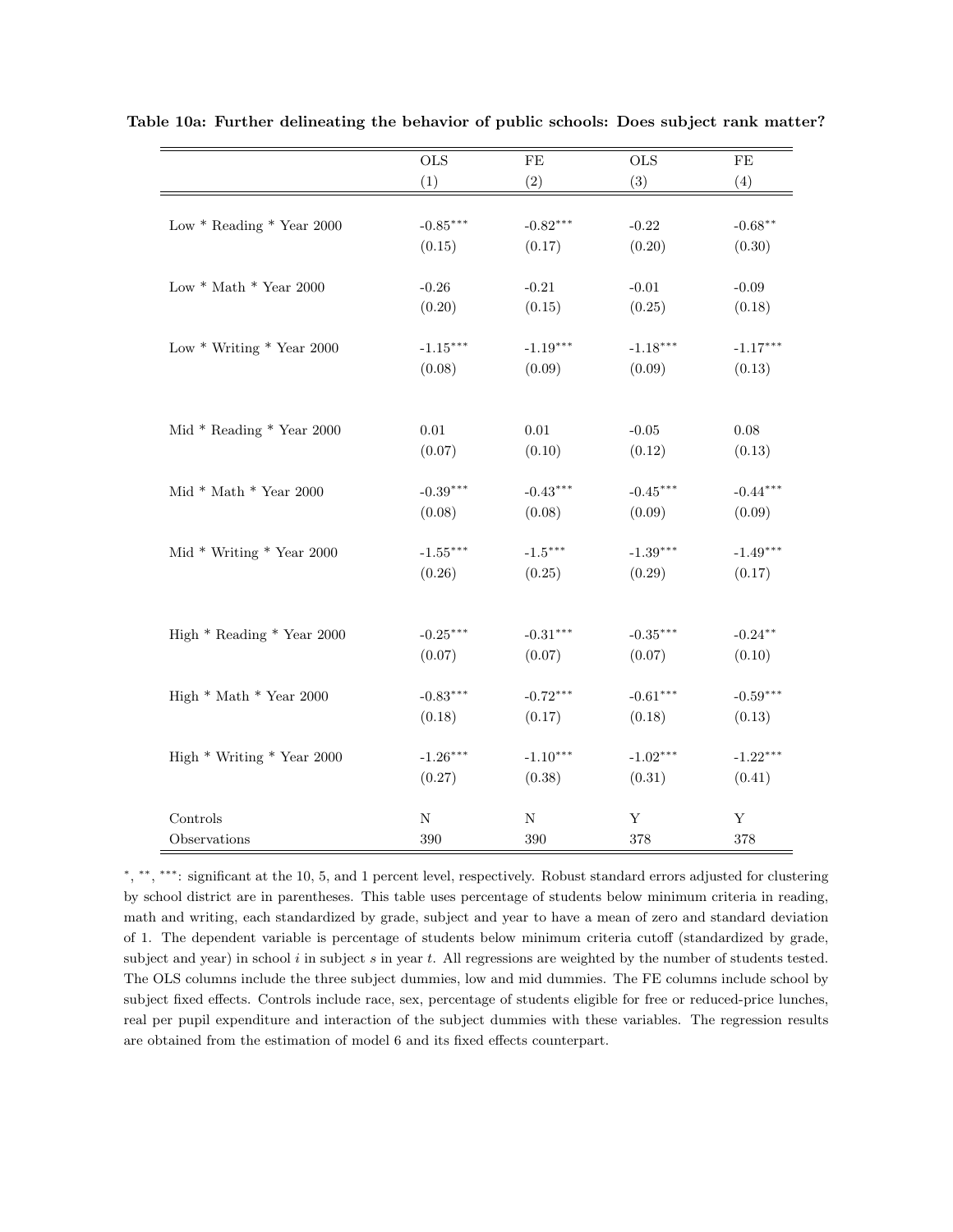**Table 10a: Further delineating the behavior of public schools: Does subject rank matter?**

| | OLS | FE | OLS | FE |
|---|---|---|---|---|
| | (1) | (2) | (3) | (4) |
| Low * Reading * Year 2000 | -0.85*** | -0.82*** | -0.22 | -0.68** |
| | (0.15) | (0.17) | (0.20) | (0.30) |
| Low * Math * Year 2000 | -0.26 | -0.21 | -0.01 | -0.09 |
| | (0.20) | (0.15) | (0.25) | (0.18) |
| Low * Writing * Year 2000 | -1.15*** | -1.19*** | -1.18*** | -1.17*** |
| | (0.08) | (0.09) | (0.09) | (0.13) |
| Mid * Reading * Year 2000 | 0.01 | 0.01 | -0.05 | 0.08 |
| | (0.07) | (0.10) | (0.12) | (0.13) |
| Mid * Math * Year 2000 | -0.39*** | -0.43*** | -0.45*** | -0.44*** |
| | (0.08) | (0.08) | (0.09) | (0.09) |
| Mid * Writing * Year 2000 | -1.55*** | -1.5*** | -1.39*** | -1.49*** |
| | (0.26) | (0.25) | (0.29) | (0.17) |
| High * Reading * Year 2000 | -0.25*** | -0.31*** | -0.35*** | -0.24** |
| | (0.07) | (0.07) | (0.07) | (0.10) |
| High * Math * Year 2000 | -0.83*** | -0.72*** | -0.61*** | -0.59*** |
| | (0.18) | (0.17) | (0.18) | (0.13) |
| High * Writing * Year 2000 | -1.26*** | -1.10*** | -1.02*** | -1.22*** |
| | (0.27) | (0.38) | (0.31) | (0.41) |
| Controls | N | N | Y | Y |
| Observations | 390 | 390 | 378 | 378 |

*, **, ***: significant at the 10, 5, and 1 percent level, respectively. Robust standard errors adjusted for clustering by school district are in parentheses. This table uses percentage of students below minimum criteria in reading, math and writing, each standardized by grade, subject and year to have a mean of zero and standard deviation of 1. The dependent variable is percentage of students below minimum criteria cutoff (standardized by grade, subject and year) in school $i$ in subject $s$ in year $t$. All regressions are weighted by the number of students tested. The OLS columns include the three subject dummies, low and mid dummies. The FE columns include school by subject fixed effects. Controls include race, sex, percentage of students eligible for free or reduced-price lunches, real per pupil expenditure and interaction of the subject dummies with these variables. The regression results are obtained from the estimation of model 6 and its fixed effects counterpart.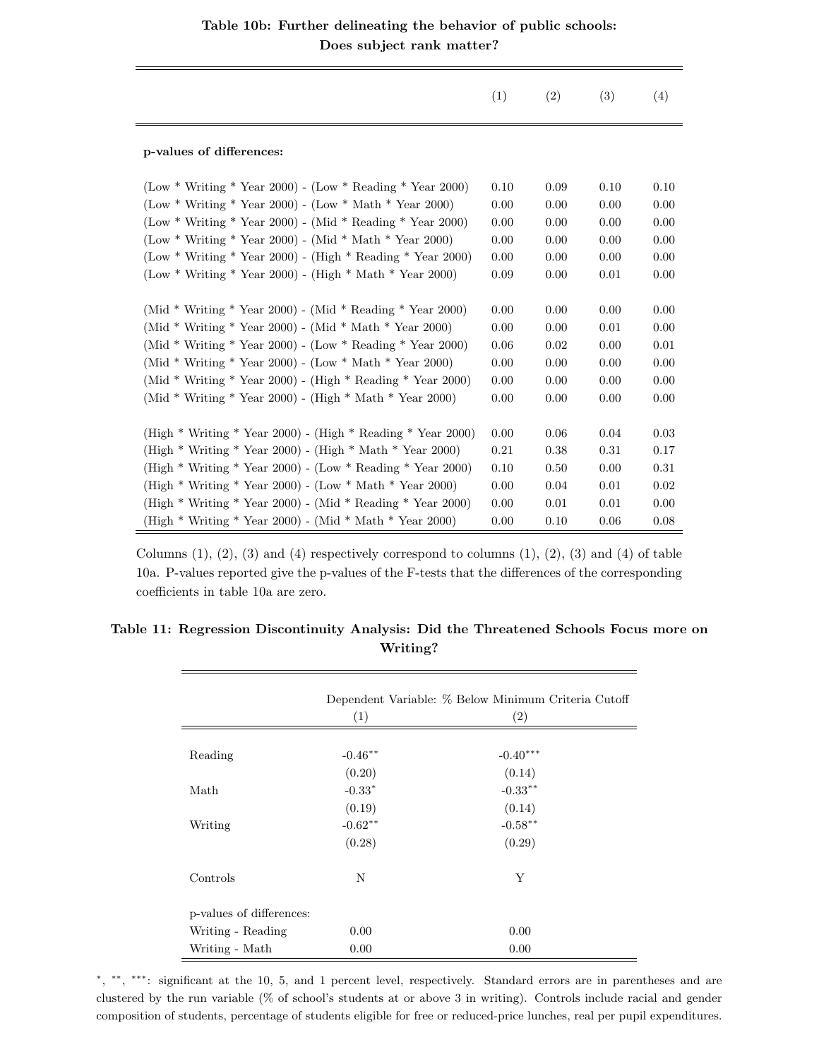**Table 10b: Further delineating the behavior of public schools: Does subject rank matter?**

| | (1) | (2) | (3) | (4) |
|---|---|---|---|---|
| **p-values of differences:** | | | | |
| (Low * Writing * Year 2000) - (Low * Reading * Year 2000) | 0.10 | 0.09 | 0.10 | 0.10 |
| (Low * Writing * Year 2000) - (Low * Math * Year 2000) | 0.00 | 0.00 | 0.00 | 0.00 |
| (Low * Writing * Year 2000) - (Mid * Reading * Year 2000) | 0.00 | 0.00 | 0.00 | 0.00 |
| (Low * Writing * Year 2000) - (Mid * Math * Year 2000) | 0.00 | 0.00 | 0.00 | 0.00 |
| (Low * Writing * Year 2000) - (High * Reading * Year 2000) | 0.00 | 0.00 | 0.00 | 0.00 |
| (Low * Writing * Year 2000) - (High * Math * Year 2000) | 0.09 | 0.00 | 0.01 | 0.00 |
| (Mid * Writing * Year 2000) - (Mid * Reading * Year 2000) | 0.00 | 0.00 | 0.00 | 0.00 |
| (Mid * Writing * Year 2000) - (Mid * Math * Year 2000) | 0.00 | 0.00 | 0.01 | 0.00 |
| (Mid * Writing * Year 2000) - (Low * Reading * Year 2000) | 0.06 | 0.02 | 0.00 | 0.01 |
| (Mid * Writing * Year 2000) - (Low * Math * Year 2000) | 0.00 | 0.00 | 0.00 | 0.00 |
| (Mid * Writing * Year 2000) - (High * Reading * Year 2000) | 0.00 | 0.00 | 0.00 | 0.00 |
| (Mid * Writing * Year 2000) - (High * Math * Year 2000) | 0.00 | 0.00 | 0.00 | 0.00 |
| (High * Writing * Year 2000) - (High * Reading * Year 2000) | 0.00 | 0.06 | 0.04 | 0.03 |
| (High * Writing * Year 2000) - (High * Math * Year 2000) | 0.21 | 0.38 | 0.31 | 0.17 |
| (High * Writing * Year 2000) - (Low * Reading * Year 2000) | 0.10 | 0.50 | 0.00 | 0.31 |
| (High * Writing * Year 2000) - (Low * Math * Year 2000) | 0.00 | 0.04 | 0.01 | 0.02 |
| (High * Writing * Year 2000) - (Mid * Reading * Year 2000) | 0.00 | 0.01 | 0.01 | 0.00 |
| (High * Writing * Year 2000) - (Mid * Math * Year 2000) | 0.00 | 0.10 | 0.06 | 0.08 |

Columns (1), (2), (3) and (4) respectively correspond to columns (1), (2), (3) and (4) of table 10a. P-values reported give the p-values of the F-tests that the differences of the corresponding coefficients in table 10a are zero.

**Table 11: Regression Discontinuity Analysis: Did the Threatened Schools Focus more on Writing?**

| | Dependent Variable: % Below Minimum Criteria Cutoff | |
|---|---|---|
| | (1) | (2) |
| Reading | -0.46** | -0.40*** |
| | (0.20) | (0.14) |
| Math | -0.33* | -0.33** |
| | (0.19) | (0.14) |
| Writing | -0.62** | -0.58** |
| | (0.28) | (0.29) |
| Controls | N | Y |
| p-values of differences: | | |
| Writing - Reading | 0.00 | 0.00 |
| Writing - Math | 0.00 | 0.00 |

*, **, ***: significant at the 10, 5, and 1 percent level, respectively. Standard errors are in parentheses and are clustered by the run variable (% of school's students at or above 3 in writing). Controls include racial and gender composition of students, percentage of students eligible for free or reduced-price lunches, real per pupil expenditures.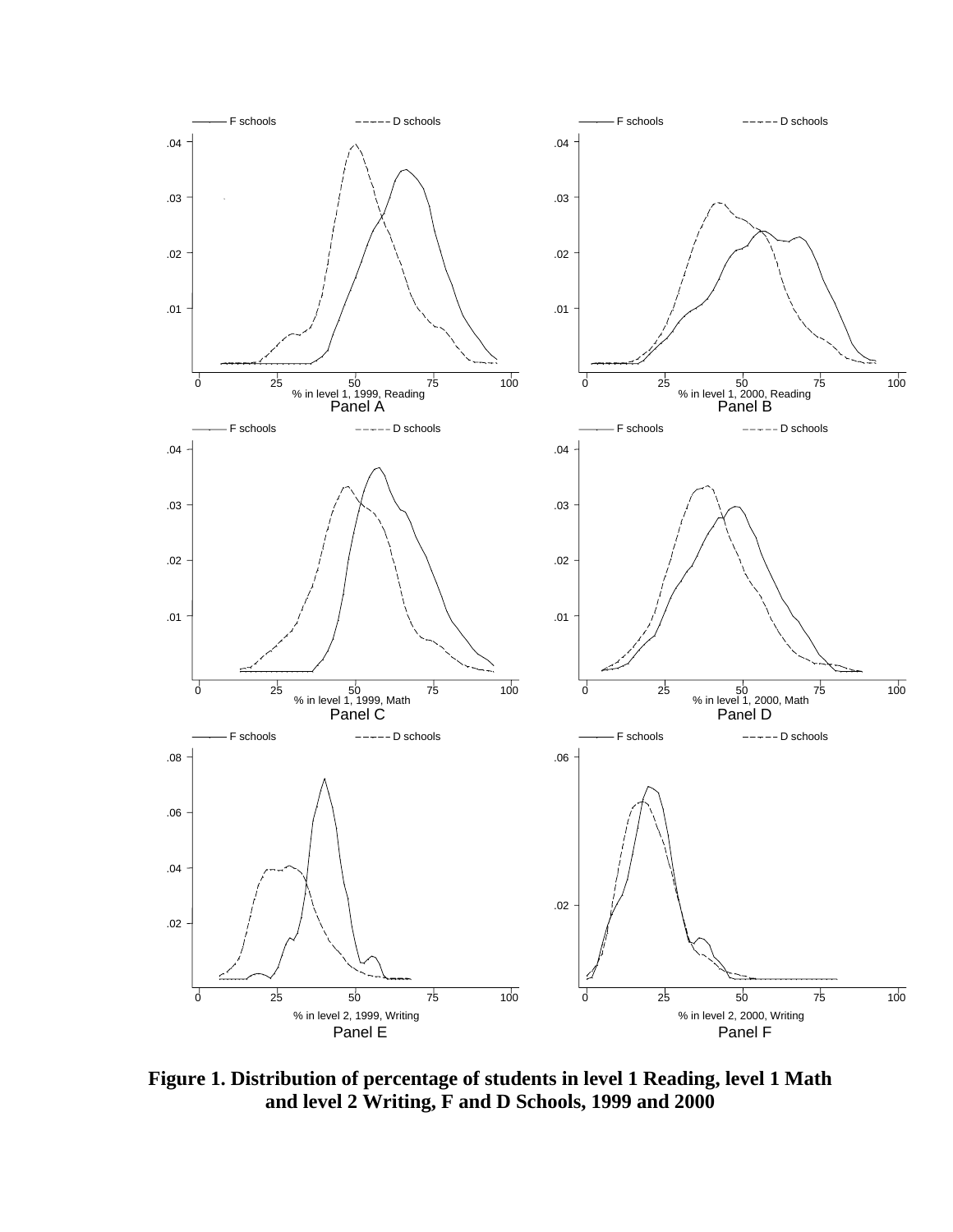**Figure 1. Distribution of percentage of students in level 1 Reading, level 1 Math and level 2 Writing, F and D Schools, 1999 and 2000**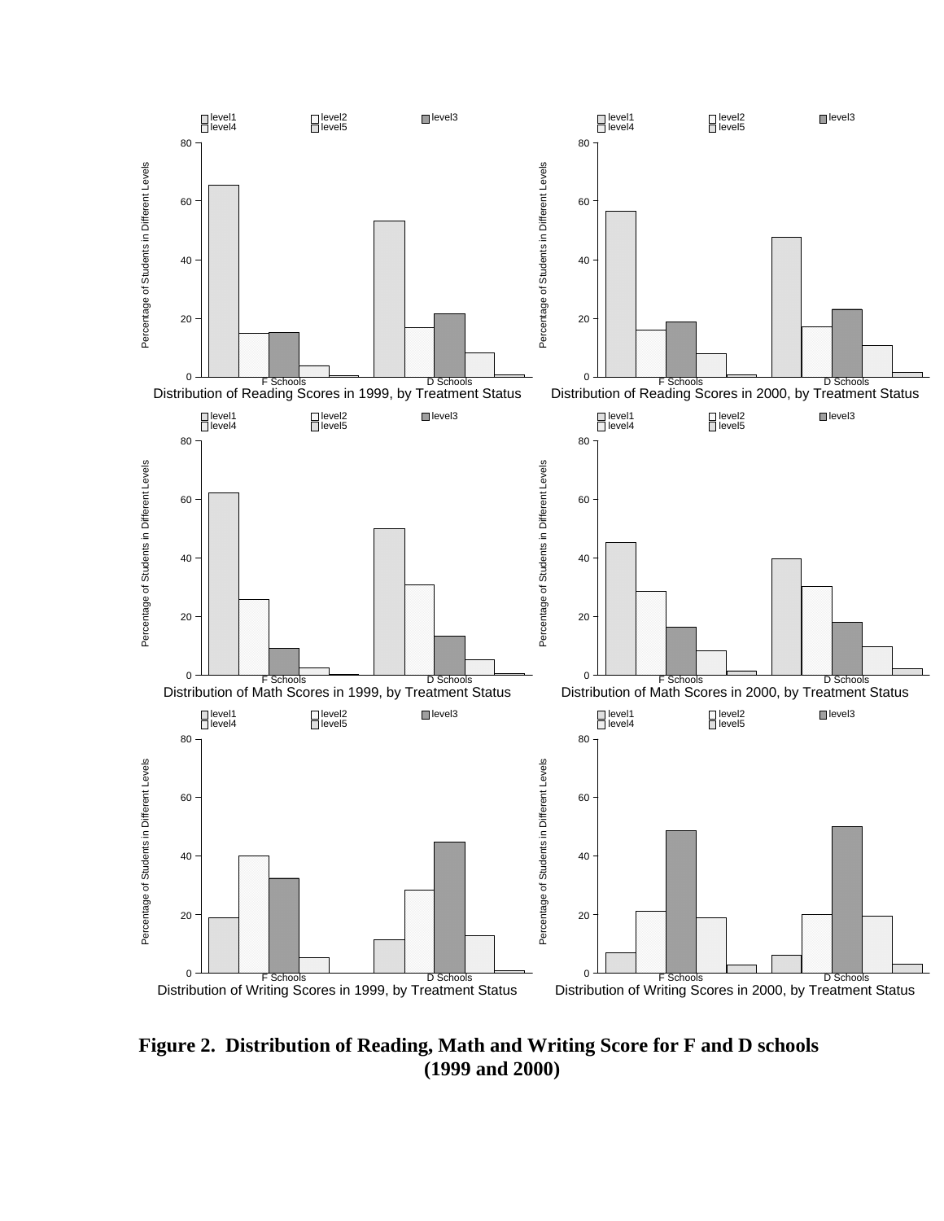Distribution of Reading Scores in 1999, by Treatment Status

Distribution of Reading Scores in 2000, by Treatment Status

Distribution of Math Scores in 1999, by Treatment Status

Distribution of Math Scores in 2000, by Treatment Status

Distribution of Writing Scores in 1999, by Treatment Status

Distribution of Writing Scores in 2000, by Treatment Status

**Figure 2. Distribution of Reading, Math and Writing Score for F and D schools (1999 and 2000)**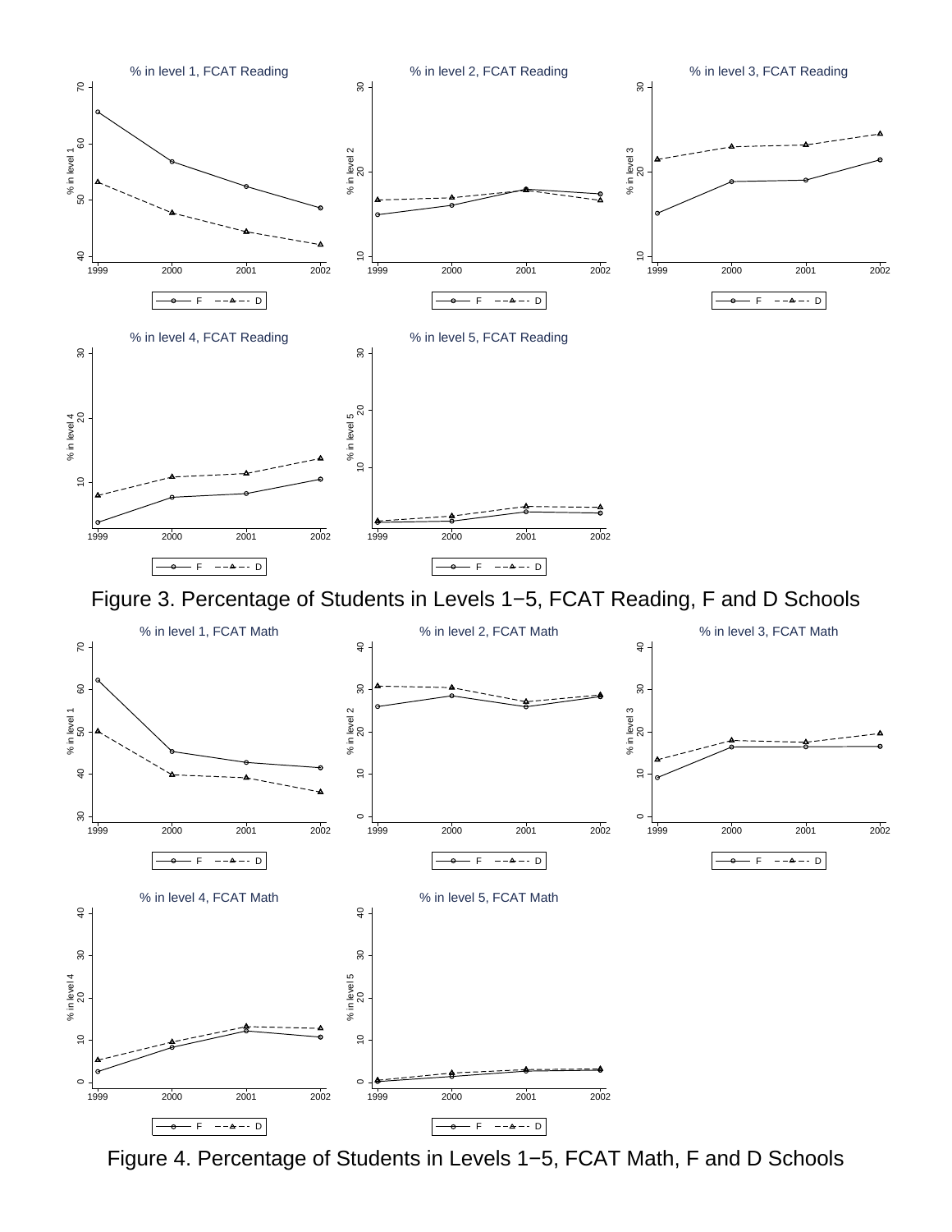Figure 3. Percentage of Students in Levels 1−5, FCAT Reading, F and D Schools

Figure 4. Percentage of Students in Levels 1−5, FCAT Math, F and D Schools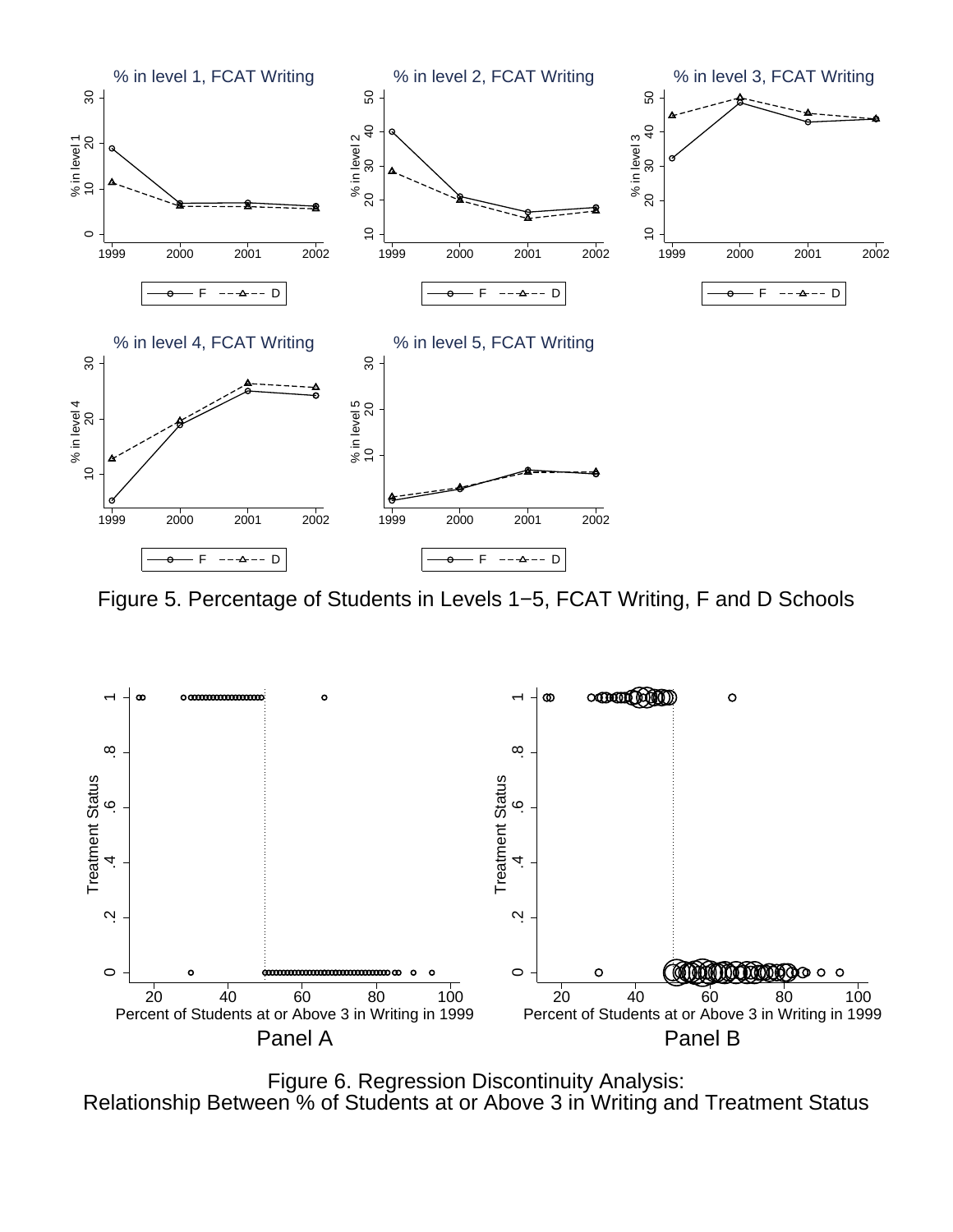Figure 5. Percentage of Students in Levels 1−5, FCAT Writing, F and D Schools

Figure 6. Regression Discontinuity Analysis:
Relationship Between % of Students at or Above 3 in Writing and Treatment Status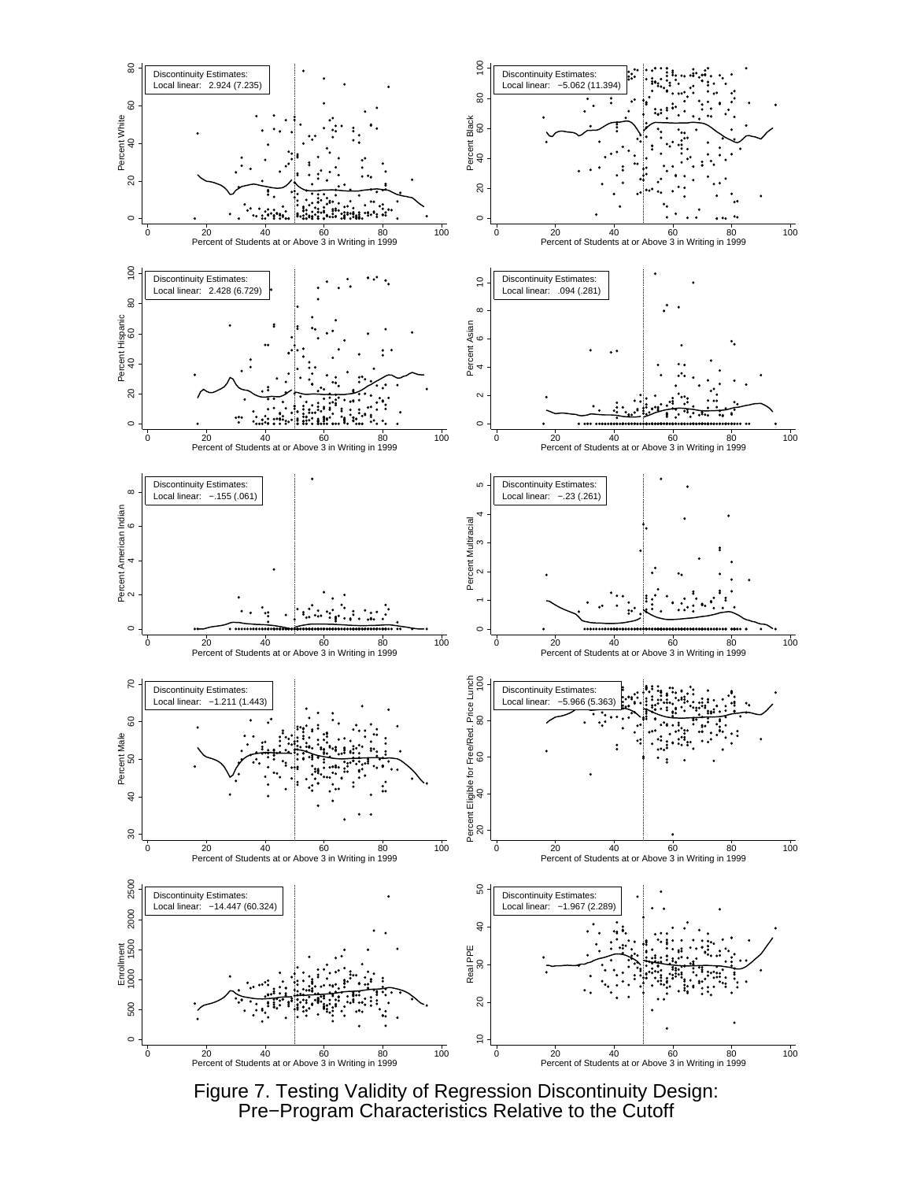Discontinuity Estimates:
Local linear: 2.924 (7.235)

Discontinuity Estimates:
Local linear: −5.062 (11.394)

Discontinuity Estimates:
Local linear: 2.428 (6.729)

Discontinuity Estimates:
Local linear: .094 (.281)

Discontinuity Estimates:
Local linear: −.155 (.061)

Discontinuity Estimates:
Local linear: −.23 (.261)

Discontinuity Estimates:
Local linear: −1.211 (1.443)

Discontinuity Estimates:
Local linear: −5.966 (5.363)

Discontinuity Estimates:
Local linear: −14.447 (60.324)

Discontinuity Estimates:
Local linear: −1.967 (2.289)

Figure 7. Testing Validity of Regression Discontinuity Design: Pre−Program Characteristics Relative to the Cutoff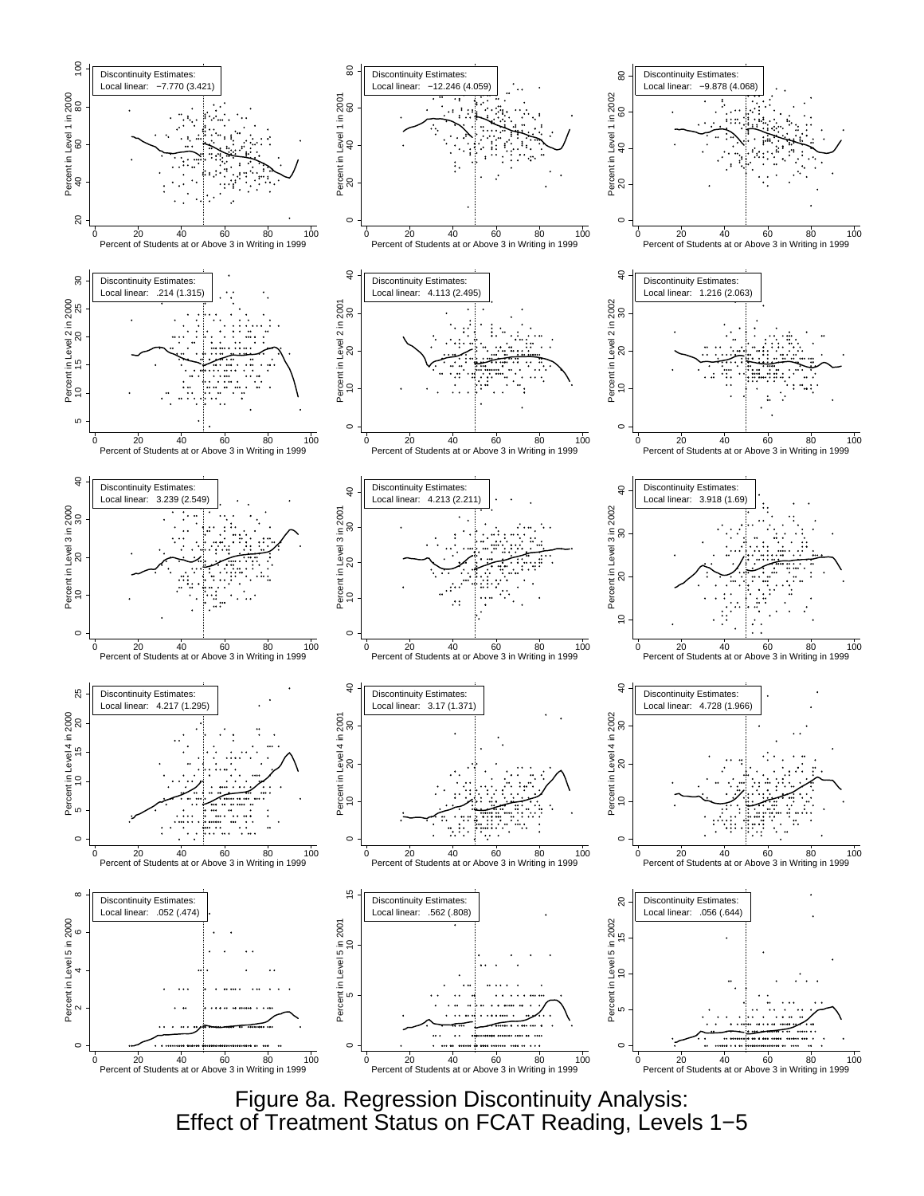Discontinuity Estimates:
Local linear: −7.770 (3.421)

Discontinuity Estimates:
Local linear: −12.246 (4.059)

Discontinuity Estimates:
Local linear: −9.878 (4.068)

Discontinuity Estimates:
Local linear: .214 (1.315)

Discontinuity Estimates:
Local linear: 4.113 (2.495)

Discontinuity Estimates:
Local linear: 1.216 (2.063)

Discontinuity Estimates:
Local linear: 3.239 (2.549)

Discontinuity Estimates:
Local linear: 4.213 (2.211)

Discontinuity Estimates:
Local linear: 3.918 (1.69)

Discontinuity Estimates:
Local linear: 4.217 (1.295)

Discontinuity Estimates:
Local linear: 3.17 (1.371)

Discontinuity Estimates:
Local linear: 4.728 (1.966)

Discontinuity Estimates:
Local linear: .052 (.474)

Discontinuity Estimates:
Local linear: .562 (.808)

Discontinuity Estimates:
Local linear: .056 (.644)

Figure 8a. Regression Discontinuity Analysis:
Effect of Treatment Status on FCAT Reading, Levels 1−5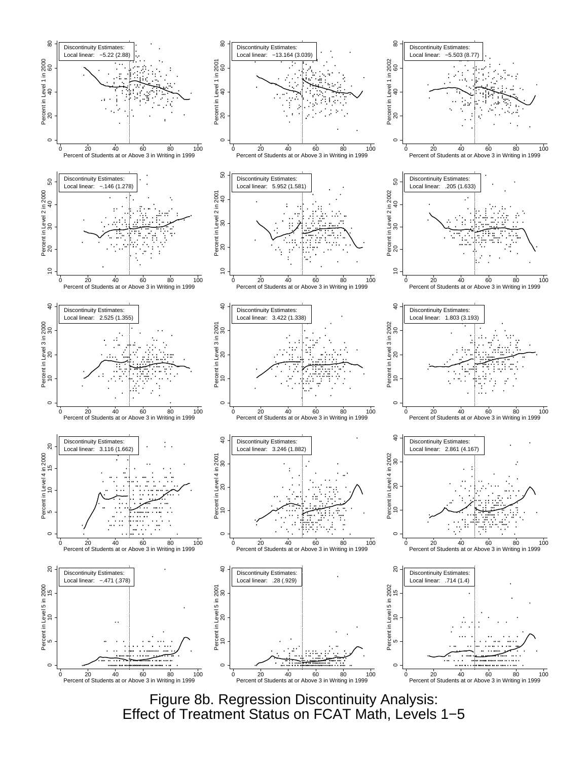Discontinuity Estimates:
Local linear: −5.22 (2.88)

Discontinuity Estimates:
Local linear: −13.164 (3.039)

Discontinuity Estimates:
Local linear: −5.503 (8.77)

Discontinuity Estimates:
Local linear: −.146 (1.278)

Discontinuity Estimates:
Local linear: 5.952 (1.581)

Discontinuity Estimates:
Local linear: .205 (1.633)

Discontinuity Estimates:
Local linear: 2.525 (1.355)

Discontinuity Estimates:
Local linear: 3.422 (1.338)

Discontinuity Estimates:
Local linear: 1.803 (3.193)

Discontinuity Estimates:
Local linear: 3.116 (1.662)

Discontinuity Estimates:
Local linear: 3.246 (1.882)

Discontinuity Estimates:
Local linear: 2.861 (4.167)

Discontinuity Estimates:
Local linear: −.471 (.378)

Discontinuity Estimates:
Local linear: .28 (.929)

Discontinuity Estimates:
Local linear: .714 (1.4)

Figure 8b. Regression Discontinuity Analysis:
Effect of Treatment Status on FCAT Math, Levels 1−5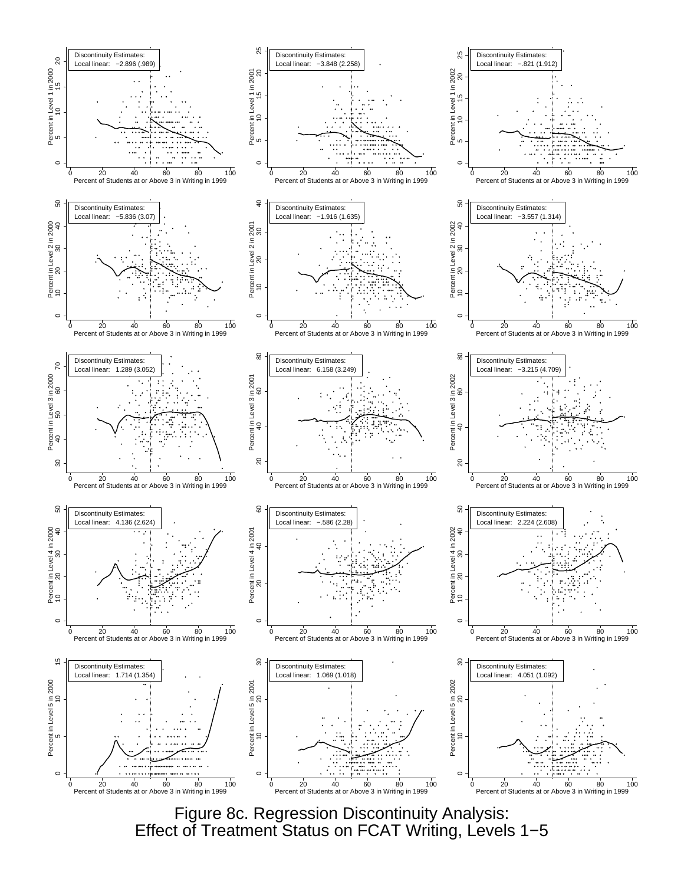Figure 8c. Regression Discontinuity Analysis:
Effect of Treatment Status on FCAT Writing, Levels 1−5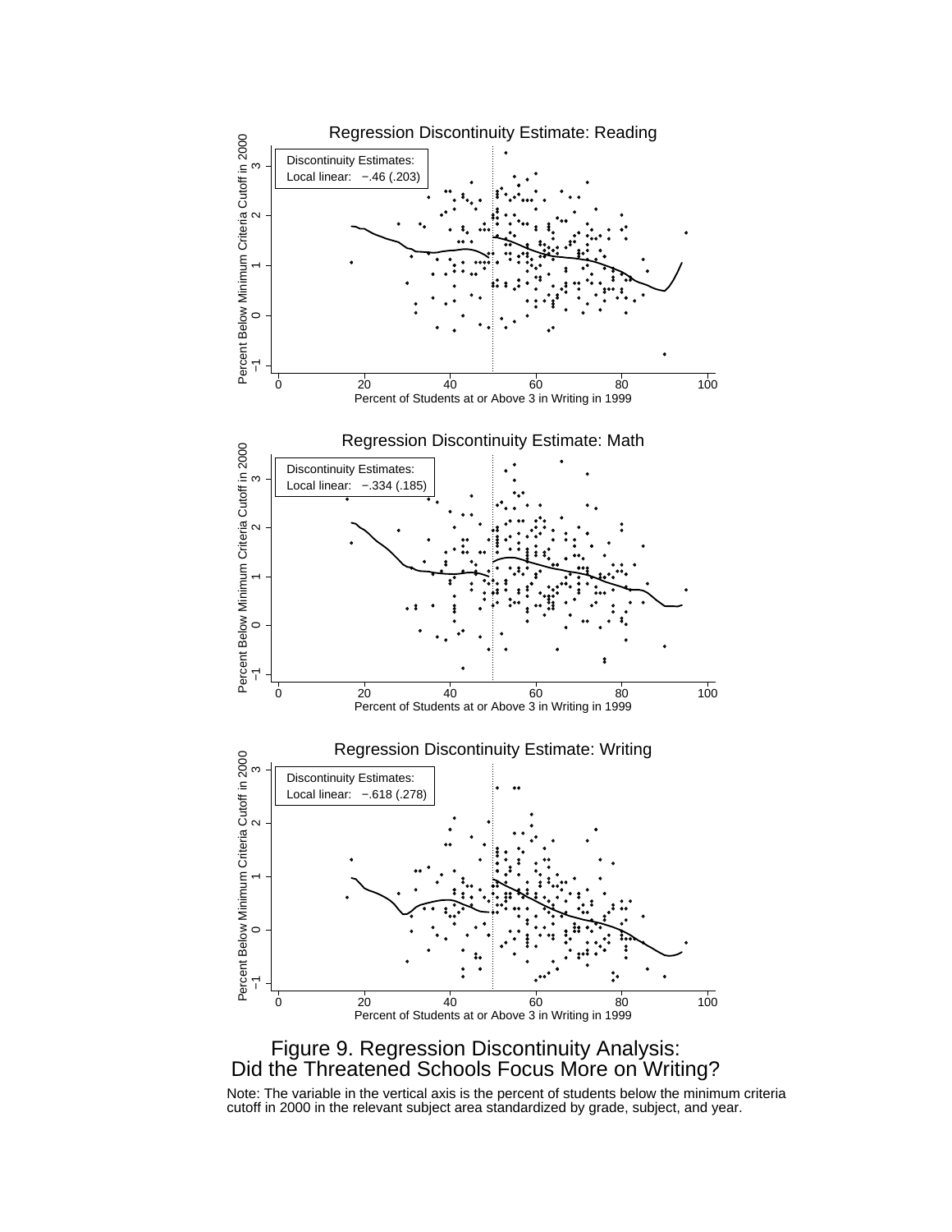Regression Discontinuity Estimate: Reading

Discontinuity Estimates:
Local linear: −.46 (.203)

Percent Below Minimum Criteria Cutoff in 2000

−1 0 1 2 3

0 20 40 60 80 100

Percent of Students at or Above 3 in Writing in 1999

Regression Discontinuity Estimate: Math

Discontinuity Estimates:
Local linear: −.334 (.185)

Percent Below Minimum Criteria Cutoff in 2000

−1 0 1 2 3

0 20 40 60 80 100

Percent of Students at or Above 3 in Writing in 1999

Regression Discontinuity Estimate: Writing

Discontinuity Estimates:
Local linear: −.618 (.278)

Percent Below Minimum Criteria Cutoff in 2000

−1 0 1 2 3

0 20 40 60 80 100

Percent of Students at or Above 3 in Writing in 1999

Figure 9. Regression Discontinuity Analysis:
Did the Threatened Schools Focus More on Writing?

Note: The variable in the vertical axis is the percent of students below the minimum criteria cutoff in 2000 in the relevant subject area standardized by grade, subject, and year.